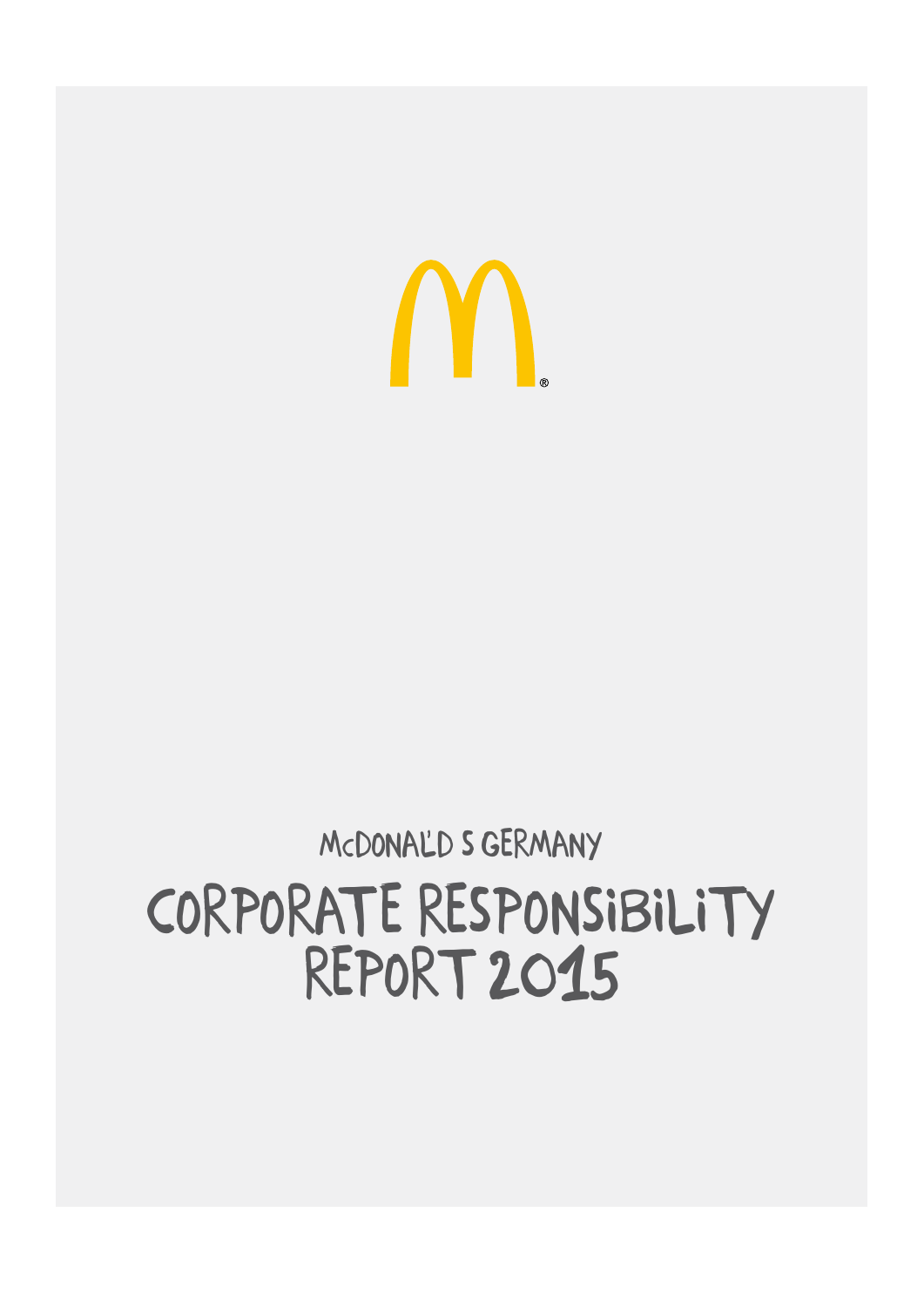McDONAL'D S GERMANY

# CORPORATE RESPONSIBILITY REPORT 2015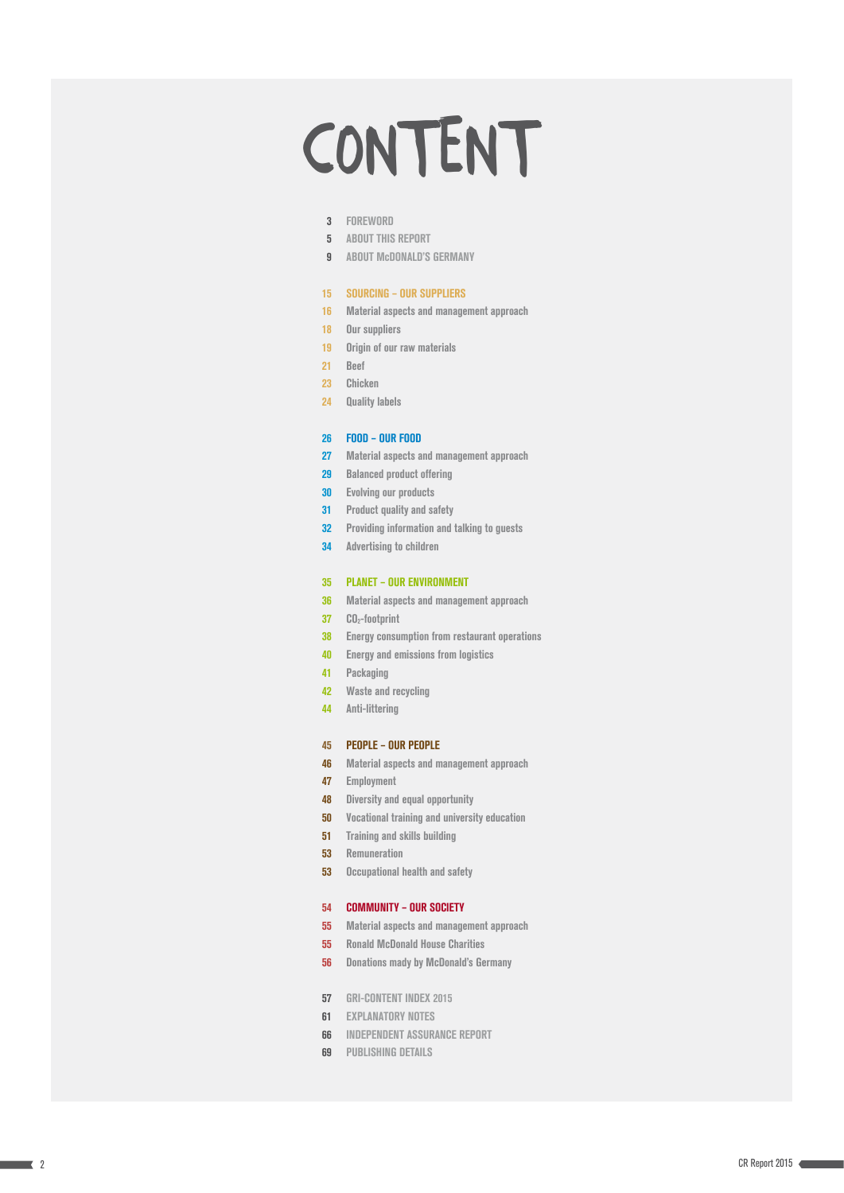# CONTENT

3 FOREWORD
5 ABOUT THIS REPORT
9 ABOUT McDONALD'S GERMANY

15 SOURCING – OUR SUPPLIERS
16 Material aspects and management approach
18 Our suppliers
19 Origin of our raw materials
21 Beef
23 Chicken
24 Quality labels

26 FOOD – OUR FOOD
27 Material aspects and management approach
29 Balanced product offering
30 Evolving our products
31 Product quality and safety
32 Providing information and talking to guests
34 Advertising to children

35 PLANET – OUR ENVIRONMENT
36 Material aspects and management approach
37 $CO_2$-footprint
38 Energy consumption from restaurant operations
40 Energy and emissions from logistics
41 Packaging
42 Waste and recycling
44 Anti-littering

45 PEOPLE – OUR PEOPLE
46 Material aspects and management approach
47 Employment
48 Diversity and equal opportunity
50 Vocational training and university education
51 Training and skills building
53 Remuneration
53 Occupational health and safety

54 COMMUNITY – OUR SOCIETY
55 Material aspects and management approach
55 Ronald McDonald House Charities
56 Donations mady by McDonald's Germany

57 GRI-CONTENT INDEX 2015
61 EXPLANATORY NOTES
66 INDEPENDENT ASSURANCE REPORT
69 PUBLISHING DETAILS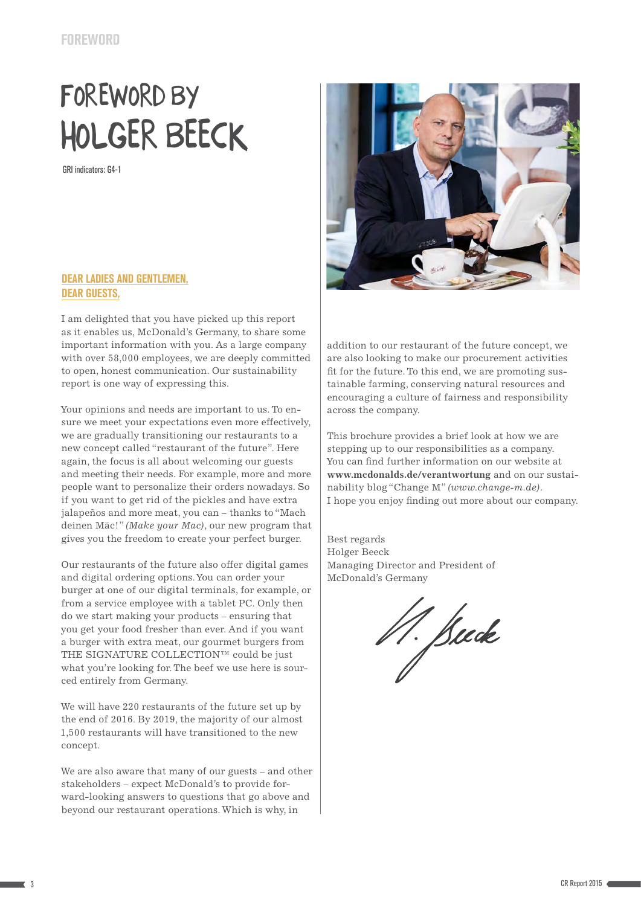# FOREWORD BY HOLGER BEECK

GRI indicators: G4-1

**DEAR LADIES AND GENTLEMEN, DEAR GUESTS,**

I am delighted that you have picked up this report as it enables us, McDonald's Germany, to share some important information with you. As a large company with over 58,000 employees, we are deeply committed to open, honest communication. Our sustainability report is one way of expressing this.

Your opinions and needs are important to us. To ensure we meet your expectations even more effectively, we are gradually transitioning our restaurants to a new concept called "restaurant of the future". Here again, the focus is all about welcoming our guests and meeting their needs. For example, more and more people want to personalize their orders nowadays. So if you want to get rid of the pickles and have extra jalapeños and more meat, you can – thanks to "Mach deinen Mäc!" *(Make your Mac)*, our new program that gives you the freedom to create your perfect burger.

Our restaurants of the future also offer digital games and digital ordering options. You can order your burger at one of our digital terminals, for example, or from a service employee with a tablet PC. Only then do we start making your products – ensuring that you get your food fresher than ever. And if you want a burger with extra meat, our gourmet burgers from THE SIGNATURE COLLECTION™ could be just what you're looking for. The beef we use here is sourced entirely from Germany.

We will have 220 restaurants of the future set up by the end of 2016. By 2019, the majority of our almost 1,500 restaurants will have transitioned to the new concept.

We are also aware that many of our guests – and other stakeholders – expect McDonald's to provide forward-looking answers to questions that go above and beyond our restaurant operations. Which is why, in addition to our restaurant of the future concept, we are also looking to make our procurement activities fit for the future. To this end, we are promoting sustainable farming, conserving natural resources and encouraging a culture of fairness and responsibility across the company.

This brochure provides a brief look at how we are stepping up to our responsibilities as a company. You can find further information on our website at **www.mcdonalds.de/verantwortung** and on our sustainability blog "Change M" *(www.change-m.de)*. I hope you enjoy finding out more about our company.

Best regards
Holger Beeck
Managing Director and President of McDonald's Germany

H. Beeck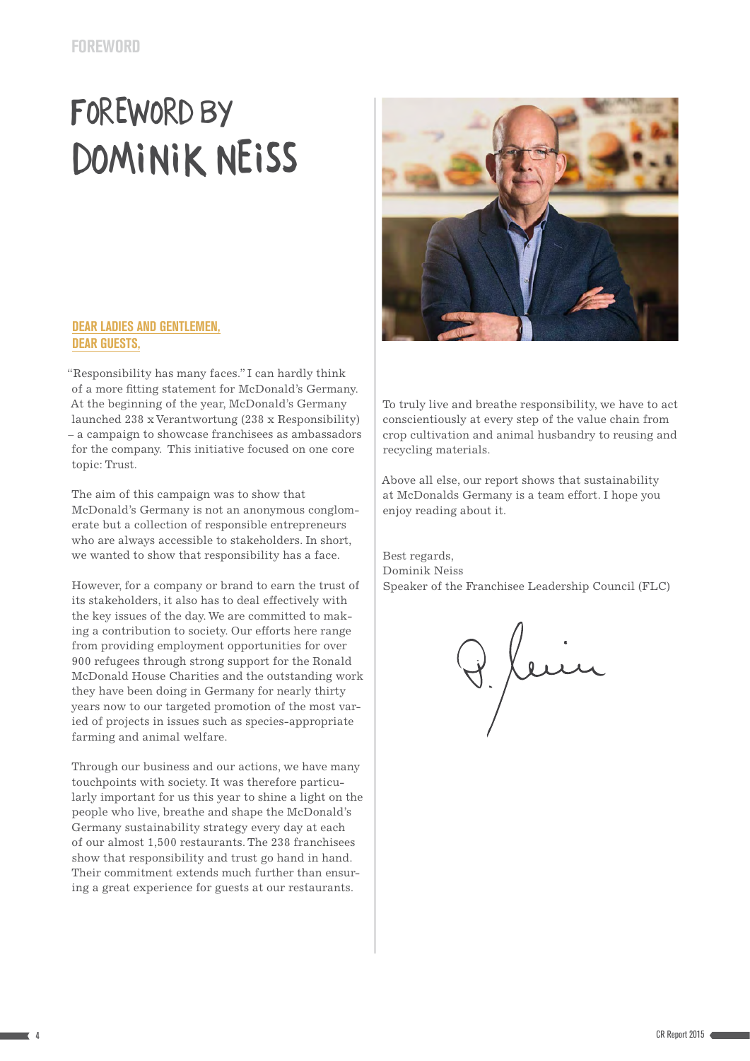# FOREWORD BY DOMINIK NEISS

**DEAR LADIES AND GENTLEMEN,**
**DEAR GUESTS,**

"Responsibility has many faces." I can hardly think of a more fitting statement for McDonald's Germany. At the beginning of the year, McDonald's Germany launched 238 x Verantwortung (238 x Responsibility) – a campaign to showcase franchisees as ambassadors for the company. This initiative focused on one core topic: Trust.

The aim of this campaign was to show that McDonald's Germany is not an anonymous conglomerate but a collection of responsible entrepreneurs who are always accessible to stakeholders. In short, we wanted to show that responsibility has a face.

However, for a company or brand to earn the trust of its stakeholders, it also has to deal effectively with the key issues of the day. We are committed to making a contribution to society. Our efforts here range from providing employment opportunities for over 900 refugees through strong support for the Ronald McDonald House Charities and the outstanding work they have been doing in Germany for nearly thirty years now to our targeted promotion of the most varied of projects in issues such as species-appropriate farming and animal welfare.

Through our business and our actions, we have many touchpoints with society. It was therefore particularly important for us this year to shine a light on the people who live, breathe and shape the McDonald's Germany sustainability strategy every day at each of our almost 1,500 restaurants. The 238 franchisees show that responsibility and trust go hand in hand. Their commitment extends much further than ensuring a great experience for guests at our restaurants.

To truly live and breathe responsibility, we have to act conscientiously at every step of the value chain from crop cultivation and animal husbandry to reusing and recycling materials.

Above all else, our report shows that sustainability at McDonalds Germany is a team effort. I hope you enjoy reading about it.

Best regards,
Dominik Neiss
Speaker of the Franchisee Leadership Council (FLC)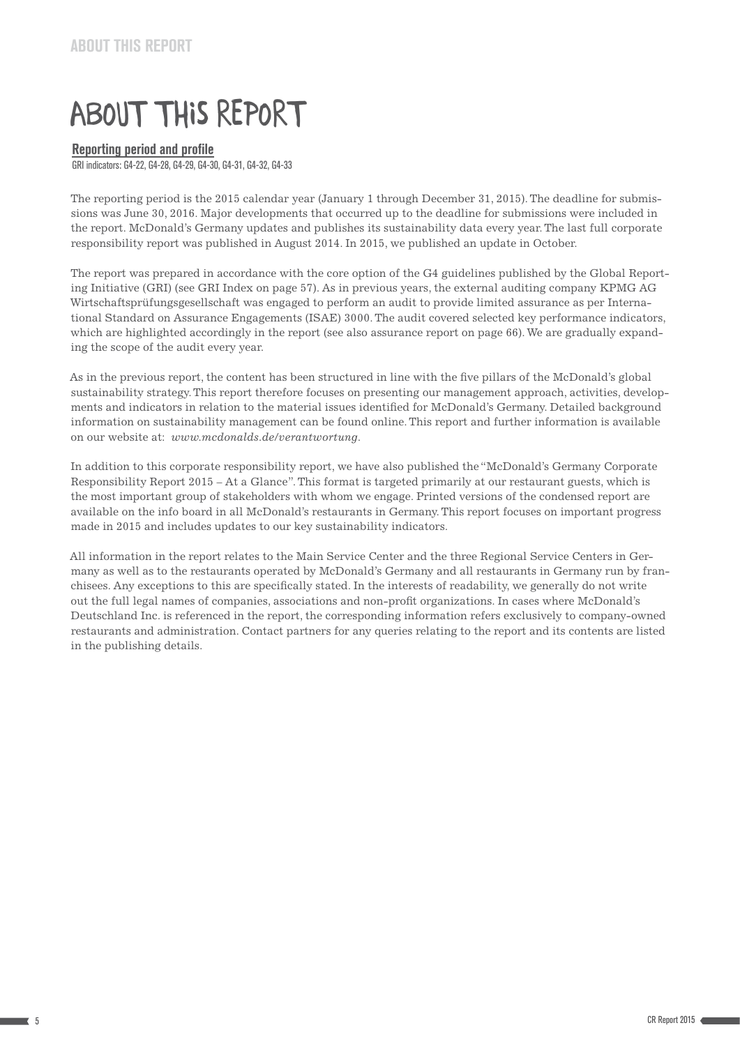# ABOUT THIS REPORT

## Reporting period and profile

GRI indicators: G4-22, G4-28, G4-29, G4-30, G4-31, G4-32, G4-33

The reporting period is the 2015 calendar year (January 1 through December 31, 2015). The deadline for submissions was June 30, 2016. Major developments that occurred up to the deadline for submissions were included in the report. McDonald's Germany updates and publishes its sustainability data every year. The last full corporate responsibility report was published in August 2014. In 2015, we published an update in October.

The report was prepared in accordance with the core option of the G4 guidelines published by the Global Reporting Initiative (GRI) (see GRI Index on page 57). As in previous years, the external auditing company KPMG AG Wirtschaftsprüfungsgesellschaft was engaged to perform an audit to provide limited assurance as per International Standard on Assurance Engagements (ISAE) 3000. The audit covered selected key performance indicators, which are highlighted accordingly in the report (see also assurance report on page 66). We are gradually expanding the scope of the audit every year.

As in the previous report, the content has been structured in line with the five pillars of the McDonald's global sustainability strategy. This report therefore focuses on presenting our management approach, activities, developments and indicators in relation to the material issues identified for McDonald's Germany. Detailed background information on sustainability management can be found online. This report and further information is available on our website at: *www.mcdonalds.de/verantwortung*.

In addition to this corporate responsibility report, we have also published the "McDonald's Germany Corporate Responsibility Report 2015 – At a Glance". This format is targeted primarily at our restaurant guests, which is the most important group of stakeholders with whom we engage. Printed versions of the condensed report are available on the info board in all McDonald's restaurants in Germany. This report focuses on important progress made in 2015 and includes updates to our key sustainability indicators.

All information in the report relates to the Main Service Center and the three Regional Service Centers in Germany as well as to the restaurants operated by McDonald's Germany and all restaurants in Germany run by franchisees. Any exceptions to this are specifically stated. In the interests of readability, we generally do not write out the full legal names of companies, associations and non-profit organizations. In cases where McDonald's Deutschland Inc. is referenced in the report, the corresponding information refers exclusively to company-owned restaurants and administration. Contact partners for any queries relating to the report and its contents are listed in the publishing details.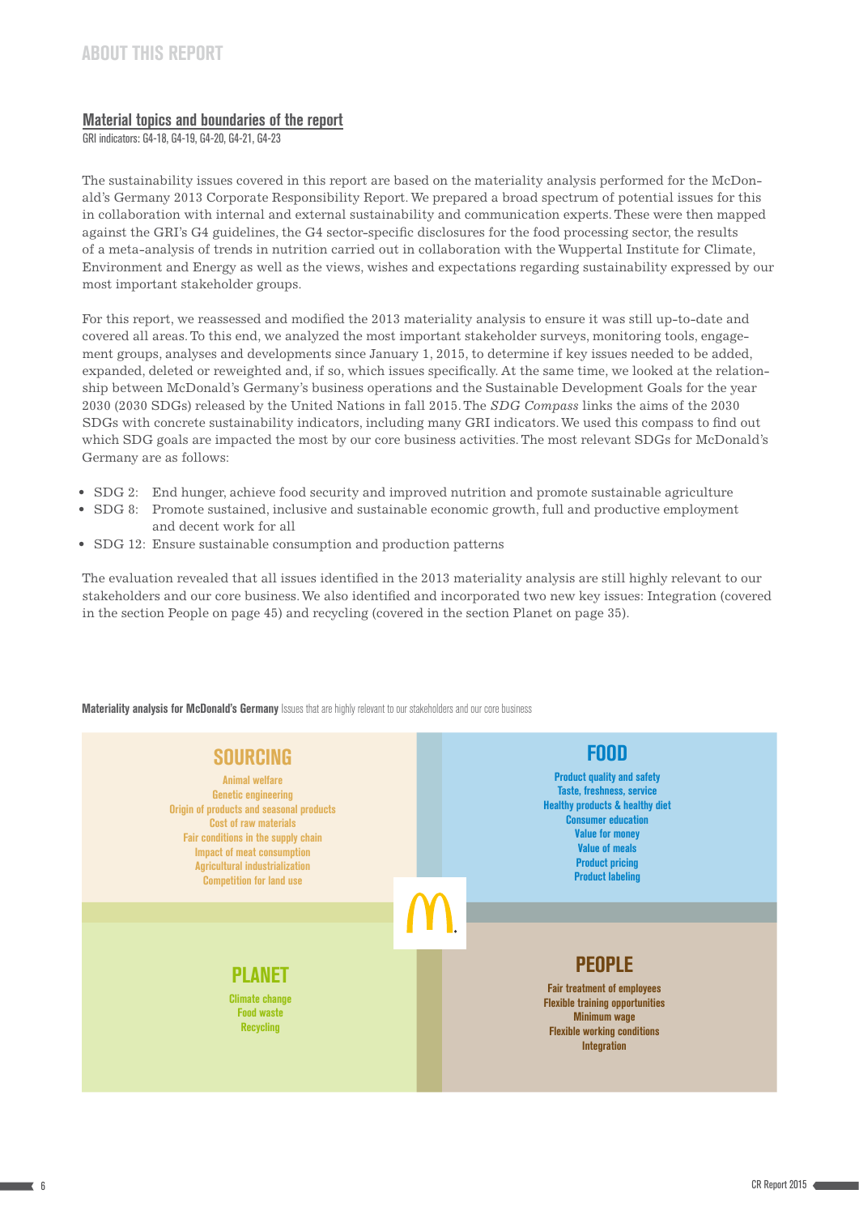## Material topics and boundaries of the report

GRI indicators: G4-18, G4-19, G4-20, G4-21, G4-23

The sustainability issues covered in this report are based on the materiality analysis performed for the McDonald's Germany 2013 Corporate Responsibility Report. We prepared a broad spectrum of potential issues for this in collaboration with internal and external sustainability and communication experts. These were then mapped against the GRI's G4 guidelines, the G4 sector-specific disclosures for the food processing sector, the results of a meta-analysis of trends in nutrition carried out in collaboration with the Wuppertal Institute for Climate, Environment and Energy as well as the views, wishes and expectations regarding sustainability expressed by our most important stakeholder groups.

For this report, we reassessed and modified the 2013 materiality analysis to ensure it was still up-to-date and covered all areas. To this end, we analyzed the most important stakeholder surveys, monitoring tools, engagement groups, analyses and developments since January 1, 2015, to determine if key issues needed to be added, expanded, deleted or reweighted and, if so, which issues specifically. At the same time, we looked at the relationship between McDonald's Germany's business operations and the Sustainable Development Goals for the year 2030 (2030 SDGs) released by the United Nations in fall 2015. The *SDG Compass* links the aims of the 2030 SDGs with concrete sustainability indicators, including many GRI indicators. We used this compass to find out which SDG goals are impacted the most by our core business activities. The most relevant SDGs for McDonald's Germany are as follows:

- SDG 2: End hunger, achieve food security and improved nutrition and promote sustainable agriculture
- SDG 8: Promote sustained, inclusive and sustainable economic growth, full and productive employment and decent work for all
- SDG 12: Ensure sustainable consumption and production patterns

The evaluation revealed that all issues identified in the 2013 materiality analysis are still highly relevant to our stakeholders and our core business. We also identified and incorporated two new key issues: Integration (covered in the section People on page 45) and recycling (covered in the section Planet on page 35).

**Materiality analysis for McDonald's Germany** Issues that are highly relevant to our stakeholders and our core business

| SOURCING | FOOD |
|---|---|
| Animal welfare<br>Genetic engineering<br>Origin of products and seasonal products<br>Cost of raw materials<br>Fair conditions in the supply chain<br>Impact of meat consumption<br>Agricultural industrialization<br>Competition for land use | Product quality and safety<br>Taste, freshness, service<br>Healthy products & healthy diet<br>Consumer education<br>Value for money<br>Value of meals<br>Product pricing<br>Product labeling |
| **PLANET** | **PEOPLE** |
| Climate change<br>Food waste<br>Recycling | Fair treatment of employees<br>Flexible training opportunities<br>Minimum wage<br>Flexible working conditions<br>Integration |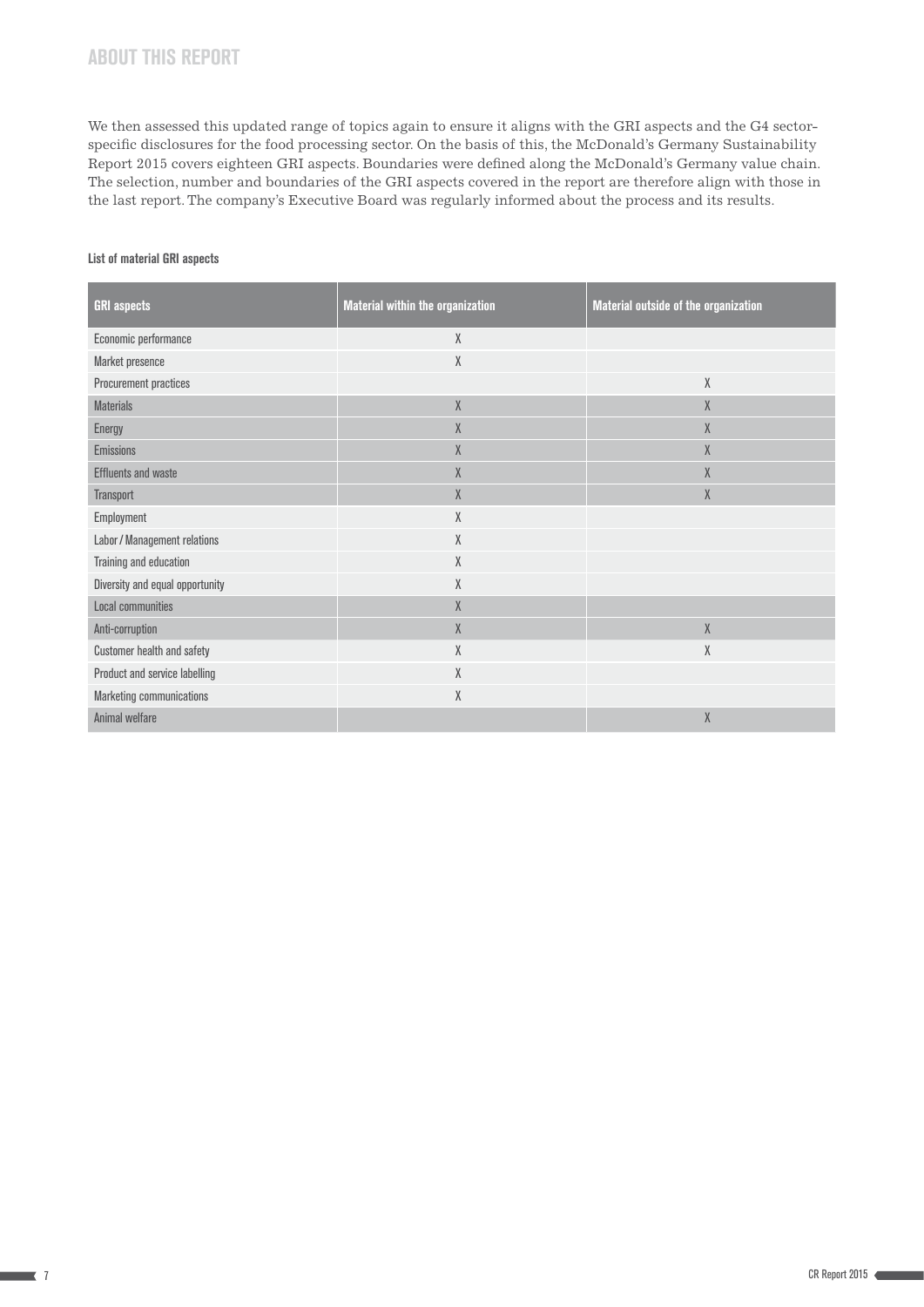## ABOUT THIS REPORT

We then assessed this updated range of topics again to ensure it aligns with the GRI aspects and the G4 sector-specific disclosures for the food processing sector. On the basis of this, the McDonald's Germany Sustainability Report 2015 covers eighteen GRI aspects. Boundaries were defined along the McDonald's Germany value chain. The selection, number and boundaries of the GRI aspects covered in the report are therefore align with those in the last report. The company's Executive Board was regularly informed about the process and its results.

**List of material GRI aspects**

| GRI aspects | Material within the organization | Material outside of the organization |
| --- | --- | --- |
| Economic performance | X | |
| Market presence | X | |
| Procurement practices | | X |
| Materials | X | X |
| Energy | X | X |
| Emissions | X | X |
| Effluents and waste | X | X |
| Transport | X | X |
| Employment | X | |
| Labor / Management relations | X | |
| Training and education | X | |
| Diversity and equal opportunity | X | |
| Local communities | X | |
| Anti-corruption | X | X |
| Customer health and safety | X | X |
| Product and service labelling | X | |
| Marketing communications | X | |
| Animal welfare | | X |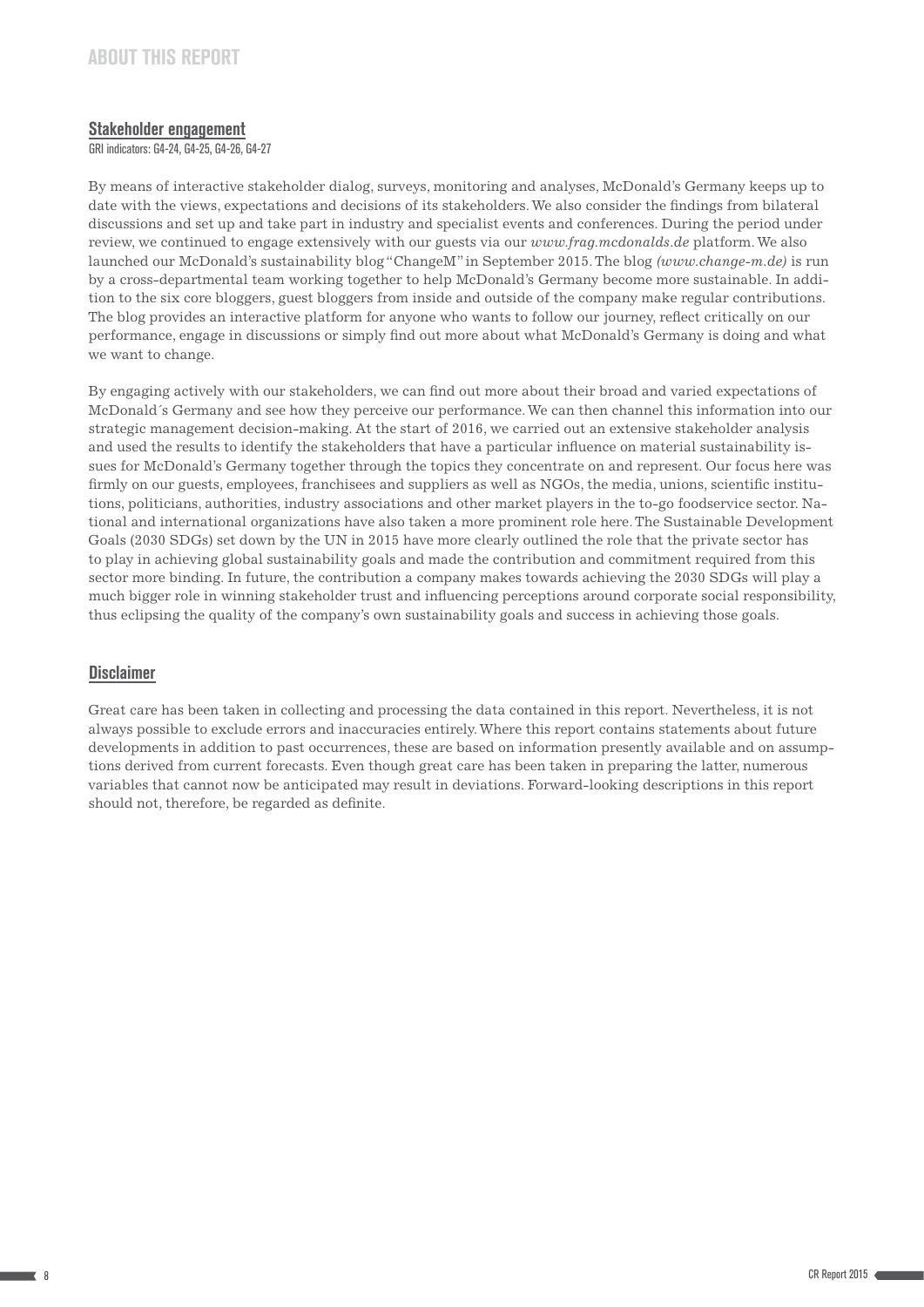## Stakeholder engagement

GRI indicators: G4-24, G4-25, G4-26, G4-27

By means of interactive stakeholder dialog, surveys, monitoring and analyses, McDonald's Germany keeps up to date with the views, expectations and decisions of its stakeholders. We also consider the findings from bilateral discussions and set up and take part in industry and specialist events and conferences. During the period under review, we continued to engage extensively with our guests via our *www.frag.mcdonalds.de* platform. We also launched our McDonald's sustainability blog "ChangeM" in September 2015. The blog *(www.change-m.de)* is run by a cross-departmental team working together to help McDonald's Germany become more sustainable. In addition to the six core bloggers, guest bloggers from inside and outside of the company make regular contributions. The blog provides an interactive platform for anyone who wants to follow our journey, reflect critically on our performance, engage in discussions or simply find out more about what McDonald's Germany is doing and what we want to change.

By engaging actively with our stakeholders, we can find out more about their broad and varied expectations of McDonald´s Germany and see how they perceive our performance. We can then channel this information into our strategic management decision-making. At the start of 2016, we carried out an extensive stakeholder analysis and used the results to identify the stakeholders that have a particular influence on material sustainability issues for McDonald's Germany together through the topics they concentrate on and represent. Our focus here was firmly on our guests, employees, franchisees and suppliers as well as NGOs, the media, unions, scientific institutions, politicians, authorities, industry associations and other market players in the to-go foodservice sector. National and international organizations have also taken a more prominent role here. The Sustainable Development Goals (2030 SDGs) set down by the UN in 2015 have more clearly outlined the role that the private sector has to play in achieving global sustainability goals and made the contribution and commitment required from this sector more binding. In future, the contribution a company makes towards achieving the 2030 SDGs will play a much bigger role in winning stakeholder trust and influencing perceptions around corporate social responsibility, thus eclipsing the quality of the company's own sustainability goals and success in achieving those goals.

## Disclaimer

Great care has been taken in collecting and processing the data contained in this report. Nevertheless, it is not always possible to exclude errors and inaccuracies entirely. Where this report contains statements about future developments in addition to past occurrences, these are based on information presently available and on assumptions derived from current forecasts. Even though great care has been taken in preparing the latter, numerous variables that cannot now be anticipated may result in deviations. Forward-looking descriptions in this report should not, therefore, be regarded as definite.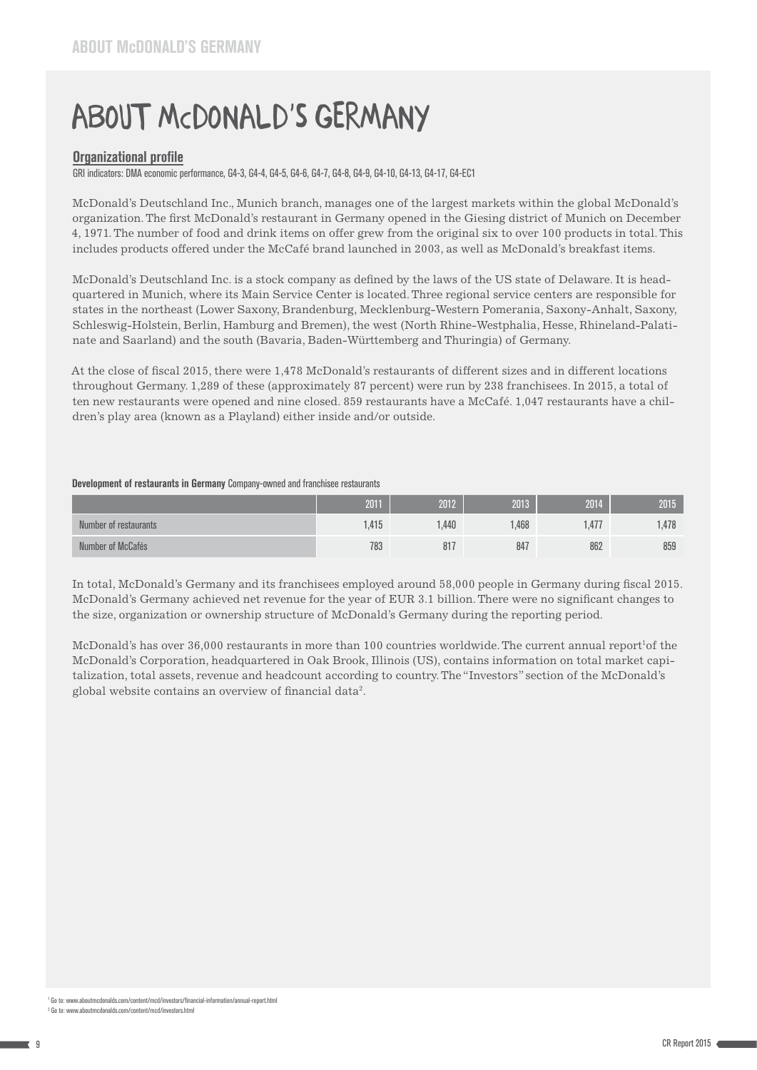# ABOUT McDONALD'S GERMANY

## Organizational profile

GRI indicators: DMA economic performance, G4-3, G4-4, G4-5, G4-6, G4-7, G4-8, G4-9, G4-10, G4-13, G4-17, G4-EC1

McDonald's Deutschland Inc., Munich branch, manages one of the largest markets within the global McDonald's organization. The first McDonald's restaurant in Germany opened in the Giesing district of Munich on December 4, 1971. The number of food and drink items on offer grew from the original six to over 100 products in total. This includes products offered under the McCafé brand launched in 2003, as well as McDonald's breakfast items.

McDonald's Deutschland Inc. is a stock company as defined by the laws of the US state of Delaware. It is headquartered in Munich, where its Main Service Center is located. Three regional service centers are responsible for states in the northeast (Lower Saxony, Brandenburg, Mecklenburg-Western Pomerania, Saxony-Anhalt, Saxony, Schleswig-Holstein, Berlin, Hamburg and Bremen), the west (North Rhine-Westphalia, Hesse, Rhineland-Palatinate and Saarland) and the south (Bavaria, Baden-Württemberg and Thuringia) of Germany.

At the close of fiscal 2015, there were 1,478 McDonald's restaurants of different sizes and in different locations throughout Germany. 1,289 of these (approximately 87 percent) were run by 238 franchisees. In 2015, a total of ten new restaurants were opened and nine closed. 859 restaurants have a McCafé. 1,047 restaurants have a children's play area (known as a Playland) either inside and/or outside.

**Development of restaurants in Germany** Company-owned and franchisee restaurants

| | 2011 | 2012 | 2013 | 2014 | 2015 |
|---|---|---|---|---|---|
| Number of restaurants | 1,415 | 1,440 | 1,468 | 1,477 | 1,478 |
| Number of McCafés | 783 | 817 | 847 | 862 | 859 |

In total, McDonald's Germany and its franchisees employed around 58,000 people in Germany during fiscal 2015. McDonald's Germany achieved net revenue for the year of EUR 3.1 billion. There were no significant changes to the size, organization or ownership structure of McDonald's Germany during the reporting period.

McDonald's has over 36,000 restaurants in more than 100 countries worldwide. The current annual report[1] of the McDonald's Corporation, headquartered in Oak Brook, Illinois (US), contains information on total market capitalization, total assets, revenue and headcount according to country. The "Investors" section of the McDonald's global website contains an overview of financial data[2].

[1] Go to: www.aboutmcdonalds.com/content/mcd/investors/financial-information/annual-report.html

[2] Go to: www.aboutmcdonalds.com/content/mcd/investors.html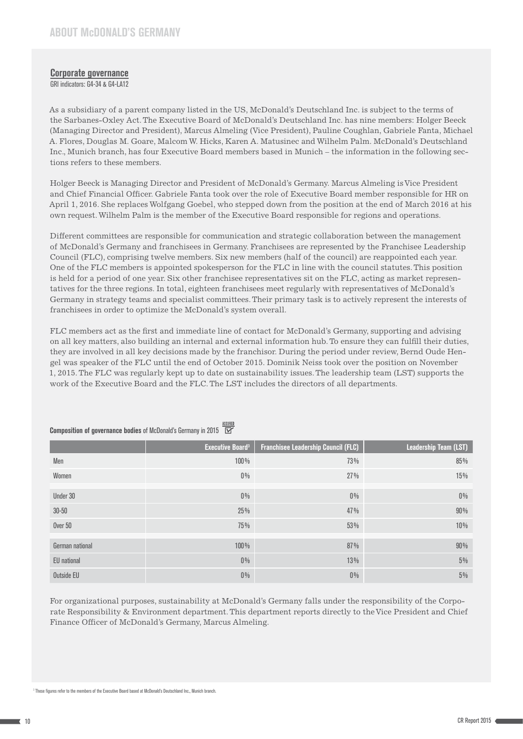## ABOUT McDONALD'S GERMANY

### Corporate governance

GRI indicators: G4-34 & G4-LA12

As a subsidiary of a parent company listed in the US, McDonald's Deutschland Inc. is subject to the terms of the Sarbanes-Oxley Act. The Executive Board of McDonald's Deutschland Inc. has nine members: Holger Beeck (Managing Director and President), Marcus Almeling (Vice President), Pauline Coughlan, Gabriele Fanta, Michael A. Flores, Douglas M. Goare, Malcom W. Hicks, Karen A. Matusinec and Wilhelm Palm. McDonald's Deutschland Inc., Munich branch, has four Executive Board members based in Munich – the information in the following sections refers to these members.

Holger Beeck is Managing Director and President of McDonald's Germany. Marcus Almeling is Vice President and Chief Financial Officer. Gabriele Fanta took over the role of Executive Board member responsible for HR on April 1, 2016. She replaces Wolfgang Goebel, who stepped down from the position at the end of March 2016 at his own request. Wilhelm Palm is the member of the Executive Board responsible for regions and operations.

Different committees are responsible for communication and strategic collaboration between the management of McDonald's Germany and franchisees in Germany. Franchisees are represented by the Franchisee Leadership Council (FLC), comprising twelve members. Six new members (half of the council) are reappointed each year. One of the FLC members is appointed spokesperson for the FLC in line with the council statutes. This position is held for a period of one year. Six other franchisee representatives sit on the FLC, acting as market representatives for the three regions. In total, eighteen franchisees meet regularly with representatives of McDonald's Germany in strategy teams and specialist committees. Their primary task is to actively represent the interests of franchisees in order to optimize the McDonald's system overall.

FLC members act as the first and immediate line of contact for McDonald's Germany, supporting and advising on all key matters, also building an internal and external information hub. To ensure they can fulfill their duties, they are involved in all key decisions made by the franchisor. During the period under review, Bernd Oude Hengel was speaker of the FLC until the end of October 2015. Dominik Neiss took over the position on November 1, 2015. The FLC was regularly kept up to date on sustainability issues. The leadership team (LST) supports the work of the Executive Board and the FLC. The LST includes the directors of all departments.

**Composition of governance bodies** of McDonald's Germany in 2015 (ASSURED ☑)

| | Executive Board[3] | Franchisee Leadership Council (FLC) | Leadership Team (LST) |
|---|---|---|---|
| Men | 100% | 73% | 85% |
| Women | 0% | 27% | 15% |
| Under 30 | 0% | 0% | 0% |
| 30-50 | 25% | 47% | 90% |
| Over 50 | 75% | 53% | 10% |
| German national | 100% | 87% | 90% |
| EU national | 0% | 13% | 5% |
| Outside EU | 0% | 0% | 5% |

For organizational purposes, sustainability at McDonald's Germany falls under the responsibility of the Corporate Responsibility & Environment department. This department reports directly to the Vice President and Chief Finance Officer of McDonald's Germany, Marcus Almeling.

[3] These figures refer to the members of the Executive Board based at McDonald's Deutschland Inc., Munich branch.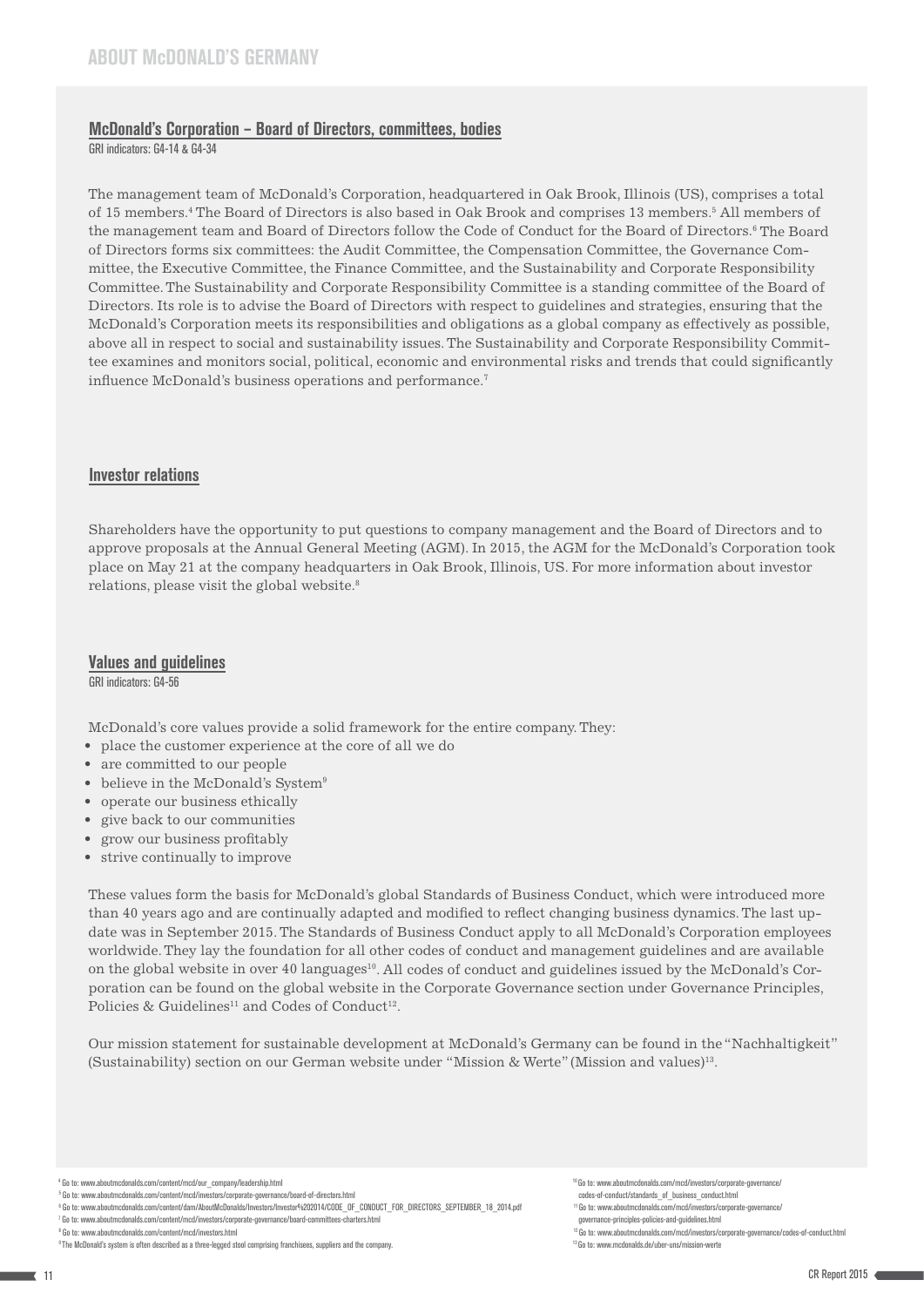# ABOUT McDONALD'S GERMANY

## McDonald's Corporation – Board of Directors, committees, bodies

GRI indicators: G4-14 & G4-34

The management team of McDonald's Corporation, headquartered in Oak Brook, Illinois (US), comprises a total of 15 members.[4] The Board of Directors is also based in Oak Brook and comprises 13 members.[5] All members of the management team and Board of Directors follow the Code of Conduct for the Board of Directors.[6] The Board of Directors forms six committees: the Audit Committee, the Compensation Committee, the Governance Committee, the Executive Committee, the Finance Committee, and the Sustainability and Corporate Responsibility Committee. The Sustainability and Corporate Responsibility Committee is a standing committee of the Board of Directors. Its role is to advise the Board of Directors with respect to guidelines and strategies, ensuring that the McDonald's Corporation meets its responsibilities and obligations as a global company as effectively as possible, above all in respect to social and sustainability issues. The Sustainability and Corporate Responsibility Committee examines and monitors social, political, economic and environmental risks and trends that could significantly influence McDonald's business operations and performance.[7]

## Investor relations

Shareholders have the opportunity to put questions to company management and the Board of Directors and to approve proposals at the Annual General Meeting (AGM). In 2015, the AGM for the McDonald's Corporation took place on May 21 at the company headquarters in Oak Brook, Illinois, US. For more information about investor relations, please visit the global website.[8]

## Values and guidelines

GRI indicators: G4-56

McDonald's core values provide a solid framework for the entire company. They:

- place the customer experience at the core of all we do
- are committed to our people
- believe in the McDonald's System[9]
- operate our business ethically
- give back to our communities
- grow our business profitably
- strive continually to improve

These values form the basis for McDonald's global Standards of Business Conduct, which were introduced more than 40 years ago and are continually adapted and modified to reflect changing business dynamics. The last update was in September 2015. The Standards of Business Conduct apply to all McDonald's Corporation employees worldwide. They lay the foundation for all other codes of conduct and management guidelines and are available on the global website in over 40 languages[10]. All codes of conduct and guidelines issued by the McDonald's Corporation can be found on the global website in the Corporate Governance section under Governance Principles, Policies & Guidelines[11] and Codes of Conduct[12].

Our mission statement for sustainable development at McDonald's Germany can be found in the "Nachhaltigkeit" (Sustainability) section on our German website under "Mission & Werte" (Mission and values)[13].

---

[4] Go to: www.aboutmcdonalds.com/content/mcd/our_company/leadership.html

[5] Go to: www.aboutmcdonalds.com/content/mcd/investors/corporate-governance/board-of-directors.html

[6] Go to: www.aboutmcdonalds.com/content/dam/AboutMcDonalds/Investors/Investor%202014/CODE_OF_CONDUCT_FOR_DIRECTORS_SEPTEMBER_18_2014.pdf

[7] Go to: www.aboutmcdonalds.com/content/mcd/investors/corporate-governance/board-committees-charters.html

[8] Go to: www.aboutmcdonalds.com/content/mcd/investors.html

[9] The McDonald's system is often described as a three-legged stool comprising franchisees, suppliers and the company.

[10] Go to: www.aboutmcdonalds.com/mcd/investors/corporate-governance/codes-of-conduct/standards_of_business_conduct.html

[11] Go to: www.aboutmcdonalds.com/mcd/investors/corporate-governance/governance-principles-policies-and-guidelines.html

[12] Go to: www.aboutmcdonalds.com/mcd/investors/corporate-governance/codes-of-conduct.html

[13] Go to: www.mcdonalds.de/uber-uns/mission-werte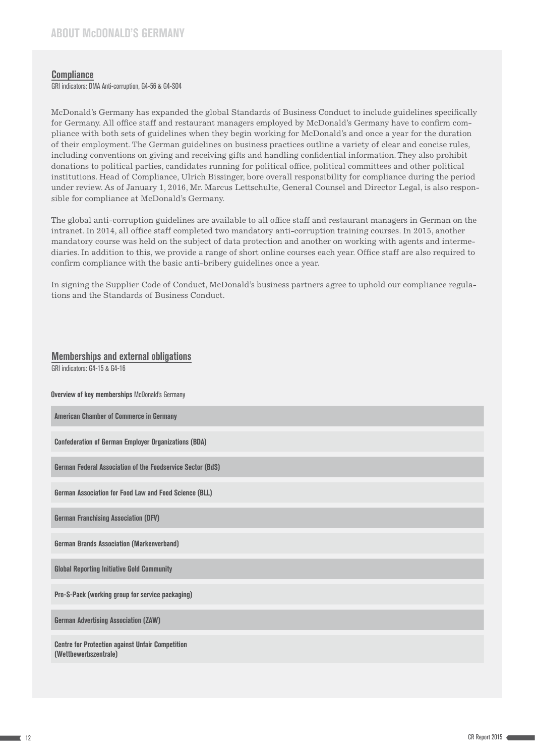# ABOUT McDONALD'S GERMANY

## Compliance

GRI indicators: DMA Anti-corruption, G4-56 & G4-SO4

McDonald's Germany has expanded the global Standards of Business Conduct to include guidelines specifically for Germany. All office staff and restaurant managers employed by McDonald's Germany have to confirm compliance with both sets of guidelines when they begin working for McDonald's and once a year for the duration of their employment. The German guidelines on business practices outline a variety of clear and concise rules, including conventions on giving and receiving gifts and handling confidential information. They also prohibit donations to political parties, candidates running for political office, political committees and other political institutions. Head of Compliance, Ulrich Bissinger, bore overall responsibility for compliance during the period under review. As of January 1, 2016, Mr. Marcus Lettschulte, General Counsel and Director Legal, is also responsible for compliance at McDonald's Germany.

The global anti-corruption guidelines are available to all office staff and restaurant managers in German on the intranet. In 2014, all office staff completed two mandatory anti-corruption training courses. In 2015, another mandatory course was held on the subject of data protection and another on working with agents and intermediaries. In addition to this, we provide a range of short online courses each year. Office staff are also required to confirm compliance with the basic anti-bribery guidelines once a year.

In signing the Supplier Code of Conduct, McDonald's business partners agree to uphold our compliance regulations and the Standards of Business Conduct.

## Memberships and external obligations

GRI indicators: G4-15 & G4-16

**Overview of key memberships** McDonald's Germany

| |
|---|
| American Chamber of Commerce in Germany |
| Confederation of German Employer Organizations (BDA) |
| German Federal Association of the Foodservice Sector (BdS) |
| German Association for Food Law and Food Science (BLL) |
| German Franchising Association (DFV) |
| German Brands Association (Markenverband) |
| Global Reporting Initiative Gold Community |
| Pro-S-Pack (working group for service packaging) |
| German Advertising Association (ZAW) |
| Centre for Protection against Unfair Competition (Wettbewerbszentrale) |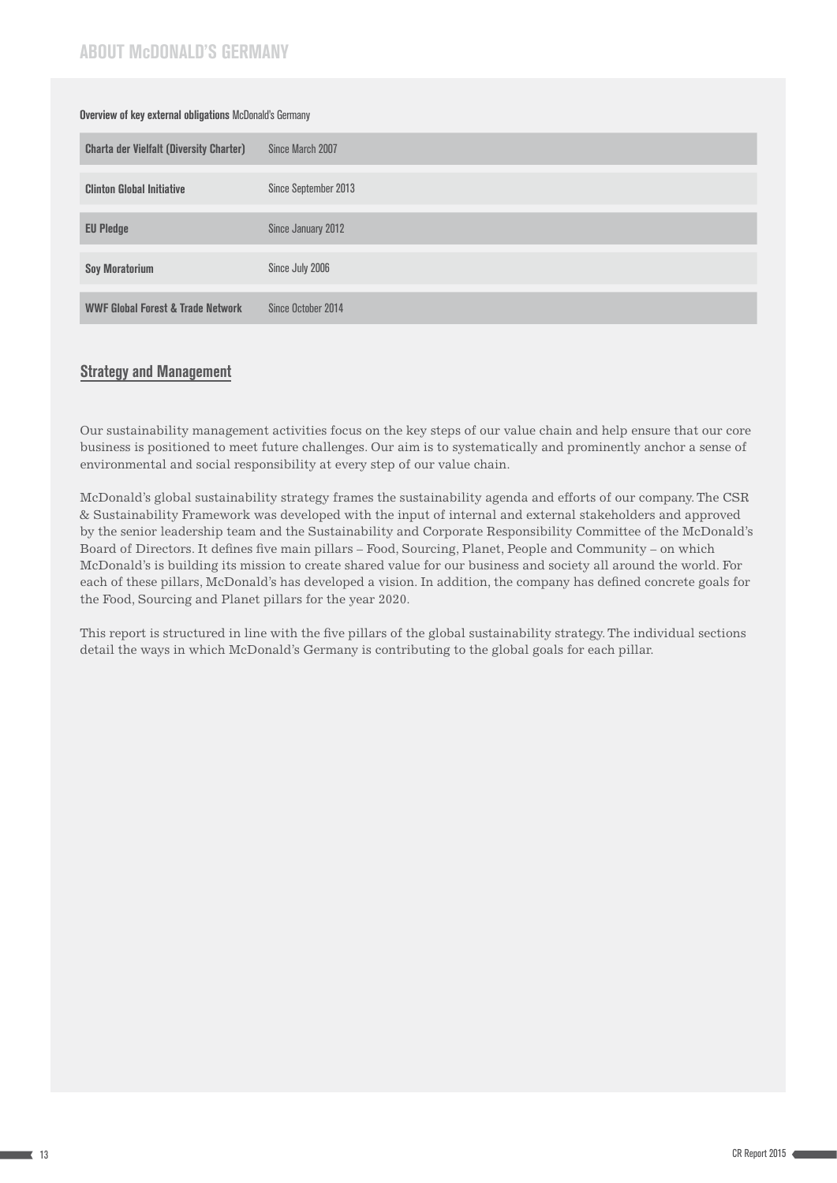## ABOUT McDONALD'S GERMANY

**Overview of key external obligations** McDonald's Germany

| Obligation | Since |
| --- | --- |
| **Charta der Vielfalt (Diversity Charter)** | Since March 2007 |
| **Clinton Global Initiative** | Since September 2013 |
| **EU Pledge** | Since January 2012 |
| **Soy Moratorium** | Since July 2006 |
| **WWF Global Forest & Trade Network** | Since October 2014 |

### Strategy and Management

Our sustainability management activities focus on the key steps of our value chain and help ensure that our core business is positioned to meet future challenges. Our aim is to systematically and prominently anchor a sense of environmental and social responsibility at every step of our value chain.

McDonald's global sustainability strategy frames the sustainability agenda and efforts of our company. The CSR & Sustainability Framework was developed with the input of internal and external stakeholders and approved by the senior leadership team and the Sustainability and Corporate Responsibility Committee of the McDonald's Board of Directors. It defines five main pillars – Food, Sourcing, Planet, People and Community – on which McDonald's is building its mission to create shared value for our business and society all around the world. For each of these pillars, McDonald's has developed a vision. In addition, the company has defined concrete goals for the Food, Sourcing and Planet pillars for the year 2020.

This report is structured in line with the five pillars of the global sustainability strategy. The individual sections detail the ways in which McDonald's Germany is contributing to the global goals for each pillar.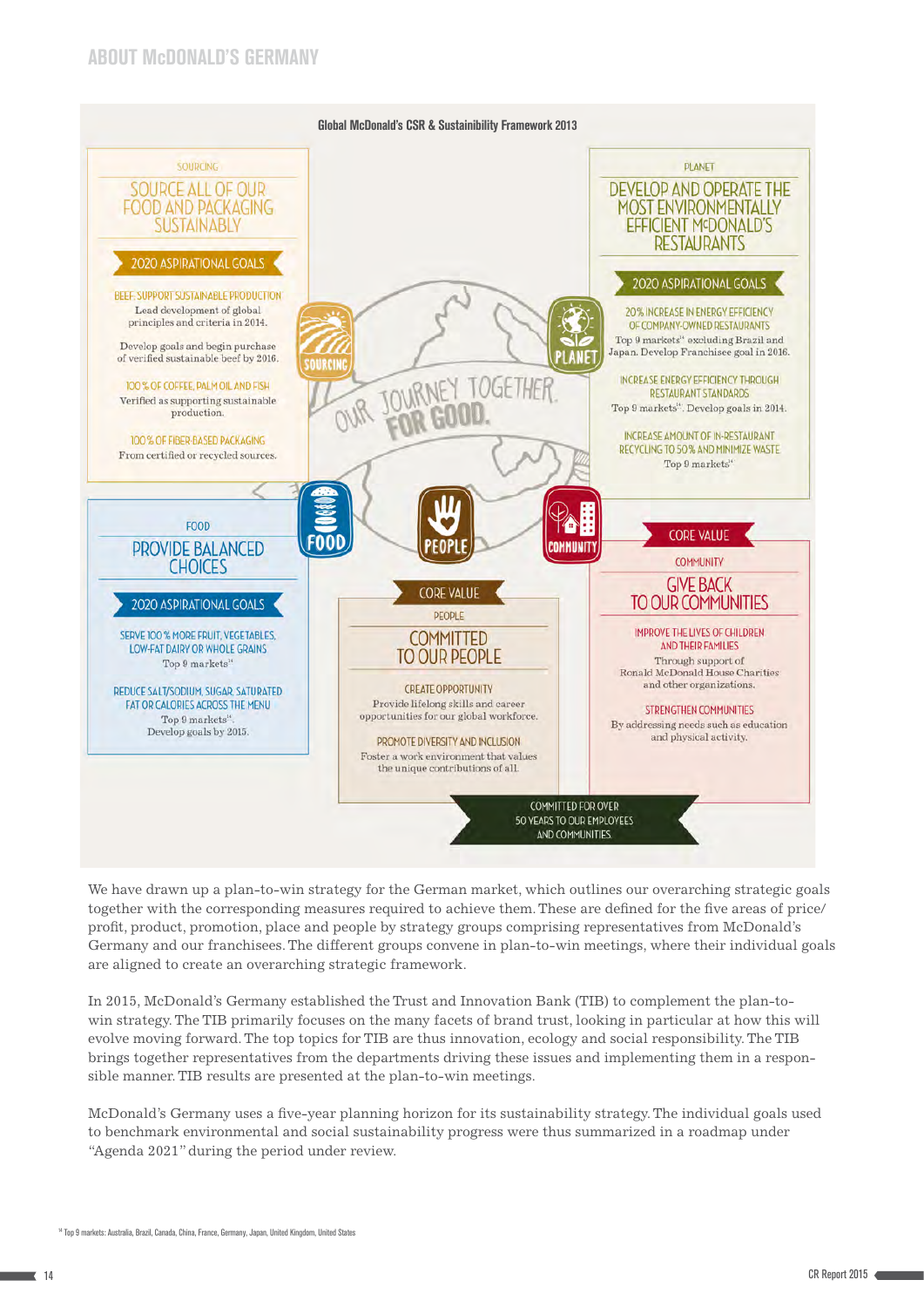## Global McDonald's CSR & Sustainability Framework 2013

### SOURCING

**SOURCE ALL OF OUR FOOD AND PACKAGING SUSTAINABLY**

**2020 ASPIRATIONAL GOALS**

BEEF: SUPPORT SUSTAINABLE PRODUCTION
Lead development of global principles and criteria in 2014.

Develop goals and begin purchase of verified sustainable beef by 2016.

100 % OF COFFEE, PALM OIL AND FISH
Verified as supporting sustainable production.

100 % OF FIBER-BASED PACKAGING
From certified or recycled sources.

### PLANET

**DEVELOP AND OPERATE THE MOST ENVIRONMENTALLY EFFICIENT MCDONALD'S RESTAURANTS**

**2020 ASPIRATIONAL GOALS**

20% INCREASE IN ENERGY EFFICIENCY OF COMPANY-OWNED RESTAURANTS
Top 9 markets[1] excluding Brazil and Japan. Develop Franchisee goal in 2016.

INCREASE ENERGY EFFICIENCY THROUGH RESTAURANT STANDARDS
Top 9 markets[1]. Develop goals in 2014.

INCREASE AMOUNT OF IN-RESTAURANT RECYCLING TO 50% AND MINIMIZE WASTE
Top 9 markets[1]

OUR JOURNEY TOGETHER FOR GOOD.

### FOOD

**PROVIDE BALANCED CHOICES**

**2020 ASPIRATIONAL GOALS**

SERVE 100 % MORE FRUIT, VEGETABLES, LOW-FAT DAIRY OR WHOLE GRAINS
Top 9 markets[1]

REDUCE SALT/SODIUM, SUGAR, SATURATED FAT OR CALORIES ACROSS THE MENU
Top 9 markets[1].
Develop goals by 2015.

### PEOPLE

**CORE VALUE**

PEOPLE

**COMMITTED TO OUR PEOPLE**

CREATE OPPORTUNITY
Provide lifelong skills and career opportunities for our global workforce.

PROMOTE DIVERSITY AND INCLUSION
Foster a work environment that values the unique contributions of all.

### COMMUNITY

**CORE VALUE**

COMMUNITY

**GIVE BACK TO OUR COMMUNITIES**

IMPROVE THE LIVES OF CHILDREN AND THEIR FAMILIES
Through support of Ronald McDonald House Charities and other organizations.

STRENGTHEN COMMUNITIES
By addressing needs such as education and physical activity.

COMMITTED FOR OVER 50 YEARS TO OUR EMPLOYEES AND COMMUNITIES.

We have drawn up a plan-to-win strategy for the German market, which outlines our overarching strategic goals together with the corresponding measures required to achieve them. These are defined for the five areas of price/profit, product, promotion, place and people by strategy groups comprising representatives from McDonald's Germany and our franchisees. The different groups convene in plan-to-win meetings, where their individual goals are aligned to create an overarching strategic framework.

In 2015, McDonald's Germany established the Trust and Innovation Bank (TIB) to complement the plan-to-win strategy. The TIB primarily focuses on the many facets of brand trust, looking in particular at how this will evolve moving forward. The top topics for TIB are thus innovation, ecology and social responsibility. The TIB brings together representatives from the departments driving these issues and implementing them in a responsible manner. TIB results are presented at the plan-to-win meetings.

McDonald's Germany uses a five-year planning horizon for its sustainability strategy. The individual goals used to benchmark environmental and social sustainability progress were thus summarized in a roadmap under "Agenda 2021" during the period under review.

[1] Top 9 markets: Australia, Brazil, Canada, China, France, Germany, Japan, United Kingdom, United States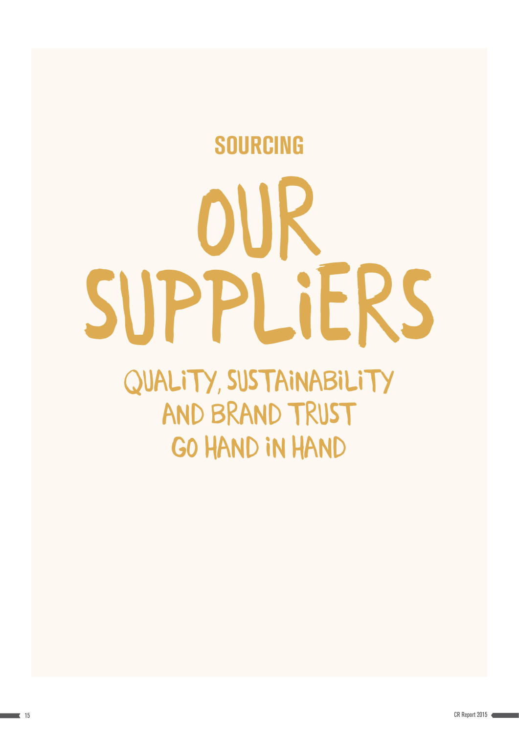## SOURCING

# OUR SUPPLIERS

### QUALITY, SUSTAINABILITY AND BRAND TRUST GO HAND IN HAND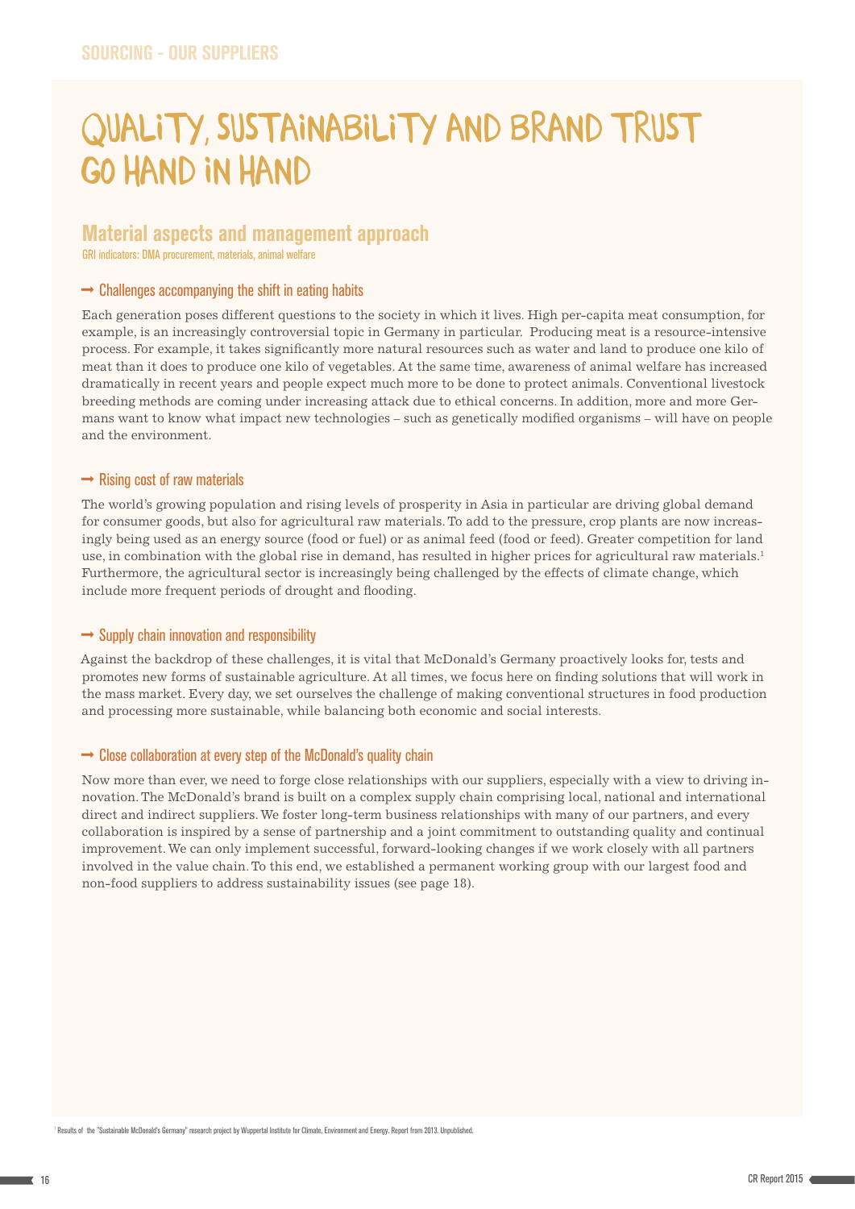SOURCING - OUR SUPPLIERS

# QUALITY, SUSTAINABILITY AND BRAND TRUST GO HAND IN HAND

## Material aspects and management approach

GRI indicators: DMA procurement, materials, animal welfare

### → Challenges accompanying the shift in eating habits

Each generation poses different questions to the society in which it lives. High per-capita meat consumption, for example, is an increasingly controversial topic in Germany in particular. Producing meat is a resource-intensive process. For example, it takes significantly more natural resources such as water and land to produce one kilo of meat than it does to produce one kilo of vegetables. At the same time, awareness of animal welfare has increased dramatically in recent years and people expect much more to be done to protect animals. Conventional livestock breeding methods are coming under increasing attack due to ethical concerns. In addition, more and more Germans want to know what impact new technologies – such as genetically modified organisms – will have on people and the environment.

### → Rising cost of raw materials

The world's growing population and rising levels of prosperity in Asia in particular are driving global demand for consumer goods, but also for agricultural raw materials. To add to the pressure, crop plants are now increasingly being used as an energy source (food or fuel) or as animal feed (food or feed). Greater competition for land use, in combination with the global rise in demand, has resulted in higher prices for agricultural raw materials.[1] Furthermore, the agricultural sector is increasingly being challenged by the effects of climate change, which include more frequent periods of drought and flooding.

### → Supply chain innovation and responsibility

Against the backdrop of these challenges, it is vital that McDonald's Germany proactively looks for, tests and promotes new forms of sustainable agriculture. At all times, we focus here on finding solutions that will work in the mass market. Every day, we set ourselves the challenge of making conventional structures in food production and processing more sustainable, while balancing both economic and social interests.

### → Close collaboration at every step of the McDonald's quality chain

Now more than ever, we need to forge close relationships with our suppliers, especially with a view to driving innovation. The McDonald's brand is built on a complex supply chain comprising local, national and international direct and indirect suppliers. We foster long-term business relationships with many of our partners, and every collaboration is inspired by a sense of partnership and a joint commitment to outstanding quality and continual improvement. We can only implement successful, forward-looking changes if we work closely with all partners involved in the value chain. To this end, we established a permanent working group with our largest food and non-food suppliers to address sustainability issues (see page 18).

[1] Results of the "Sustainable McDonald's Germany" research project by Wuppertal Institute for Climate, Environment and Energy. Report from 2013. Unpublished.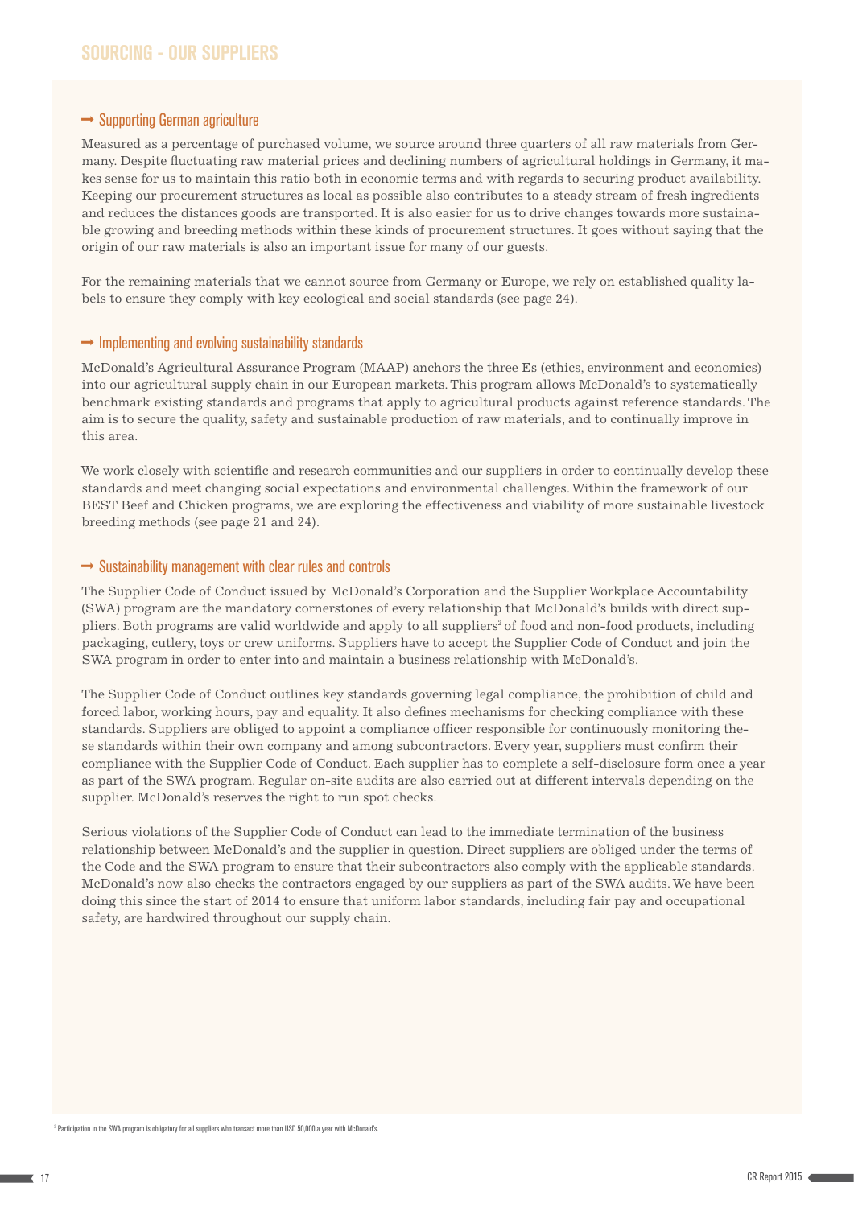# SOURCING - OUR SUPPLIERS

## → Supporting German agriculture

Measured as a percentage of purchased volume, we source around three quarters of all raw materials from Germany. Despite fluctuating raw material prices and declining numbers of agricultural holdings in Germany, it makes sense for us to maintain this ratio both in economic terms and with regards to securing product availability. Keeping our procurement structures as local as possible also contributes to a steady stream of fresh ingredients and reduces the distances goods are transported. It is also easier for us to drive changes towards more sustainable growing and breeding methods within these kinds of procurement structures. It goes without saying that the origin of our raw materials is also an important issue for many of our guests.

For the remaining materials that we cannot source from Germany or Europe, we rely on established quality labels to ensure they comply with key ecological and social standards (see page 24).

## → Implementing and evolving sustainability standards

McDonald's Agricultural Assurance Program (MAAP) anchors the three Es (ethics, environment and economics) into our agricultural supply chain in our European markets. This program allows McDonald's to systematically benchmark existing standards and programs that apply to agricultural products against reference standards. The aim is to secure the quality, safety and sustainable production of raw materials, and to continually improve in this area.

We work closely with scientific and research communities and our suppliers in order to continually develop these standards and meet changing social expectations and environmental challenges. Within the framework of our BEST Beef and Chicken programs, we are exploring the effectiveness and viability of more sustainable livestock breeding methods (see page 21 and 24).

## → Sustainability management with clear rules and controls

The Supplier Code of Conduct issued by McDonald's Corporation and the Supplier Workplace Accountability (SWA) program are the mandatory cornerstones of every relationship that McDonald's builds with direct suppliers. Both programs are valid worldwide and apply to all suppliers[2] of food and non-food products, including packaging, cutlery, toys or crew uniforms. Suppliers have to accept the Supplier Code of Conduct and join the SWA program in order to enter into and maintain a business relationship with McDonald's.

The Supplier Code of Conduct outlines key standards governing legal compliance, the prohibition of child and forced labor, working hours, pay and equality. It also defines mechanisms for checking compliance with these standards. Suppliers are obliged to appoint a compliance officer responsible for continuously monitoring these standards within their own company and among subcontractors. Every year, suppliers must confirm their compliance with the Supplier Code of Conduct. Each supplier has to complete a self-disclosure form once a year as part of the SWA program. Regular on-site audits are also carried out at different intervals depending on the supplier. McDonald's reserves the right to run spot checks.

Serious violations of the Supplier Code of Conduct can lead to the immediate termination of the business relationship between McDonald's and the supplier in question. Direct suppliers are obliged under the terms of the Code and the SWA program to ensure that their subcontractors also comply with the applicable standards. McDonald's now also checks the contractors engaged by our suppliers as part of the SWA audits. We have been doing this since the start of 2014 to ensure that uniform labor standards, including fair pay and occupational safety, are hardwired throughout our supply chain.

[2] Participation in the SWA program is obligatory for all suppliers who transact more than USD 50,000 a year with McDonald's.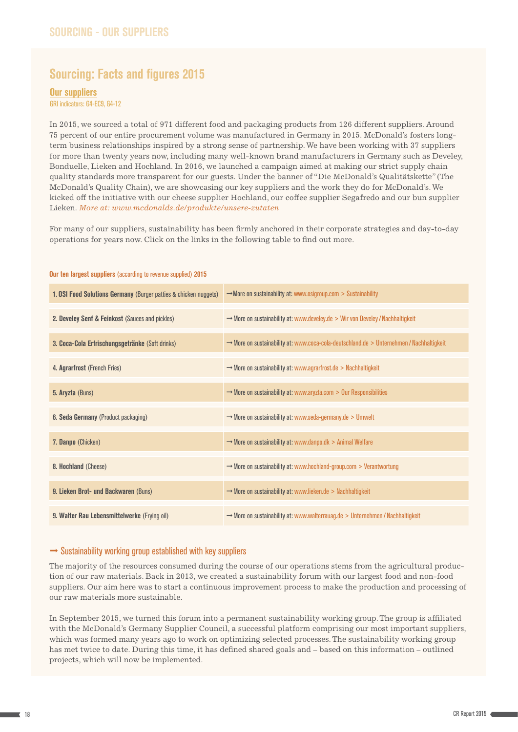# SOURCING - OUR SUPPLIERS

## Sourcing: Facts and figures 2015

### Our suppliers

GRI indicators: G4-EC9, G4-12

In 2015, we sourced a total of 971 different food and packaging products from 126 different suppliers. Around 75 percent of our entire procurement volume was manufactured in Germany in 2015. McDonald's fosters long-term business relationships inspired by a strong sense of partnership. We have been working with 37 suppliers for more than twenty years now, including many well-known brand manufacturers in Germany such as Develey, Bonduelle, Lieken and Hochland. In 2016, we launched a campaign aimed at making our strict supply chain quality standards more transparent for our guests. Under the banner of "Die McDonald's Qualitätskette" (The McDonald's Quality Chain), we are showcasing our key suppliers and the work they do for McDonald's. We kicked off the initiative with our cheese supplier Hochland, our coffee supplier Segafredo and our bun supplier Lieken. *More at: www.mcdonalds.de/produkte/unsere-zutaten*

For many of our suppliers, sustainability has been firmly anchored in their corporate strategies and day-to-day operations for years now. Click on the links in the following table to find out more.

**Our ten largest suppliers** (according to revenue supplied) **2015**

| Supplier | Sustainability |
| --- | --- |
| **1. OSI Food Solutions Germany** (Burger patties & chicken nuggets) | → More on sustainability at: www.osigroup.com > Sustainability |
| **2. Develey Senf & Feinkost** (Sauces and pickles) | → More on sustainability at: www.develey.de > Wir von Develey / Nachhaltigkeit |
| **3. Coca-Cola Erfrischungsgetränke** (Soft drinks) | → More on sustainability at: www.coca-cola-deutschland.de > Unternehmen / Nachhaltigkeit |
| **4. Agrarfrost** (French Fries) | → More on sustainability at: www.agrarfrost.de > Nachhaltigkeit |
| **5. Aryzta** (Buns) | → More on sustainability at: www.aryzta.com > Our Responsibilities |
| **6. Seda Germany** (Product packaging) | → More on sustainability at: www.seda-germany.de > Umwelt |
| **7. Danpo** (Chicken) | → More on sustainability at: www.danpo.dk > Animal Welfare |
| **8. Hochland** (Cheese) | → More on sustainability at: www.hochland-group.com > Verantwortung |
| **9. Lieken Brot- und Backwaren** (Buns) | → More on sustainability at: www.lieken.de > Nachhaltigkeit |
| **9. Walter Rau Lebensmittelwerke** (Frying oil) | → More on sustainability at: www.walterrauag.de > Unternehmen / Nachhaltigkeit |

### → Sustainability working group established with key suppliers

The majority of the resources consumed during the course of our operations stems from the agricultural production of our raw materials. Back in 2013, we created a sustainability forum with our largest food and non-food suppliers. Our aim here was to start a continuous improvement process to make the production and processing of our raw materials more sustainable.

In September 2015, we turned this forum into a permanent sustainability working group. The group is affiliated with the McDonald's Germany Supplier Council, a successful platform comprising our most important suppliers, which was formed many years ago to work on optimizing selected processes. The sustainability working group has met twice to date. During this time, it has defined shared goals and – based on this information – outlined projects, which will now be implemented.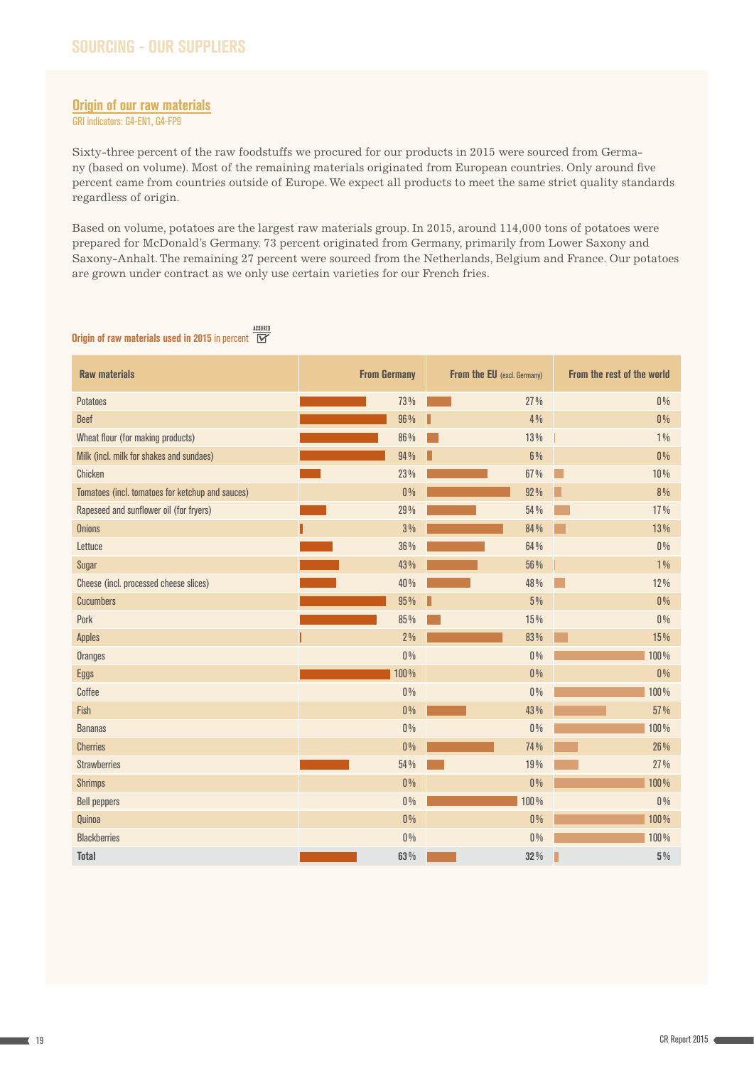# SOURCING - OUR SUPPLIERS

## Origin of our raw materials

GRI indicators: G4-EN1, G4-FP9

Sixty-three percent of the raw foodstuffs we procured for our products in 2015 were sourced from Germany (based on volume). Most of the remaining materials originated from European countries. Only around five percent came from countries outside of Europe. We expect all products to meet the same strict quality standards regardless of origin.

Based on volume, potatoes are the largest raw materials group. In 2015, around 114,000 tons of potatoes were prepared for McDonald's Germany. 73 percent originated from Germany, primarily from Lower Saxony and Saxony-Anhalt. The remaining 27 percent were sourced from the Netherlands, Belgium and France. Our potatoes are grown under contract as we only use certain varieties for our French fries.

**Origin of raw materials used in 2015** in percent ASSURED

| Raw materials | From Germany | From the EU (excl. Germany) | From the rest of the world |
|---|---|---|---|
| Potatoes | 73 % | 27 % | 0 % |
| Beef | 96 % | 4 % | 0 % |
| Wheat flour (for making products) | 86 % | 13 % | 1 % |
| Milk (incl. milk for shakes and sundaes) | 94 % | 6 % | 0 % |
| Chicken | 23 % | 67 % | 10 % |
| Tomatoes (incl. tomatoes for ketchup and sauces) | 0 % | 92 % | 8 % |
| Rapeseed and sunflower oil (for fryers) | 29 % | 54 % | 17 % |
| Onions | 3 % | 84 % | 13 % |
| Lettuce | 36 % | 64 % | 0 % |
| Sugar | 43 % | 56 % | 1 % |
| Cheese (incl. processed cheese slices) | 40 % | 48 % | 12 % |
| Cucumbers | 95 % | 5 % | 0 % |
| Pork | 85 % | 15 % | 0 % |
| Apples | 2 % | 83 % | 15 % |
| Oranges | 0 % | 0 % | 100 % |
| Eggs | 100 % | 0 % | 0 % |
| Coffee | 0 % | 0 % | 100 % |
| Fish | 0 % | 43 % | 57 % |
| Bananas | 0 % | 0 % | 100 % |
| Cherries | 0 % | 74 % | 26 % |
| Strawberries | 54 % | 19 % | 27 % |
| Shrimps | 0 % | 0 % | 100 % |
| Bell peppers | 0 % | 100 % | 0 % |
| Quinoa | 0 % | 0 % | 100 % |
| Blackberries | 0 % | 0 % | 100 % |
| **Total** | **63 %** | **32 %** | **5 %** |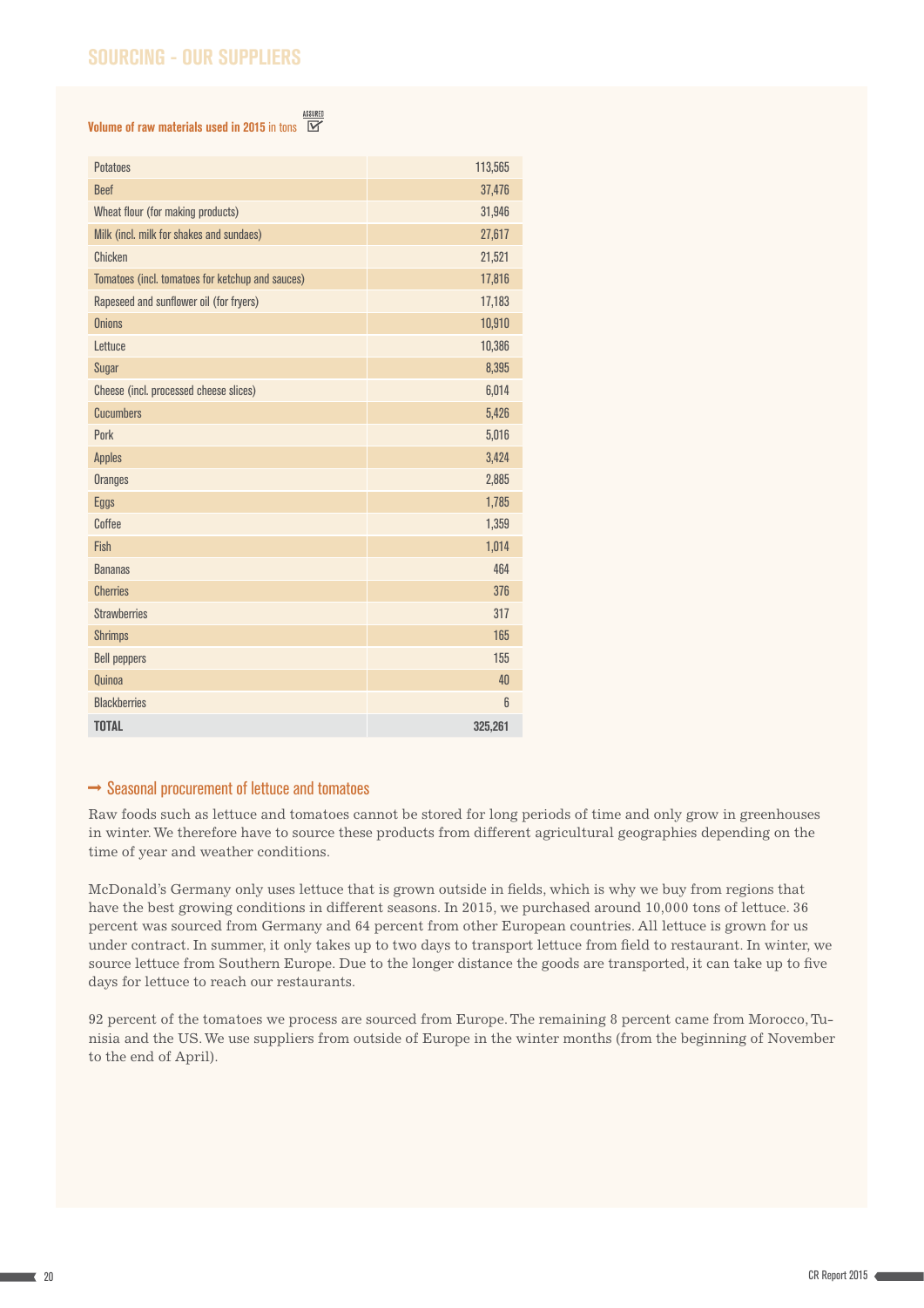## SOURCING - OUR SUPPLIERS

**Volume of raw materials used in 2015** in tons ASSURED ☑

| | |
|---|---|
| Potatoes | 113,565 |
| Beef | 37,476 |
| Wheat flour (for making products) | 31,946 |
| Milk (incl. milk for shakes and sundaes) | 27,617 |
| Chicken | 21,521 |
| Tomatoes (incl. tomatoes for ketchup and sauces) | 17,816 |
| Rapeseed and sunflower oil (for fryers) | 17,183 |
| Onions | 10,910 |
| Lettuce | 10,386 |
| Sugar | 8,395 |
| Cheese (incl. processed cheese slices) | 6,014 |
| Cucumbers | 5,426 |
| Pork | 5,016 |
| Apples | 3,424 |
| Oranges | 2,885 |
| Eggs | 1,785 |
| Coffee | 1,359 |
| Fish | 1,014 |
| Bananas | 464 |
| Cherries | 376 |
| Strawberries | 317 |
| Shrimps | 165 |
| Bell peppers | 155 |
| Quinoa | 40 |
| Blackberries | 6 |
| **TOTAL** | **325,261** |

### → Seasonal procurement of lettuce and tomatoes

Raw foods such as lettuce and tomatoes cannot be stored for long periods of time and only grow in greenhouses in winter. We therefore have to source these products from different agricultural geographies depending on the time of year and weather conditions.

McDonald's Germany only uses lettuce that is grown outside in fields, which is why we buy from regions that have the best growing conditions in different seasons. In 2015, we purchased around 10,000 tons of lettuce. 36 percent was sourced from Germany and 64 percent from other European countries. All lettuce is grown for us under contract. In summer, it only takes up to two days to transport lettuce from field to restaurant. In winter, we source lettuce from Southern Europe. Due to the longer distance the goods are transported, it can take up to five days for lettuce to reach our restaurants.

92 percent of the tomatoes we process are sourced from Europe. The remaining 8 percent came from Morocco, Tunisia and the US. We use suppliers from outside of Europe in the winter months (from the beginning of November to the end of April).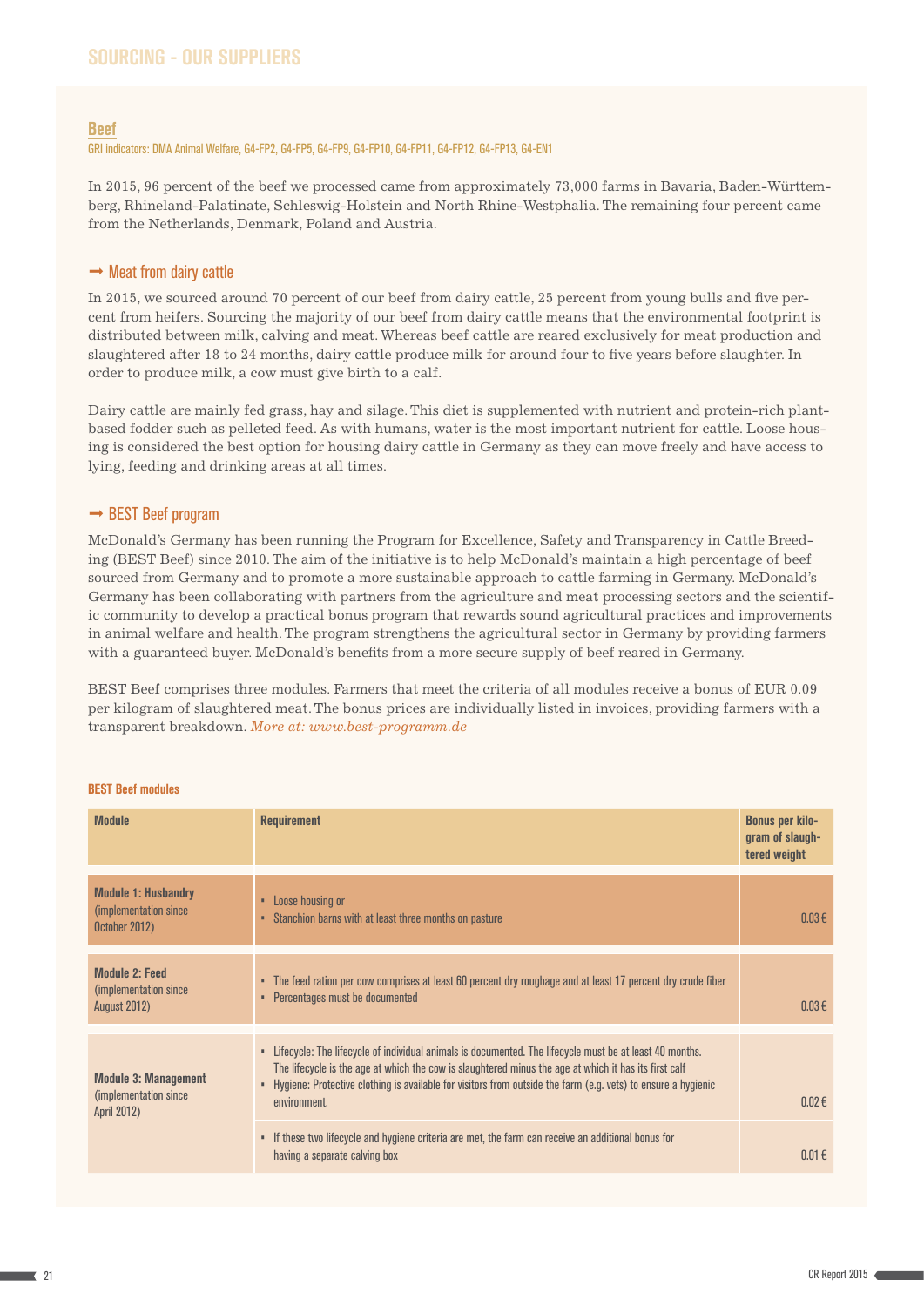# SOURCING - OUR SUPPLIERS

## Beef

GRI indicators: DMA Animal Welfare, G4-FP2, G4-FP5, G4-FP9, G4-FP10, G4-FP11, G4-FP12, G4-FP13, G4-EN1

In 2015, 96 percent of the beef we processed came from approximately 73,000 farms in Bavaria, Baden-Württemberg, Rhineland-Palatinate, Schleswig-Holstein and North Rhine-Westphalia. The remaining four percent came from the Netherlands, Denmark, Poland and Austria.

### → Meat from dairy cattle

In 2015, we sourced around 70 percent of our beef from dairy cattle, 25 percent from young bulls and five percent from heifers. Sourcing the majority of our beef from dairy cattle means that the environmental footprint is distributed between milk, calving and meat. Whereas beef cattle are reared exclusively for meat production and slaughtered after 18 to 24 months, dairy cattle produce milk for around four to five years before slaughter. In order to produce milk, a cow must give birth to a calf.

Dairy cattle are mainly fed grass, hay and silage. This diet is supplemented with nutrient and protein-rich plant-based fodder such as pelleted feed. As with humans, water is the most important nutrient for cattle. Loose housing is considered the best option for housing dairy cattle in Germany as they can move freely and have access to lying, feeding and drinking areas at all times.

### → BEST Beef program

McDonald's Germany has been running the Program for Excellence, Safety and Transparency in Cattle Breeding (BEST Beef) since 2010. The aim of the initiative is to help McDonald's maintain a high percentage of beef sourced from Germany and to promote a more sustainable approach to cattle farming in Germany. McDonald's Germany has been collaborating with partners from the agriculture and meat processing sectors and the scientific community to develop a practical bonus program that rewards sound agricultural practices and improvements in animal welfare and health. The program strengthens the agricultural sector in Germany by providing farmers with a guaranteed buyer. McDonald's benefits from a more secure supply of beef reared in Germany.

BEST Beef comprises three modules. Farmers that meet the criteria of all modules receive a bonus of EUR 0.09 per kilogram of slaughtered meat. The bonus prices are individually listed in invoices, providing farmers with a transparent breakdown. *More at: www.best-programm.de*

**BEST Beef modules**

| Module | Requirement | Bonus per kilogram of slaughtered weight |
|---|---|---|
| **Module 1: Husbandry** (implementation since October 2012) | • Loose housing or<br>• Stanchion barns with at least three months on pasture | 0.03 € |
| **Module 2: Feed** (implementation since August 2012) | • The feed ration per cow comprises at least 60 percent dry roughage and at least 17 percent dry crude fiber<br>• Percentages must be documented | 0.03 € |
| **Module 3: Management** (implementation since April 2012) | • Lifecycle: The lifecycle of individual animals is documented. The lifecycle must be at least 40 months. The lifecycle is the age at which the cow is slaughtered minus the age at which it has its first calf<br>• Hygiene: Protective clothing is available for visitors from outside the farm (e.g. vets) to ensure a hygienic environment. | 0.02 € |
| | • If these two lifecycle and hygiene criteria are met, the farm can receive an additional bonus for having a separate calving box | 0.01 € |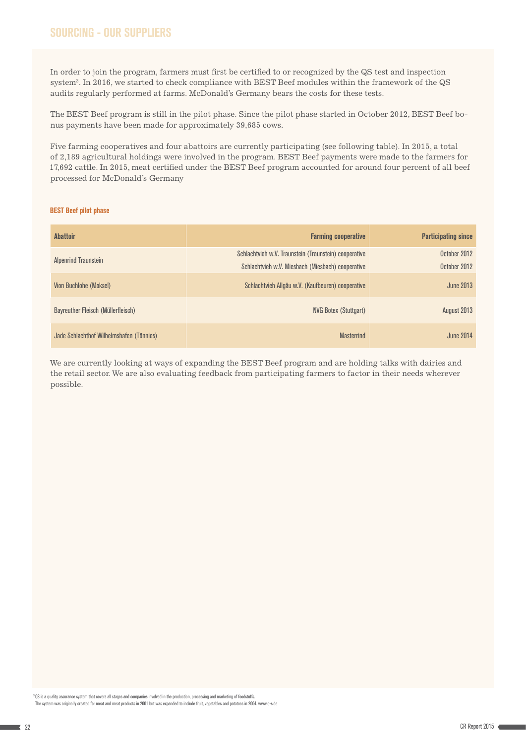## SOURCING - OUR SUPPLIERS

In order to join the program, farmers must first be certified to or recognized by the QS test and inspection system[3]. In 2016, we started to check compliance with BEST Beef modules within the framework of the QS audits regularly performed at farms. McDonald's Germany bears the costs for these tests.

The BEST Beef program is still in the pilot phase. Since the pilot phase started in October 2012, BEST Beef bonus payments have been made for approximately 39,685 cows.

Five farming cooperatives and four abattoirs are currently participating (see following table). In 2015, a total of 2,189 agricultural holdings were involved in the program. BEST Beef payments were made to the farmers for 17,692 cattle. In 2015, meat certified under the BEST Beef program accounted for around four percent of all beef processed for McDonald's Germany

**BEST Beef pilot phase**

| Abattoir | Farming cooperative | Participating since |
|---|---|---|
| Alpenrind Traunstein | Schlachtvieh w.V. Traunstein (Traunstein) cooperative | October 2012 |
| | Schlachtvieh w.V. Miesbach (Miesbach) cooperative | October 2012 |
| Vion Buchlohe (Moksel) | Schlachtvieh Allgäu w.V. (Kaufbeuren) cooperative | June 2013 |
| Bayreuther Fleisch (Müllerfleisch) | NVG Botex (Stuttgart) | August 2013 |
| Jade Schlachthof Wilhelmshafen (Tönnies) | Masterrind | June 2014 |

We are currently looking at ways of expanding the BEST Beef program and are holding talks with dairies and the retail sector. We are also evaluating feedback from participating farmers to factor in their needs wherever possible.

[3] QS is a quality assurance system that covers all stages and companies involved in the production, processing and marketing of foodstuffs. The system was originally created for meat and meat products in 2001 but was expanded to include fruit, vegetables and potatoes in 2004. www.q-s.de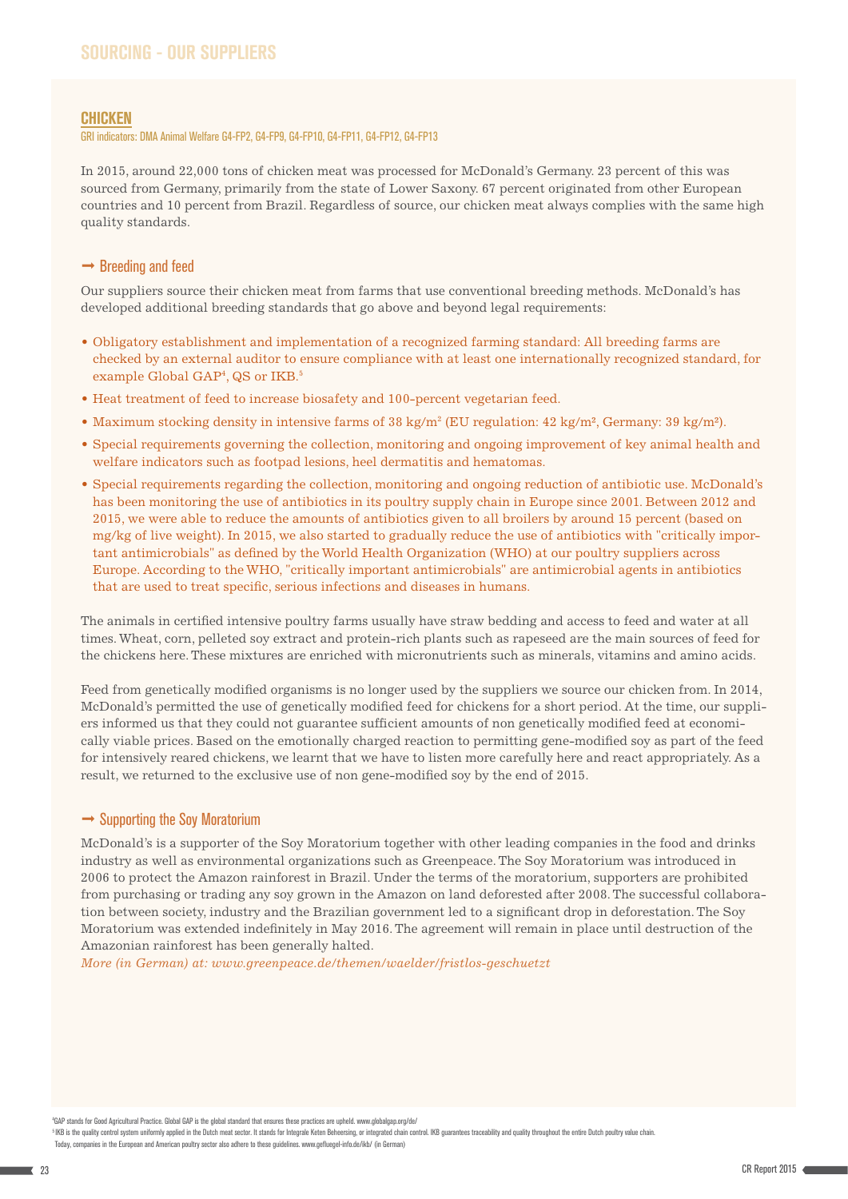## SOURCING - OUR SUPPLIERS

### CHICKEN

GRI indicators: DMA Animal Welfare G4-FP2, G4-FP9, G4-FP10, G4-FP11, G4-FP12, G4-FP13

In 2015, around 22,000 tons of chicken meat was processed for McDonald's Germany. 23 percent of this was sourced from Germany, primarily from the state of Lower Saxony. 67 percent originated from other European countries and 10 percent from Brazil. Regardless of source, our chicken meat always complies with the same high quality standards.

#### → Breeding and feed

Our suppliers source their chicken meat from farms that use conventional breeding methods. McDonald's has developed additional breeding standards that go above and beyond legal requirements:

- Obligatory establishment and implementation of a recognized farming standard: All breeding farms are checked by an external auditor to ensure compliance with at least one internationally recognized standard, for example Global GAP[4], QS or IKB.[5]
- Heat treatment of feed to increase biosafety and 100-percent vegetarian feed.
- Maximum stocking density in intensive farms of 38 kg/m² (EU regulation: 42 kg/m², Germany: 39 kg/m²).
- Special requirements governing the collection, monitoring and ongoing improvement of key animal health and welfare indicators such as footpad lesions, heel dermatitis and hematomas.
- Special requirements regarding the collection, monitoring and ongoing reduction of antibiotic use. McDonald's has been monitoring the use of antibiotics in its poultry supply chain in Europe since 2001. Between 2012 and 2015, we were able to reduce the amounts of antibiotics given to all broilers by around 15 percent (based on mg/kg of live weight). In 2015, we also started to gradually reduce the use of antibiotics with "critically important antimicrobials" as defined by the World Health Organization (WHO) at our poultry suppliers across Europe. According to the WHO, "critically important antimicrobials" are antimicrobial agents in antibiotics that are used to treat specific, serious infections and diseases in humans.

The animals in certified intensive poultry farms usually have straw bedding and access to feed and water at all times. Wheat, corn, pelleted soy extract and protein-rich plants such as rapeseed are the main sources of feed for the chickens here. These mixtures are enriched with micronutrients such as minerals, vitamins and amino acids.

Feed from genetically modified organisms is no longer used by the suppliers we source our chicken from. In 2014, McDonald's permitted the use of genetically modified feed for chickens for a short period. At the time, our suppliers informed us that they could not guarantee sufficient amounts of non genetically modified feed at economically viable prices. Based on the emotionally charged reaction to permitting gene-modified soy as part of the feed for intensively reared chickens, we learnt that we have to listen more carefully here and react appropriately. As a result, we returned to the exclusive use of non gene-modified soy by the end of 2015.

#### → Supporting the Soy Moratorium

McDonald's is a supporter of the Soy Moratorium together with other leading companies in the food and drinks industry as well as environmental organizations such as Greenpeace. The Soy Moratorium was introduced in 2006 to protect the Amazon rainforest in Brazil. Under the terms of the moratorium, supporters are prohibited from purchasing or trading any soy grown in the Amazon on land deforested after 2008. The successful collaboration between society, industry and the Brazilian government led to a significant drop in deforestation. The Soy Moratorium was extended indefinitely in May 2016. The agreement will remain in place until destruction of the Amazonian rainforest has been generally halted.

*More (in German) at: www.greenpeace.de/themen/waelder/fristlos-geschuetzt*

[4] GAP stands for Good Agricultural Practice. Global GAP is the global standard that ensures these practices are upheld. www.globalgap.org/de/

[5] IKB is the quality control system uniformly applied in the Dutch meat sector. It stands for Integrale Keten Beheersing, or integrated chain control. IKB guarantees traceability and quality throughout the entire Dutch poultry value chain. Today, companies in the European and American poultry sector also adhere to these guidelines. www.gefluegel-info.de/ikb/ (in German)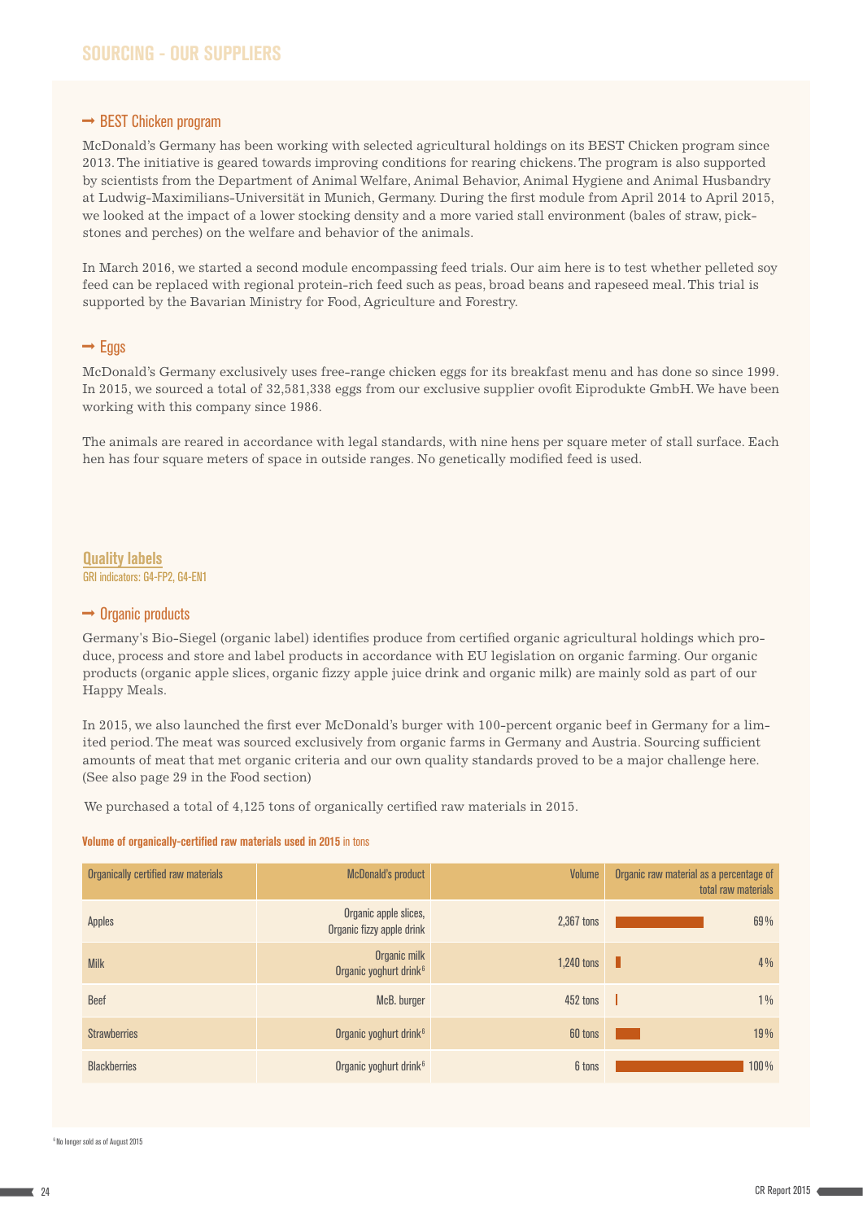# SOURCING - OUR SUPPLIERS

### → BEST Chicken program

McDonald's Germany has been working with selected agricultural holdings on its BEST Chicken program since 2013. The initiative is geared towards improving conditions for rearing chickens. The program is also supported by scientists from the Department of Animal Welfare, Animal Behavior, Animal Hygiene and Animal Husbandry at Ludwig-Maximilians-Universität in Munich, Germany. During the first module from April 2014 to April 2015, we looked at the impact of a lower stocking density and a more varied stall environment (bales of straw, pick-stones and perches) on the welfare and behavior of the animals.

In March 2016, we started a second module encompassing feed trials. Our aim here is to test whether pelleted soy feed can be replaced with regional protein-rich feed such as peas, broad beans and rapeseed meal. This trial is supported by the Bavarian Ministry for Food, Agriculture and Forestry.

### → Eggs

McDonald's Germany exclusively uses free-range chicken eggs for its breakfast menu and has done so since 1999. In 2015, we sourced a total of 32,581,338 eggs from our exclusive supplier ovofit Eiprodukte GmbH. We have been working with this company since 1986.

The animals are reared in accordance with legal standards, with nine hens per square meter of stall surface. Each hen has four square meters of space in outside ranges. No genetically modified feed is used.

## Quality labels

GRI indicators: G4-FP2, G4-EN1

### → Organic products

Germany's Bio-Siegel (organic label) identifies produce from certified organic agricultural holdings which produce, process and store and label products in accordance with EU legislation on organic farming. Our organic products (organic apple slices, organic fizzy apple juice drink and organic milk) are mainly sold as part of our Happy Meals.

In 2015, we also launched the first ever McDonald's burger with 100-percent organic beef in Germany for a limited period. The meat was sourced exclusively from organic farms in Germany and Austria. Sourcing sufficient amounts of meat that met organic criteria and our own quality standards proved to be a major challenge here. (See also page 29 in the Food section)

We purchased a total of 4,125 tons of organically certified raw materials in 2015.

**Volume of organically-certified raw materials used in 2015** in tons

| Organically certified raw materials | McDonald's product | Volume | Organic raw material as a percentage of total raw materials |
|---|---|---|---|
| Apples | Organic apple slices, Organic fizzy apple drink | 2,367 tons | 69 % |
| Milk | Organic milk, Organic yoghurt drink[6] | 1,240 tons | 4 % |
| Beef | McB. burger | 452 tons | 1 % |
| Strawberries | Organic yoghurt drink[6] | 60 tons | 19 % |
| Blackberries | Organic yoghurt drink[6] | 6 tons | 100 % |

[6] No longer sold as of August 2015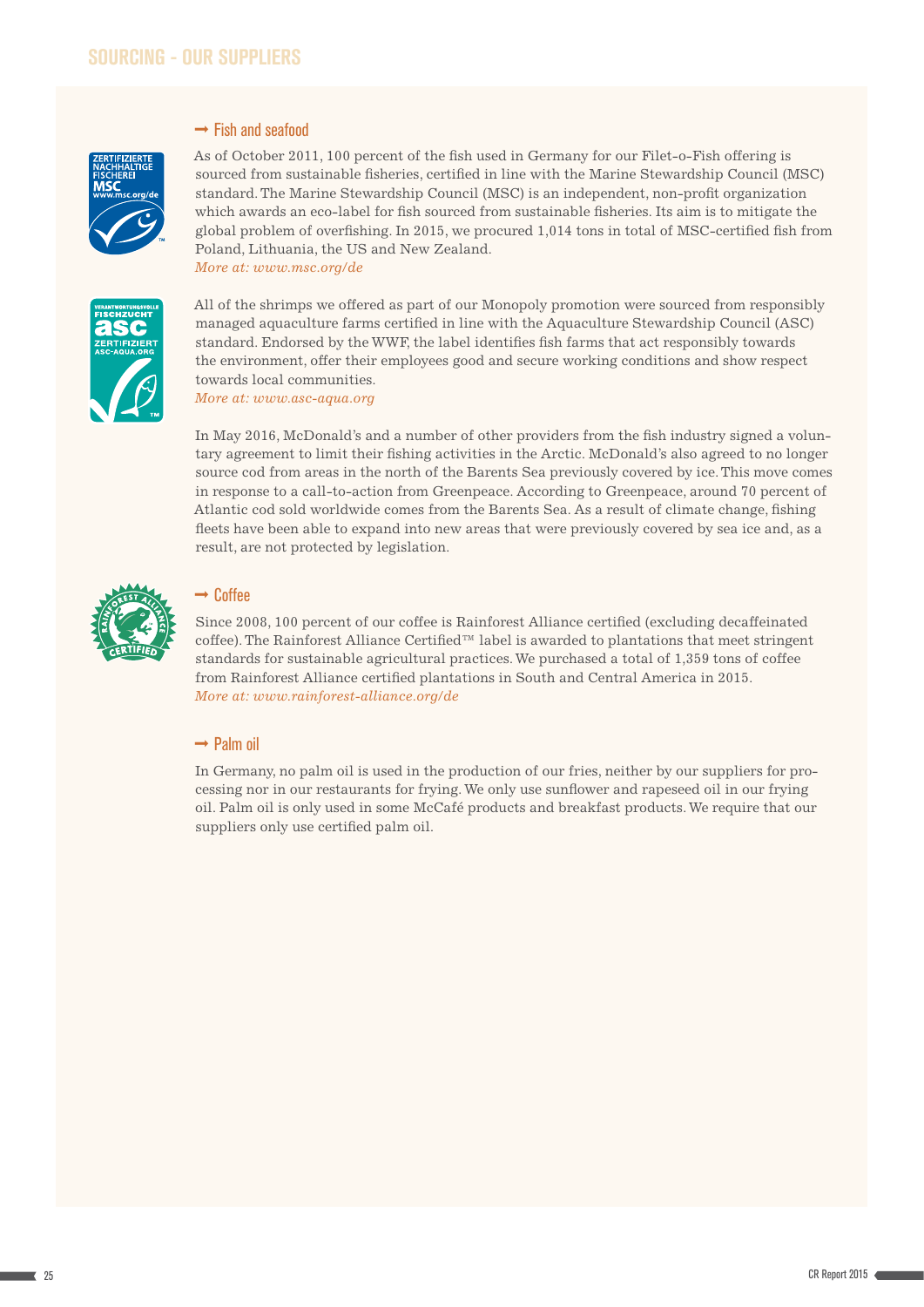# SOURCING - OUR SUPPLIERS

## → Fish and seafood

As of October 2011, 100 percent of the fish used in Germany for our Filet-o-Fish offering is sourced from sustainable fisheries, certified in line with the Marine Stewardship Council (MSC) standard. The Marine Stewardship Council (MSC) is an independent, non-profit organization which awards an eco-label for fish sourced from sustainable fisheries. Its aim is to mitigate the global problem of overfishing. In 2015, we procured 1,014 tons in total of MSC-certified fish from Poland, Lithuania, the US and New Zealand.
*More at: www.msc.org/de*

All of the shrimps we offered as part of our Monopoly promotion were sourced from responsibly managed aquaculture farms certified in line with the Aquaculture Stewardship Council (ASC) standard. Endorsed by the WWF, the label identifies fish farms that act responsibly towards the environment, offer their employees good and secure working conditions and show respect towards local communities.
*More at: www.asc-aqua.org*

In May 2016, McDonald's and a number of other providers from the fish industry signed a voluntary agreement to limit their fishing activities in the Arctic. McDonald's also agreed to no longer source cod from areas in the north of the Barents Sea previously covered by ice. This move comes in response to a call-to-action from Greenpeace. According to Greenpeace, around 70 percent of Atlantic cod sold worldwide comes from the Barents Sea. As a result of climate change, fishing fleets have been able to expand into new areas that were previously covered by sea ice and, as a result, are not protected by legislation.

## → Coffee

Since 2008, 100 percent of our coffee is Rainforest Alliance certified (excluding decaffeinated coffee). The Rainforest Alliance Certified™ label is awarded to plantations that meet stringent standards for sustainable agricultural practices. We purchased a total of 1,359 tons of coffee from Rainforest Alliance certified plantations in South and Central America in 2015.
*More at: www.rainforest-alliance.org/de*

## → Palm oil

In Germany, no palm oil is used in the production of our fries, neither by our suppliers for processing nor in our restaurants for frying. We only use sunflower and rapeseed oil in our frying oil. Palm oil is only used in some McCafé products and breakfast products. We require that our suppliers only use certified palm oil.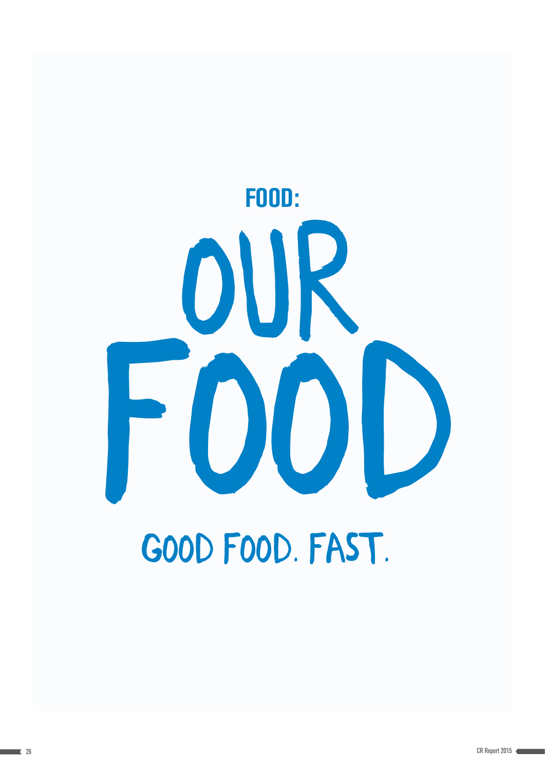# FOOD:

# OUR FOOD

GOOD FOOD. FAST.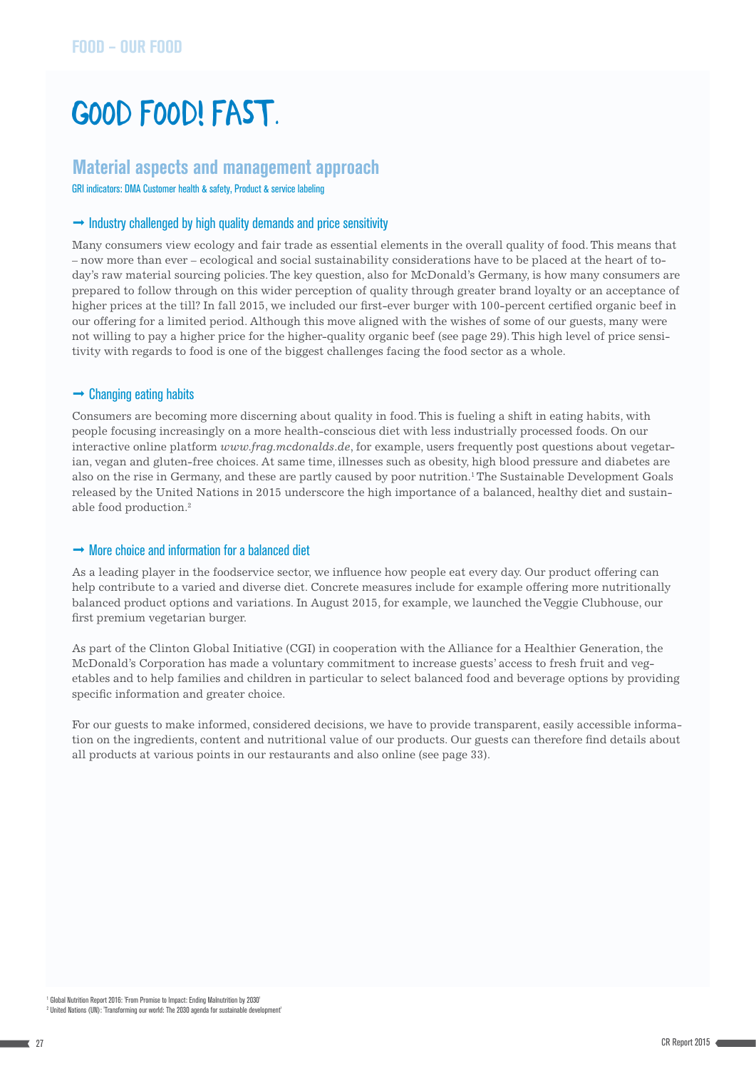FOOD – OUR FOOD

# GOOD FOOD! FAST.

## Material aspects and management approach

GRI indicators: DMA Customer health & safety, Product & service labeling

### → Industry challenged by high quality demands and price sensitivity

Many consumers view ecology and fair trade as essential elements in the overall quality of food. This means that – now more than ever – ecological and social sustainability considerations have to be placed at the heart of today's raw material sourcing policies. The key question, also for McDonald's Germany, is how many consumers are prepared to follow through on this wider perception of quality through greater brand loyalty or an acceptance of higher prices at the till? In fall 2015, we included our first-ever burger with 100-percent certified organic beef in our offering for a limited period. Although this move aligned with the wishes of some of our guests, many were not willing to pay a higher price for the higher-quality organic beef (see page 29). This high level of price sensitivity with regards to food is one of the biggest challenges facing the food sector as a whole.

### → Changing eating habits

Consumers are becoming more discerning about quality in food. This is fueling a shift in eating habits, with people focusing increasingly on a more health-conscious diet with less industrially processed foods. On our interactive online platform *www.frag.mcdonalds.de*, for example, users frequently post questions about vegetarian, vegan and gluten-free choices. At same time, illnesses such as obesity, high blood pressure and diabetes are also on the rise in Germany, and these are partly caused by poor nutrition.[1] The Sustainable Development Goals released by the United Nations in 2015 underscore the high importance of a balanced, healthy diet and sustainable food production.[2]

### → More choice and information for a balanced diet

As a leading player in the foodservice sector, we influence how people eat every day. Our product offering can help contribute to a varied and diverse diet. Concrete measures include for example offering more nutritionally balanced product options and variations. In August 2015, for example, we launched the Veggie Clubhouse, our first premium vegetarian burger.

As part of the Clinton Global Initiative (CGI) in cooperation with the Alliance for a Healthier Generation, the McDonald's Corporation has made a voluntary commitment to increase guests' access to fresh fruit and vegetables and to help families and children in particular to select balanced food and beverage options by providing specific information and greater choice.

For our guests to make informed, considered decisions, we have to provide transparent, easily accessible information on the ingredients, content and nutritional value of our products. Our guests can therefore find details about all products at various points in our restaurants and also online (see page 33).

[1] Global Nutrition Report 2016: 'From Promise to Impact: Ending Malnutrition by 2030'
[2] United Nations (UN): 'Transforming our world: The 2030 agenda for sustainable development'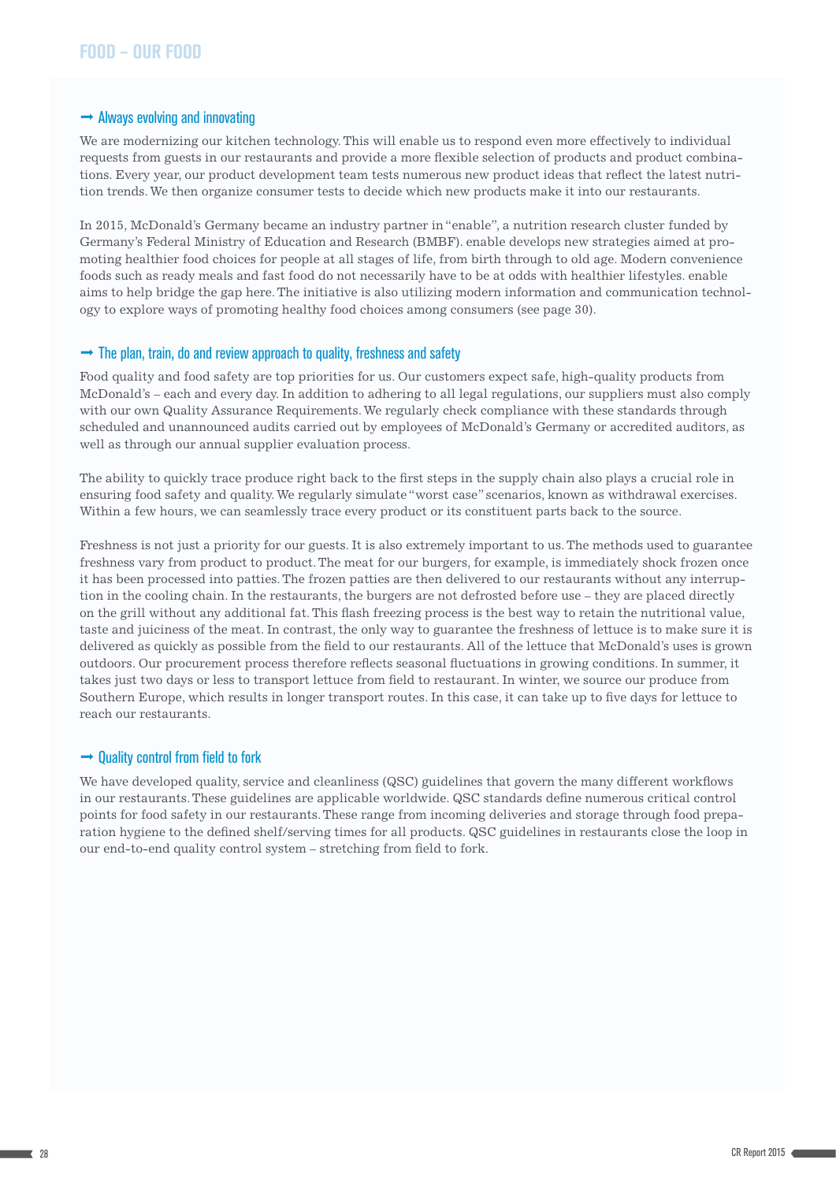# FOOD – OUR FOOD

## → Always evolving and innovating

We are modernizing our kitchen technology. This will enable us to respond even more effectively to individual requests from guests in our restaurants and provide a more flexible selection of products and product combinations. Every year, our product development team tests numerous new product ideas that reflect the latest nutrition trends. We then organize consumer tests to decide which new products make it into our restaurants.

In 2015, McDonald's Germany became an industry partner in "enable", a nutrition research cluster funded by Germany's Federal Ministry of Education and Research (BMBF). enable develops new strategies aimed at promoting healthier food choices for people at all stages of life, from birth through to old age. Modern convenience foods such as ready meals and fast food do not necessarily have to be at odds with healthier lifestyles. enable aims to help bridge the gap here. The initiative is also utilizing modern information and communication technology to explore ways of promoting healthy food choices among consumers (see page 30).

## → The plan, train, do and review approach to quality, freshness and safety

Food quality and food safety are top priorities for us. Our customers expect safe, high-quality products from McDonald's – each and every day. In addition to adhering to all legal regulations, our suppliers must also comply with our own Quality Assurance Requirements. We regularly check compliance with these standards through scheduled and unannounced audits carried out by employees of McDonald's Germany or accredited auditors, as well as through our annual supplier evaluation process.

The ability to quickly trace produce right back to the first steps in the supply chain also plays a crucial role in ensuring food safety and quality. We regularly simulate "worst case" scenarios, known as withdrawal exercises. Within a few hours, we can seamlessly trace every product or its constituent parts back to the source.

Freshness is not just a priority for our guests. It is also extremely important to us. The methods used to guarantee freshness vary from product to product. The meat for our burgers, for example, is immediately shock frozen once it has been processed into patties. The frozen patties are then delivered to our restaurants without any interruption in the cooling chain. In the restaurants, the burgers are not defrosted before use – they are placed directly on the grill without any additional fat. This flash freezing process is the best way to retain the nutritional value, taste and juiciness of the meat. In contrast, the only way to guarantee the freshness of lettuce is to make sure it is delivered as quickly as possible from the field to our restaurants. All of the lettuce that McDonald's uses is grown outdoors. Our procurement process therefore reflects seasonal fluctuations in growing conditions. In summer, it takes just two days or less to transport lettuce from field to restaurant. In winter, we source our produce from Southern Europe, which results in longer transport routes. In this case, it can take up to five days for lettuce to reach our restaurants.

## → Quality control from field to fork

We have developed quality, service and cleanliness (QSC) guidelines that govern the many different workflows in our restaurants. These guidelines are applicable worldwide. QSC standards define numerous critical control points for food safety in our restaurants. These range from incoming deliveries and storage through food preparation hygiene to the defined shelf/serving times for all products. QSC guidelines in restaurants close the loop in our end-to-end quality control system – stretching from field to fork.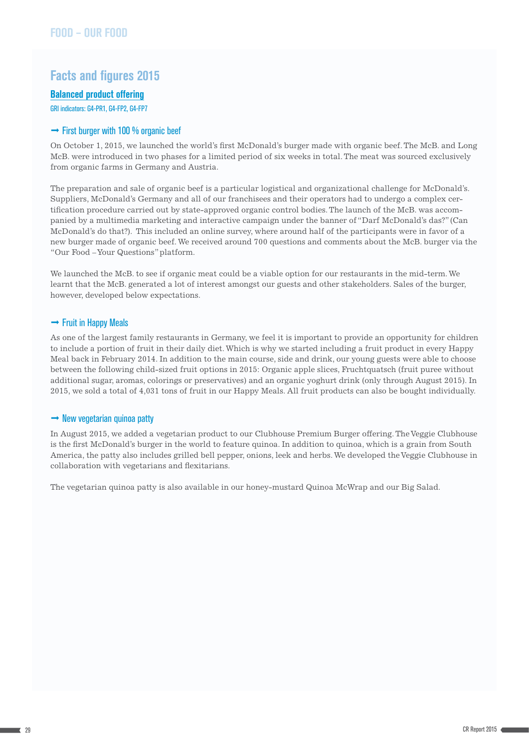## Facts and figures 2015

### Balanced product offering

GRI indicators: G4-PR1, G4-FP2, G4-FP7

#### → First burger with 100 % organic beef

On October 1, 2015, we launched the world's first McDonald's burger made with organic beef. The McB. and Long McB. were introduced in two phases for a limited period of six weeks in total. The meat was sourced exclusively from organic farms in Germany and Austria.

The preparation and sale of organic beef is a particular logistical and organizational challenge for McDonald's. Suppliers, McDonald's Germany and all of our franchisees and their operators had to undergo a complex certification procedure carried out by state-approved organic control bodies. The launch of the McB. was accompanied by a multimedia marketing and interactive campaign under the banner of "Darf McDonald's das?" (Can McDonald's do that?). This included an online survey, where around half of the participants were in favor of a new burger made of organic beef. We received around 700 questions and comments about the McB. burger via the "Our Food – Your Questions" platform.

We launched the McB. to see if organic meat could be a viable option for our restaurants in the mid-term. We learnt that the McB. generated a lot of interest amongst our guests and other stakeholders. Sales of the burger, however, developed below expectations.

#### → Fruit in Happy Meals

As one of the largest family restaurants in Germany, we feel it is important to provide an opportunity for children to include a portion of fruit in their daily diet. Which is why we started including a fruit product in every Happy Meal back in February 2014. In addition to the main course, side and drink, our young guests were able to choose between the following child-sized fruit options in 2015: Organic apple slices, Fruchtquatsch (fruit puree without additional sugar, aromas, colorings or preservatives) and an organic yoghurt drink (only through August 2015). In 2015, we sold a total of 4,031 tons of fruit in our Happy Meals. All fruit products can also be bought individually.

#### → New vegetarian quinoa patty

In August 2015, we added a vegetarian product to our Clubhouse Premium Burger offering. The Veggie Clubhouse is the first McDonald's burger in the world to feature quinoa. In addition to quinoa, which is a grain from South America, the patty also includes grilled bell pepper, onions, leek and herbs. We developed the Veggie Clubhouse in collaboration with vegetarians and flexitarians.

The vegetarian quinoa patty is also available in our honey-mustard Quinoa McWrap and our Big Salad.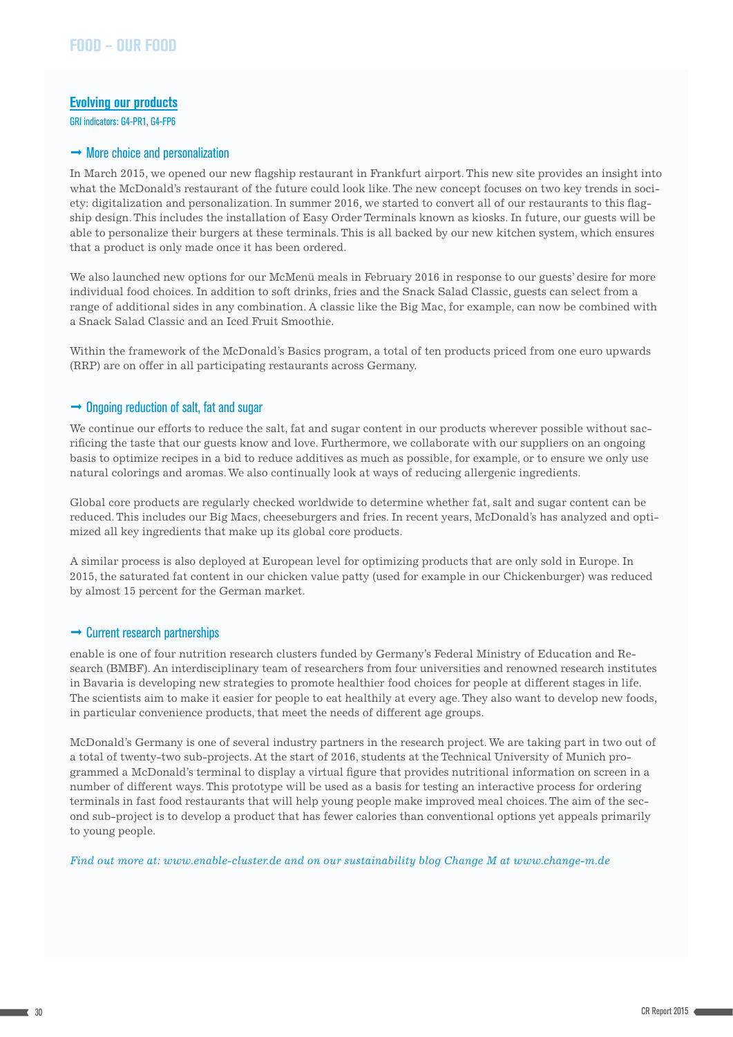# FOOD – OUR FOOD

## Evolving our products

GRI indicators: G4-PR1, G4-FP6

### → More choice and personalization

In March 2015, we opened our new flagship restaurant in Frankfurt airport. This new site provides an insight into what the McDonald's restaurant of the future could look like. The new concept focuses on two key trends in society: digitalization and personalization. In summer 2016, we started to convert all of our restaurants to this flagship design. This includes the installation of Easy Order Terminals known as kiosks. In future, our guests will be able to personalize their burgers at these terminals. This is all backed by our new kitchen system, which ensures that a product is only made once it has been ordered.

We also launched new options for our McMenü meals in February 2016 in response to our guests' desire for more individual food choices. In addition to soft drinks, fries and the Snack Salad Classic, guests can select from a range of additional sides in any combination. A classic like the Big Mac, for example, can now be combined with a Snack Salad Classic and an Iced Fruit Smoothie.

Within the framework of the McDonald's Basics program, a total of ten products priced from one euro upwards (RRP) are on offer in all participating restaurants across Germany.

### → Ongoing reduction of salt, fat and sugar

We continue our efforts to reduce the salt, fat and sugar content in our products wherever possible without sacrificing the taste that our guests know and love. Furthermore, we collaborate with our suppliers on an ongoing basis to optimize recipes in a bid to reduce additives as much as possible, for example, or to ensure we only use natural colorings and aromas. We also continually look at ways of reducing allergenic ingredients.

Global core products are regularly checked worldwide to determine whether fat, salt and sugar content can be reduced. This includes our Big Macs, cheeseburgers and fries. In recent years, McDonald's has analyzed and optimized all key ingredients that make up its global core products.

A similar process is also deployed at European level for optimizing products that are only sold in Europe. In 2015, the saturated fat content in our chicken value patty (used for example in our Chickenburger) was reduced by almost 15 percent for the German market.

### → Current research partnerships

enable is one of four nutrition research clusters funded by Germany's Federal Ministry of Education and Research (BMBF). An interdisciplinary team of researchers from four universities and renowned research institutes in Bavaria is developing new strategies to promote healthier food choices for people at different stages in life. The scientists aim to make it easier for people to eat healthily at every age. They also want to develop new foods, in particular convenience products, that meet the needs of different age groups.

McDonald's Germany is one of several industry partners in the research project. We are taking part in two out of a total of twenty-two sub-projects. At the start of 2016, students at the Technical University of Munich programmed a McDonald's terminal to display a virtual figure that provides nutritional information on screen in a number of different ways. This prototype will be used as a basis for testing an interactive process for ordering terminals in fast food restaurants that will help young people make improved meal choices. The aim of the second sub-project is to develop a product that has fewer calories than conventional options yet appeals primarily to young people.

*Find out more at: www.enable-cluster.de and on our sustainability blog Change M at www.change-m.de*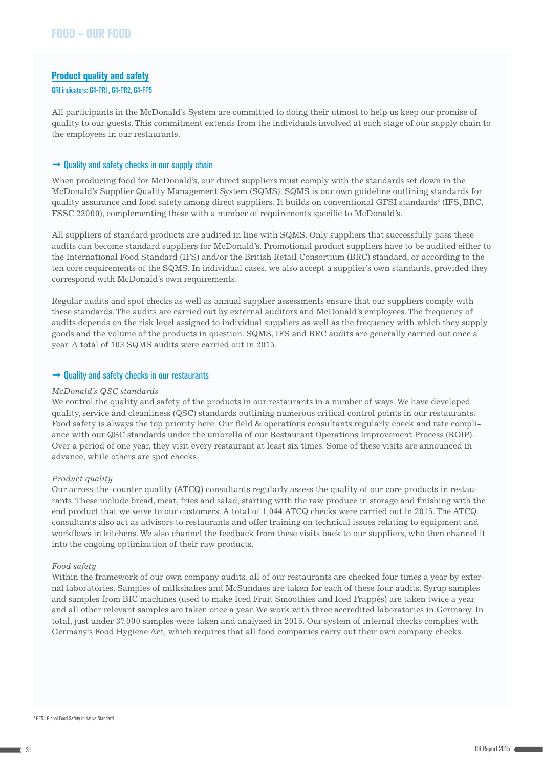# FOOD – OUR FOOD

## Product quality and safety

GRI indicators: G4-PR1, G4-PR2, G4-FP5

All participants in the McDonald's System are committed to doing their utmost to help us keep our promise of quality to our guests. This commitment extends from the individuals involved at each stage of our supply chain to the employees in our restaurants.

### → Quality and safety checks in our supply chain

When producing food for McDonald's, our direct suppliers must comply with the standards set down in the McDonald's Supplier Quality Management System (SQMS). SQMS is our own guideline outlining standards for quality assurance and food safety among direct suppliers. It builds on conventional GFSI standards[3] (IFS, BRC, FSSC 22000), complementing these with a number of requirements specific to McDonald's.

All suppliers of standard products are audited in line with SQMS. Only suppliers that successfully pass these audits can become standard suppliers for McDonald's. Promotional product suppliers have to be audited either to the International Food Standard (IFS) and/or the British Retail Consortium (BRC) standard, or according to the ten core requirements of the SQMS. In individual cases, we also accept a supplier's own standards, provided they correspond with McDonald's own requirements.

Regular audits and spot checks as well as annual supplier assessments ensure that our suppliers comply with these standards. The audits are carried out by external auditors and McDonald's employees. The frequency of audits depends on the risk level assigned to individual suppliers as well as the frequency with which they supply goods and the volume of the products in question. SQMS, IFS and BRC audits are generally carried out once a year. A total of 103 SQMS audits were carried out in 2015.

### → Quality and safety checks in our restaurants

*McDonald's QSC standards*

We control the quality and safety of the products in our restaurants in a number of ways. We have developed quality, service and cleanliness (QSC) standards outlining numerous critical control points in our restaurants. Food safety is always the top priority here. Our field & operations consultants regularly check and rate compliance with our QSC standards under the umbrella of our Restaurant Operations Improvement Process (ROIP). Over a period of one year, they visit every restaurant at least six times. Some of these visits are announced in advance, while others are spot checks.

*Product quality*

Our across-the-counter quality (ATCQ) consultants regularly assess the quality of our core products in restaurants. These include bread, meat, fries and salad, starting with the raw produce in storage and finishing with the end product that we serve to our customers. A total of 1,044 ATCQ checks were carried out in 2015. The ATCQ consultants also act as advisors to restaurants and offer training on technical issues relating to equipment and workflows in kitchens. We also channel the feedback from these visits back to our suppliers, who then channel it into the ongoing optimization of their raw products.

*Food safety*

Within the framework of our own company audits, all of our restaurants are checked four times a year by external laboratories. Samples of milkshakes and McSundaes are taken for each of these four audits. Syrup samples and samples from BIC machines (used to make Iced Fruit Smoothies and Iced Frappés) are taken twice a year and all other relevant samples are taken once a year. We work with three accredited laboratories in Germany. In total, just under 37,000 samples were taken and analyzed in 2015. Our system of internal checks complies with Germany's Food Hygiene Act, which requires that all food companies carry out their own company checks.

[3] GFSI: Global Food Safety Initiative Standard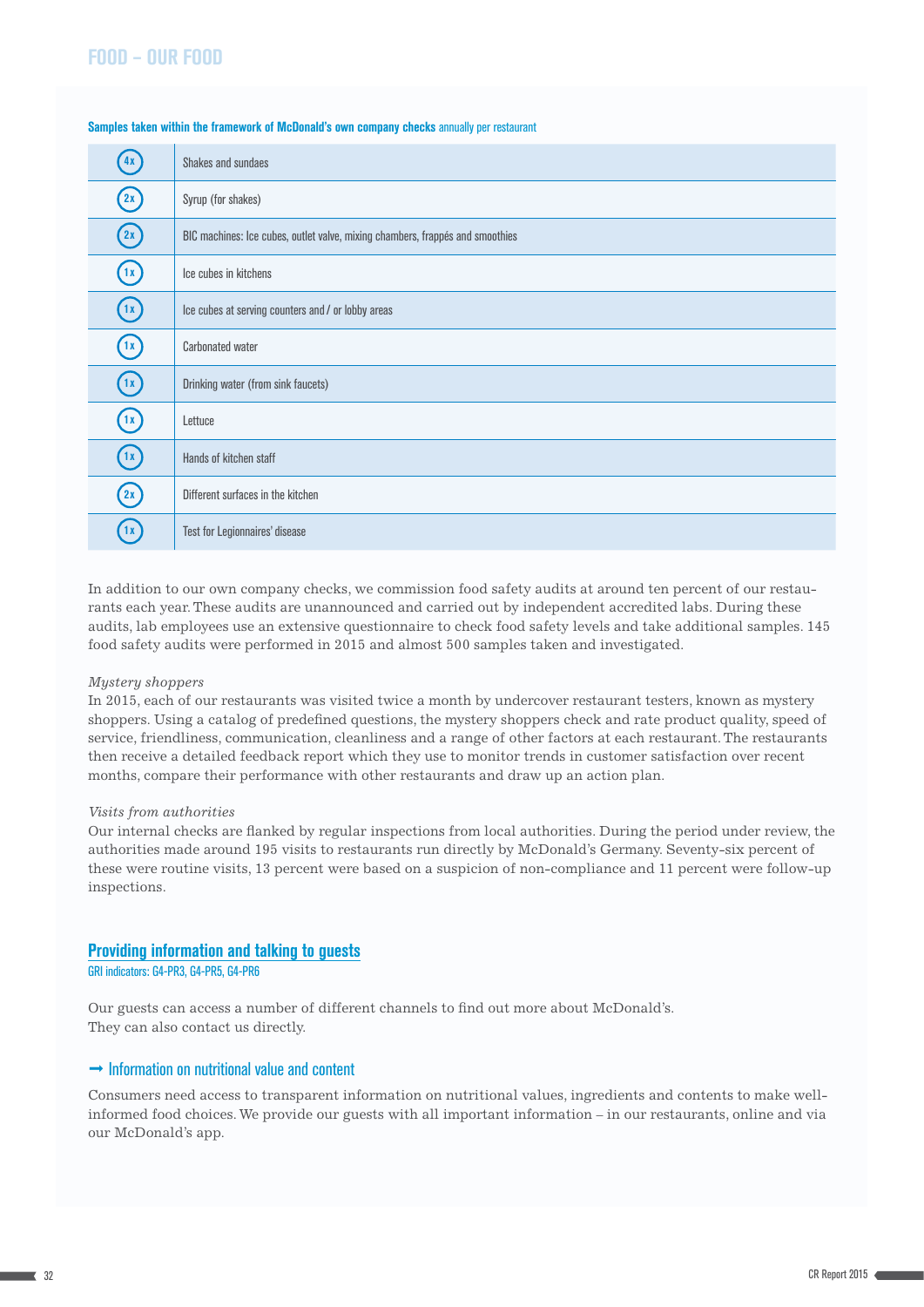# FOOD – OUR FOOD

**Samples taken within the framework of McDonald's own company checks** annually per restaurant

| Frequency | Sample |
|---|---|
| 4 x | Shakes and sundaes |
| 2 x | Syrup (for shakes) |
| 2 x | BIC machines: Ice cubes, outlet valve, mixing chambers, frappés and smoothies |
| 1 x | Ice cubes in kitchens |
| 1 x | Ice cubes at serving counters and / or lobby areas |
| 1 x | Carbonated water |
| 1 x | Drinking water (from sink faucets) |
| 1 x | Lettuce |
| 1 x | Hands of kitchen staff |
| 2 x | Different surfaces in the kitchen |
| 1 x | Test for Legionnaires' disease |

In addition to our own company checks, we commission food safety audits at around ten percent of our restaurants each year. These audits are unannounced and carried out by independent accredited labs. During these audits, lab employees use an extensive questionnaire to check food safety levels and take additional samples. 145 food safety audits were performed in 2015 and almost 500 samples taken and investigated.

*Mystery shoppers*
In 2015, each of our restaurants was visited twice a month by undercover restaurant testers, known as mystery shoppers. Using a catalog of predefined questions, the mystery shoppers check and rate product quality, speed of service, friendliness, communication, cleanliness and a range of other factors at each restaurant. The restaurants then receive a detailed feedback report which they use to monitor trends in customer satisfaction over recent months, compare their performance with other restaurants and draw up an action plan.

*Visits from authorities*
Our internal checks are flanked by regular inspections from local authorities. During the period under review, the authorities made around 195 visits to restaurants run directly by McDonald's Germany. Seventy-six percent of these were routine visits, 13 percent were based on a suspicion of non-compliance and 11 percent were follow-up inspections.

## Providing information and talking to guests

GRI indicators: G4-PR3, G4-PR5, G4-PR6

Our guests can access a number of different channels to find out more about McDonald's.
They can also contact us directly.

### → Information on nutritional value and content

Consumers need access to transparent information on nutritional values, ingredients and contents to make well-informed food choices. We provide our guests with all important information – in our restaurants, online and via our McDonald's app.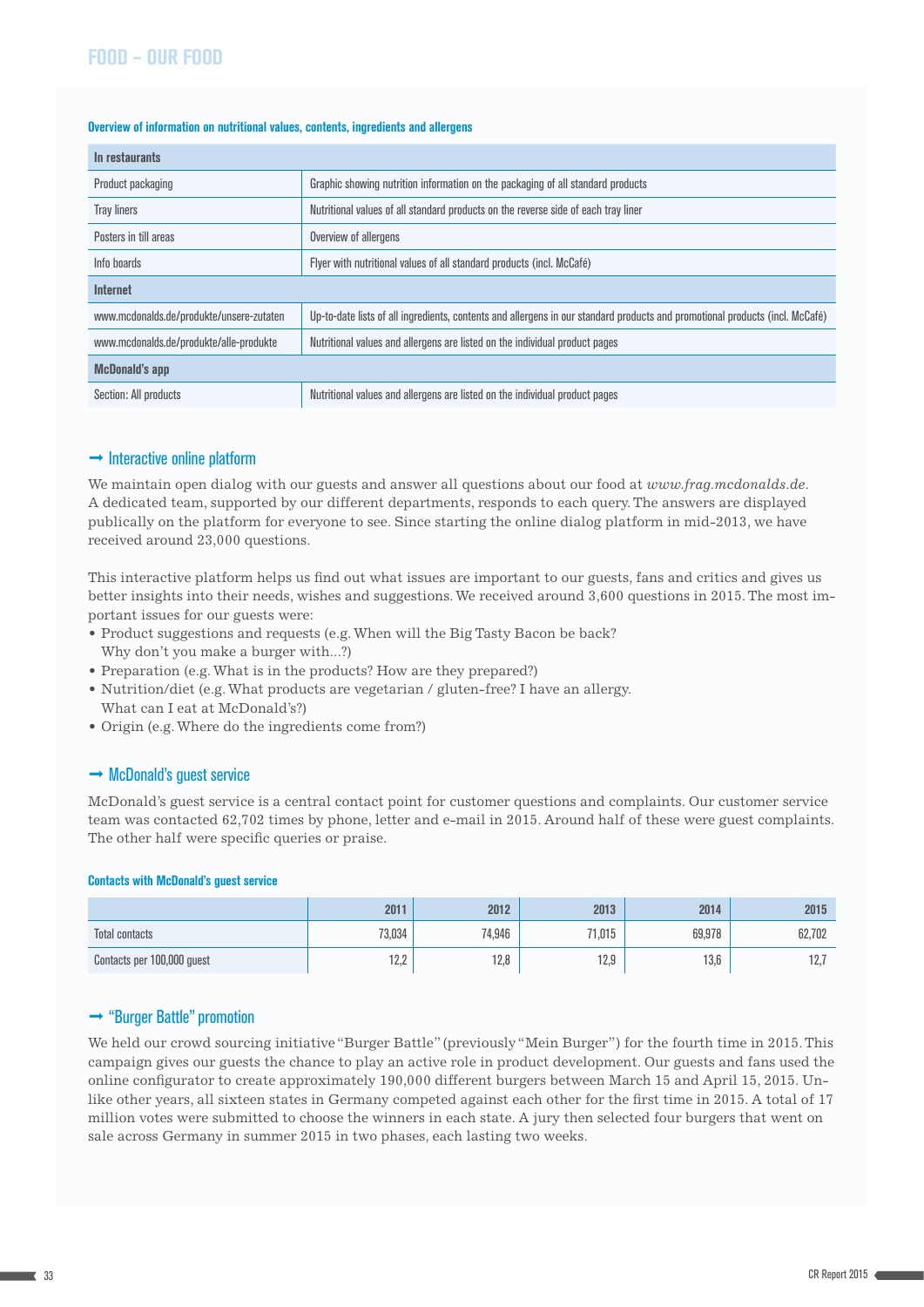## FOOD – OUR FOOD

**Overview of information on nutritional values, contents, ingredients and allergens**

| **In restaurants** | |
|---|---|
| Product packaging | Graphic showing nutrition information on the packaging of all standard products |
| Tray liners | Nutritional values of all standard products on the reverse side of each tray liner |
| Posters in till areas | Overview of allergens |
| Info boards | Flyer with nutritional values of all standard products (incl. McCafé) |
| **Internet** | |
| www.mcdonalds.de/produkte/unsere-zutaten | Up-to-date lists of all ingredients, contents and allergens in our standard products and promotional products (incl. McCafé) |
| www.mcdonalds.de/produkte/alle-produkte | Nutritional values and allergens are listed on the individual product pages |
| **McDonald's app** | |
| Section: All products | Nutritional values and allergens are listed on the individual product pages |

### → Interactive online platform

We maintain open dialog with our guests and answer all questions about our food at *www.frag.mcdonalds.de*. A dedicated team, supported by our different departments, responds to each query. The answers are displayed publically on the platform for everyone to see. Since starting the online dialog platform in mid-2013, we have received around 23,000 questions.

This interactive platform helps us find out what issues are important to our guests, fans and critics and gives us better insights into their needs, wishes and suggestions. We received around 3,600 questions in 2015. The most important issues for our guests were:

- Product suggestions and requests (e.g. When will the Big Tasty Bacon be back? Why don't you make a burger with...?)
- Preparation (e.g. What is in the products? How are they prepared?)
- Nutrition/diet (e.g. What products are vegetarian / gluten-free? I have an allergy. What can I eat at McDonald's?)
- Origin (e.g. Where do the ingredients come from?)

### → McDonald's guest service

McDonald's guest service is a central contact point for customer questions and complaints. Our customer service team was contacted 62,702 times by phone, letter and e-mail in 2015. Around half of these were guest complaints. The other half were specific queries or praise.

**Contacts with McDonald's guest service**

| | 2011 | 2012 | 2013 | 2014 | 2015 |
|---|---|---|---|---|---|
| Total contacts | 73,034 | 74,946 | 71,015 | 69,978 | 62,702 |
| Contacts per 100,000 guest | 12,2 | 12,8 | 12,9 | 13,6 | 12,7 |

### → "Burger Battle" promotion

We held our crowd sourcing initiative "Burger Battle" (previously "Mein Burger") for the fourth time in 2015. This campaign gives our guests the chance to play an active role in product development. Our guests and fans used the online configurator to create approximately 190,000 different burgers between March 15 and April 15, 2015. Unlike other years, all sixteen states in Germany competed against each other for the first time in 2015. A total of 17 million votes were submitted to choose the winners in each state. A jury then selected four burgers that went on sale across Germany in summer 2015 in two phases, each lasting two weeks.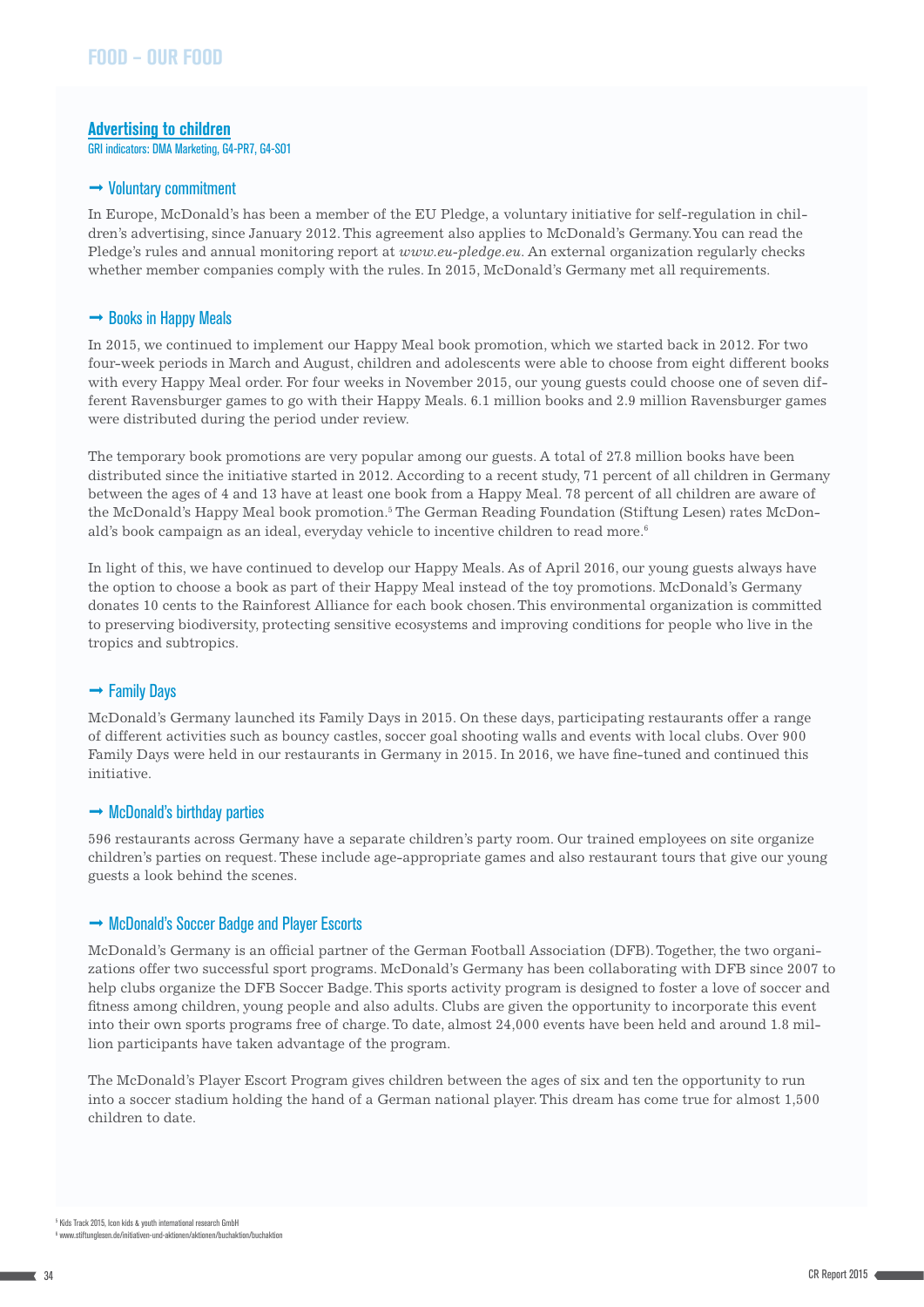# FOOD – OUR FOOD

## Advertising to children

GRI indicators: DMA Marketing, G4-PR7, G4-SO1

### → Voluntary commitment

In Europe, McDonald's has been a member of the EU Pledge, a voluntary initiative for self-regulation in children's advertising, since January 2012. This agreement also applies to McDonald's Germany. You can read the Pledge's rules and annual monitoring report at *www.eu-pledge.eu*. An external organization regularly checks whether member companies comply with the rules. In 2015, McDonald's Germany met all requirements.

### → Books in Happy Meals

In 2015, we continued to implement our Happy Meal book promotion, which we started back in 2012. For two four-week periods in March and August, children and adolescents were able to choose from eight different books with every Happy Meal order. For four weeks in November 2015, our young guests could choose one of seven different Ravensburger games to go with their Happy Meals. 6.1 million books and 2.9 million Ravensburger games were distributed during the period under review.

The temporary book promotions are very popular among our guests. A total of 27.8 million books have been distributed since the initiative started in 2012. According to a recent study, 71 percent of all children in Germany between the ages of 4 and 13 have at least one book from a Happy Meal. 78 percent of all children are aware of the McDonald's Happy Meal book promotion.[5] The German Reading Foundation (Stiftung Lesen) rates McDonald's book campaign as an ideal, everyday vehicle to incentive children to read more.[6]

In light of this, we have continued to develop our Happy Meals. As of April 2016, our young guests always have the option to choose a book as part of their Happy Meal instead of the toy promotions. McDonald's Germany donates 10 cents to the Rainforest Alliance for each book chosen. This environmental organization is committed to preserving biodiversity, protecting sensitive ecosystems and improving conditions for people who live in the tropics and subtropics.

### → Family Days

McDonald's Germany launched its Family Days in 2015. On these days, participating restaurants offer a range of different activities such as bouncy castles, soccer goal shooting walls and events with local clubs. Over 900 Family Days were held in our restaurants in Germany in 2015. In 2016, we have fine-tuned and continued this initiative.

### → McDonald's birthday parties

596 restaurants across Germany have a separate children's party room. Our trained employees on site organize children's parties on request. These include age-appropriate games and also restaurant tours that give our young guests a look behind the scenes.

### → McDonald's Soccer Badge and Player Escorts

McDonald's Germany is an official partner of the German Football Association (DFB). Together, the two organizations offer two successful sport programs. McDonald's Germany has been collaborating with DFB since 2007 to help clubs organize the DFB Soccer Badge. This sports activity program is designed to foster a love of soccer and fitness among children, young people and also adults. Clubs are given the opportunity to incorporate this event into their own sports programs free of charge. To date, almost 24,000 events have been held and around 1.8 million participants have taken advantage of the program.

The McDonald's Player Escort Program gives children between the ages of six and ten the opportunity to run into a soccer stadium holding the hand of a German national player. This dream has come true for almost 1,500 children to date.

[5] Kids Track 2015, Icon kids & youth international research GmbH
[6] www.stiftunglesen.de/initiativen-und-aktionen/aktionen/buchaktion/buchaktion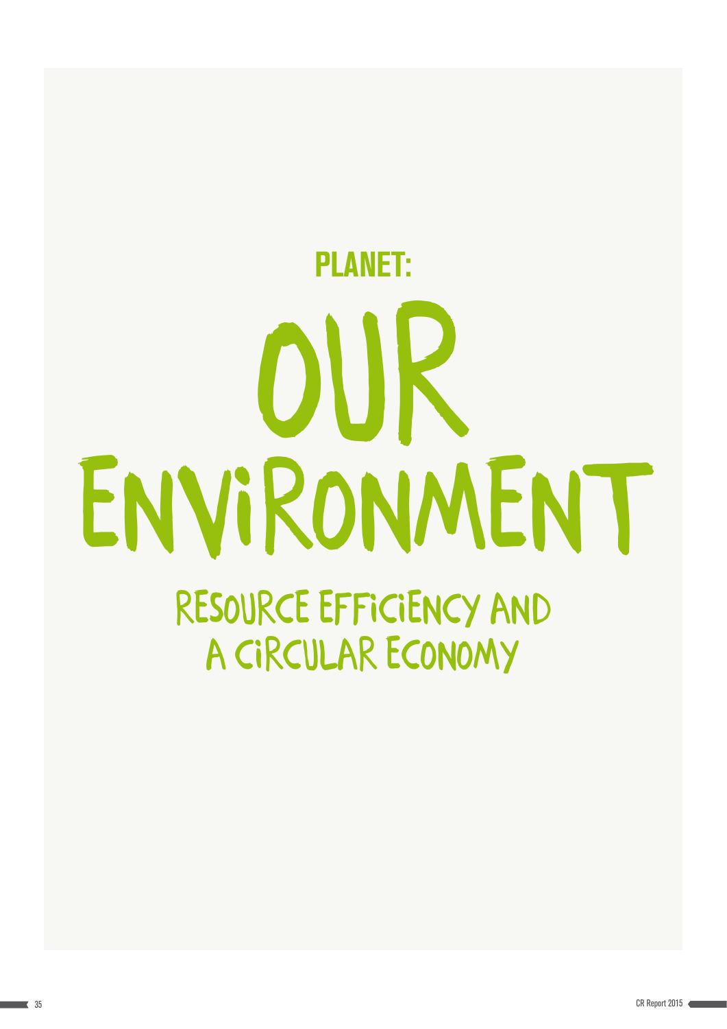## PLANET:

# OUR ENVIRONMENT

## RESOURCE EFFICIENCY AND A CIRCULAR ECONOMY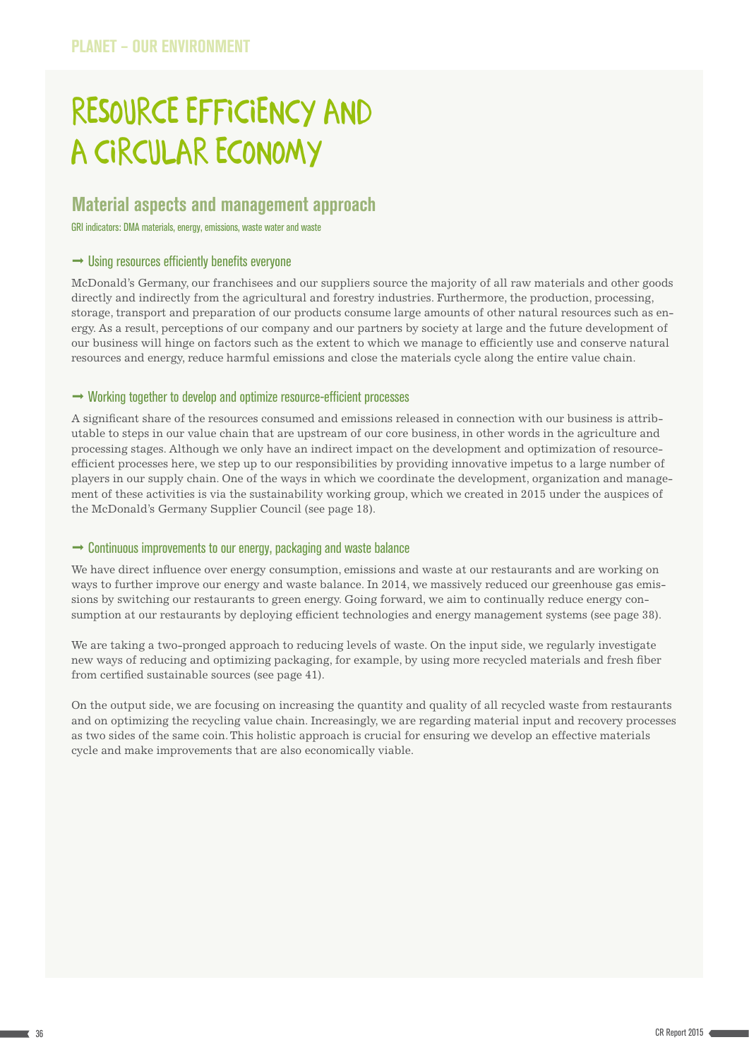# RESOURCE EFFICIENCY AND A CIRCULAR ECONOMY

## Material aspects and management approach

GRI indicators: DMA materials, energy, emissions, waste water and waste

### → Using resources efficiently benefits everyone

McDonald's Germany, our franchisees and our suppliers source the majority of all raw materials and other goods directly and indirectly from the agricultural and forestry industries. Furthermore, the production, processing, storage, transport and preparation of our products consume large amounts of other natural resources such as energy. As a result, perceptions of our company and our partners by society at large and the future development of our business will hinge on factors such as the extent to which we manage to efficiently use and conserve natural resources and energy, reduce harmful emissions and close the materials cycle along the entire value chain.

### → Working together to develop and optimize resource-efficient processes

A significant share of the resources consumed and emissions released in connection with our business is attributable to steps in our value chain that are upstream of our core business, in other words in the agriculture and processing stages. Although we only have an indirect impact on the development and optimization of resource-efficient processes here, we step up to our responsibilities by providing innovative impetus to a large number of players in our supply chain. One of the ways in which we coordinate the development, organization and management of these activities is via the sustainability working group, which we created in 2015 under the auspices of the McDonald's Germany Supplier Council (see page 18).

### → Continuous improvements to our energy, packaging and waste balance

We have direct influence over energy consumption, emissions and waste at our restaurants and are working on ways to further improve our energy and waste balance. In 2014, we massively reduced our greenhouse gas emissions by switching our restaurants to green energy. Going forward, we aim to continually reduce energy consumption at our restaurants by deploying efficient technologies and energy management systems (see page 38).

We are taking a two-pronged approach to reducing levels of waste. On the input side, we regularly investigate new ways of reducing and optimizing packaging, for example, by using more recycled materials and fresh fiber from certified sustainable sources (see page 41).

On the output side, we are focusing on increasing the quantity and quality of all recycled waste from restaurants and on optimizing the recycling value chain. Increasingly, we are regarding material input and recovery processes as two sides of the same coin. This holistic approach is crucial for ensuring we develop an effective materials cycle and make improvements that are also economically viable.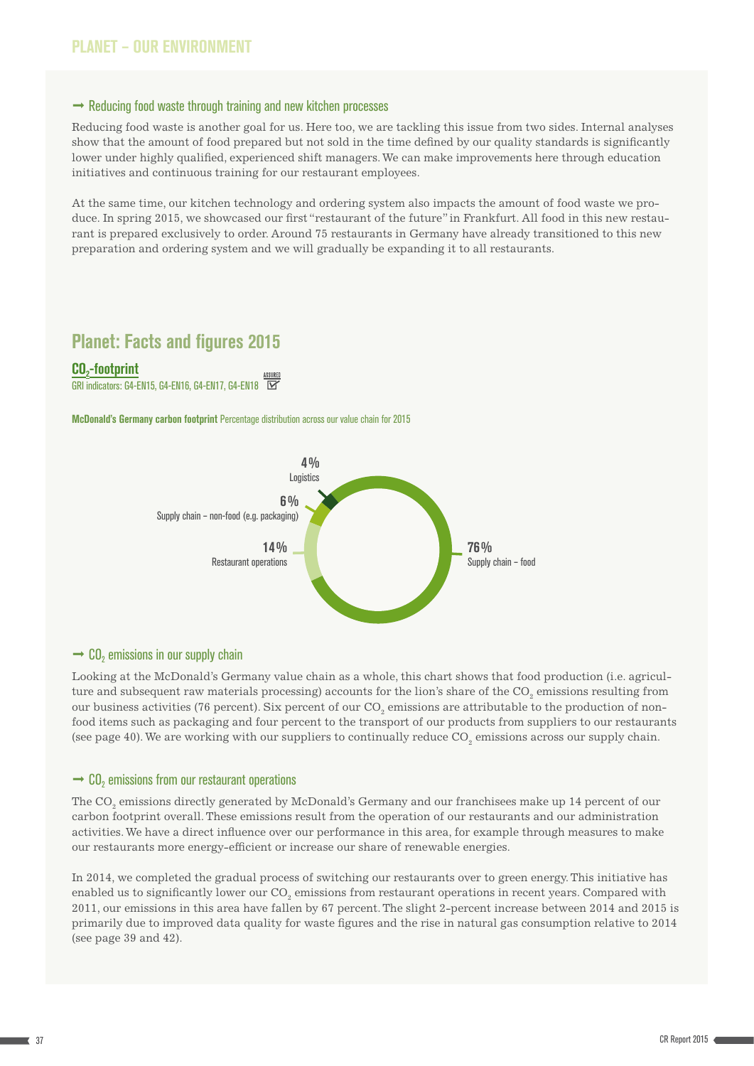## PLANET – OUR ENVIRONMENT

### → Reducing food waste through training and new kitchen processes

Reducing food waste is another goal for us. Here too, we are tackling this issue from two sides. Internal analyses show that the amount of food prepared but not sold in the time defined by our quality standards is significantly lower under highly qualified, experienced shift managers. We can make improvements here through education initiatives and continuous training for our restaurant employees.

At the same time, our kitchen technology and ordering system also impacts the amount of food waste we produce. In spring 2015, we showcased our first "restaurant of the future" in Frankfurt. All food in this new restaurant is prepared exclusively to order. Around 75 restaurants in Germany have already transitioned to this new preparation and ordering system and we will gradually be expanding it to all restaurants.

## Planet: Facts and figures 2015

### $CO_2$-footprint

GRI indicators: G4-EN15, G4-EN16, G4-EN17, G4-EN18 ASSURED

**McDonald's Germany carbon footprint** Percentage distribution across our value chain for 2015

- 76% Supply chain – food
- 14% Restaurant operations
- 6% Supply chain – non-food (e.g. packaging)
- 4% Logistics

### → $CO_2$ emissions in our supply chain

Looking at the McDonald's Germany value chain as a whole, this chart shows that food production (i.e. agriculture and subsequent raw materials processing) accounts for the lion's share of the $CO_2$ emissions resulting from our business activities (76 percent). Six percent of our $CO_2$ emissions are attributable to the production of non-food items such as packaging and four percent to the transport of our products from suppliers to our restaurants (see page 40). We are working with our suppliers to continually reduce $CO_2$ emissions across our supply chain.

### → $CO_2$ emissions from our restaurant operations

The $CO_2$ emissions directly generated by McDonald's Germany and our franchisees make up 14 percent of our carbon footprint overall. These emissions result from the operation of our restaurants and our administration activities. We have a direct influence over our performance in this area, for example through measures to make our restaurants more energy-efficient or increase our share of renewable energies.

In 2014, we completed the gradual process of switching our restaurants over to green energy. This initiative has enabled us to significantly lower our $CO_2$ emissions from restaurant operations in recent years. Compared with 2011, our emissions in this area have fallen by 67 percent. The slight 2-percent increase between 2014 and 2015 is primarily due to improved data quality for waste figures and the rise in natural gas consumption relative to 2014 (see page 39 and 42).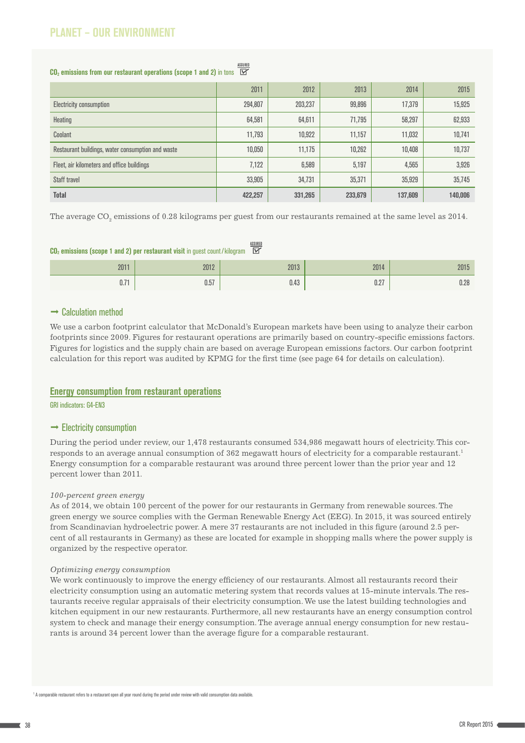## PLANET – OUR ENVIRONMENT

**$CO_2$ emissions from our restaurant operations (scope 1 and 2)** in tons (ASSURED)

| | 2011 | 2012 | 2013 | 2014 | 2015 |
|---|---|---|---|---|---|
| Electricity consumption | 294,807 | 203,237 | 99,896 | 17,379 | 15,925 |
| Heating | 64,581 | 64,611 | 71,795 | 58,297 | 62,933 |
| Coolant | 11,793 | 10,922 | 11,157 | 11,032 | 10,741 |
| Restaurant buildings, water consumption and waste | 10,050 | 11,175 | 10,262 | 10,408 | 10,737 |
| Fleet, air kilometers and office buildings | 7,122 | 6,589 | 5,197 | 4,565 | 3,926 |
| Staff travel | 33,905 | 34,731 | 35,371 | 35,929 | 35,745 |
| **Total** | **422,257** | **331,265** | **233,679** | **137,609** | **140,006** |

The average $CO_2$ emissions of 0.28 kilograms per guest from our restaurants remained at the same level as 2014.

**$CO_2$ emissions (scope 1 and 2) per restaurant visit** in guest count/kilogram (ASSURED)

| 2011 | 2012 | 2013 | 2014 | 2015 |
|---|---|---|---|---|
| 0.71 | 0.57 | 0.43 | 0.27 | 0.28 |

### → Calculation method

We use a carbon footprint calculator that McDonald's European markets have been using to analyze their carbon footprints since 2009. Figures for restaurant operations are primarily based on country-specific emissions factors. Figures for logistics and the supply chain are based on average European emissions factors. Our carbon footprint calculation for this report was audited by KPMG for the first time (see page 64 for details on calculation).

## Energy consumption from restaurant operations

GRI indicators: G4-EN3

### → Electricity consumption

During the period under review, our 1,478 restaurants consumed 534,986 megawatt hours of electricity. This corresponds to an average annual consumption of 362 megawatt hours of electricity for a comparable restaurant.[1] Energy consumption for a comparable restaurant was around three percent lower than the prior year and 12 percent lower than 2011.

*100-percent green energy*

As of 2014, we obtain 100 percent of the power for our restaurants in Germany from renewable sources. The green energy we source complies with the German Renewable Energy Act (EEG). In 2015, it was sourced entirely from Scandinavian hydroelectric power. A mere 37 restaurants are not included in this figure (around 2.5 percent of all restaurants in Germany) as these are located for example in shopping malls where the power supply is organized by the respective operator.

*Optimizing energy consumption*

We work continuously to improve the energy efficiency of our restaurants. Almost all restaurants record their electricity consumption using an automatic metering system that records values at 15-minute intervals. The restaurants receive regular appraisals of their electricity consumption. We use the latest building technologies and kitchen equipment in our new restaurants. Furthermore, all new restaurants have an energy consumption control system to check and manage their energy consumption. The average annual energy consumption for new restaurants is around 34 percent lower than the average figure for a comparable restaurant.

[1] A comparable restaurant refers to a restaurant open all year round during the period under review with valid consumption data available.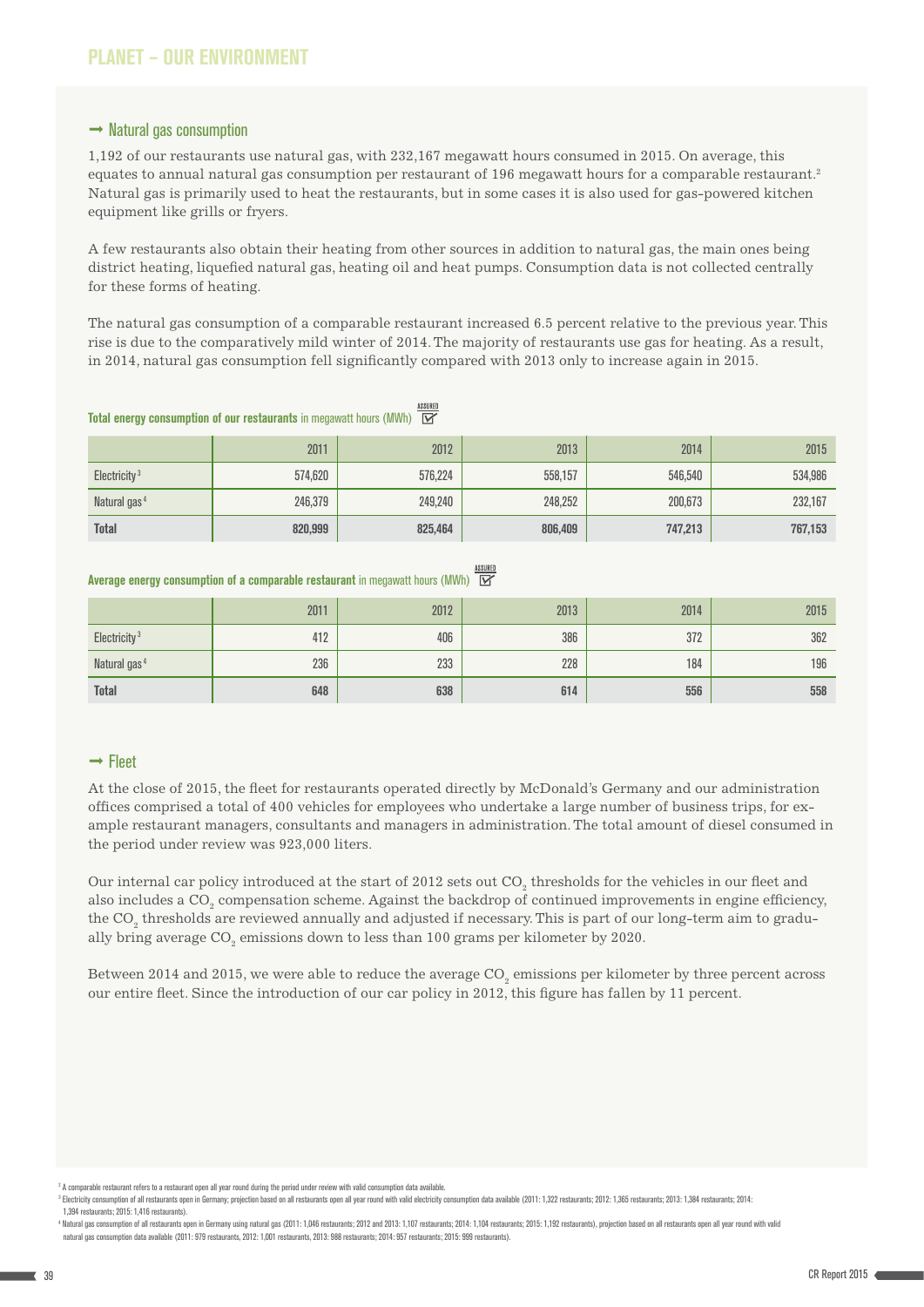## PLANET – OUR ENVIRONMENT

### → Natural gas consumption

1,192 of our restaurants use natural gas, with 232,167 megawatt hours consumed in 2015. On average, this equates to annual natural gas consumption per restaurant of 196 megawatt hours for a comparable restaurant.[2] Natural gas is primarily used to heat the restaurants, but in some cases it is also used for gas-powered kitchen equipment like grills or fryers.

A few restaurants also obtain their heating from other sources in addition to natural gas, the main ones being district heating, liquefied natural gas, heating oil and heat pumps. Consumption data is not collected centrally for these forms of heating.

The natural gas consumption of a comparable restaurant increased 6.5 percent relative to the previous year. This rise is due to the comparatively mild winter of 2014. The majority of restaurants use gas for heating. As a result, in 2014, natural gas consumption fell significantly compared with 2013 only to increase again in 2015.

**Total energy consumption of our restaurants** in megawatt hours (MWh) ASSURED

| | 2011 | 2012 | 2013 | 2014 | 2015 |
|---|---|---|---|---|---|
| Electricity[3] | 574,620 | 576,224 | 558,157 | 546,540 | 534,986 |
| Natural gas[4] | 246,379 | 249,240 | 248,252 | 200,673 | 232,167 |
| **Total** | **820,999** | **825,464** | **806,409** | **747,213** | **767,153** |

**Average energy consumption of a comparable restaurant** in megawatt hours (MWh) ASSURED

| | 2011 | 2012 | 2013 | 2014 | 2015 |
|---|---|---|---|---|---|
| Electricity[3] | 412 | 406 | 386 | 372 | 362 |
| Natural gas[4] | 236 | 233 | 228 | 184 | 196 |
| **Total** | **648** | **638** | **614** | **556** | **558** |

### → Fleet

At the close of 2015, the fleet for restaurants operated directly by McDonald's Germany and our administration offices comprised a total of 400 vehicles for employees who undertake a large number of business trips, for example restaurant managers, consultants and managers in administration. The total amount of diesel consumed in the period under review was 923,000 liters.

Our internal car policy introduced at the start of 2012 sets out $CO_2$ thresholds for the vehicles in our fleet and also includes a $CO_2$ compensation scheme. Against the backdrop of continued improvements in engine efficiency, the $CO_2$ thresholds are reviewed annually and adjusted if necessary. This is part of our long-term aim to gradually bring average $CO_2$ emissions down to less than 100 grams per kilometer by 2020.

Between 2014 and 2015, we were able to reduce the average $CO_2$ emissions per kilometer by three percent across our entire fleet. Since the introduction of our car policy in 2012, this figure has fallen by 11 percent.

---

[2] A comparable restaurant refers to a restaurant open all year round during the period under review with valid consumption data available.

[3] Electricity consumption of all restaurants open in Germany; projection based on all restaurants open all year round with valid electricity consumption data available (2011: 1,322 restaurants; 2012: 1,365 restaurants; 2013: 1,384 restaurants; 2014: 1,394 restaurants; 2015: 1,416 restaurants).

[4] Natural gas consumption of all restaurants open in Germany using natural gas (2011: 1,046 restaurants; 2012 and 2013: 1,107 restaurants; 2014: 1,104 restaurants; 2015: 1,192 restaurants), projection based on all restaurants open all year round with valid natural gas consumption data available (2011: 979 restaurants, 2012: 1,001 restaurants, 2013: 988 restaurants; 2014: 957 restaurants; 2015: 999 restaurants).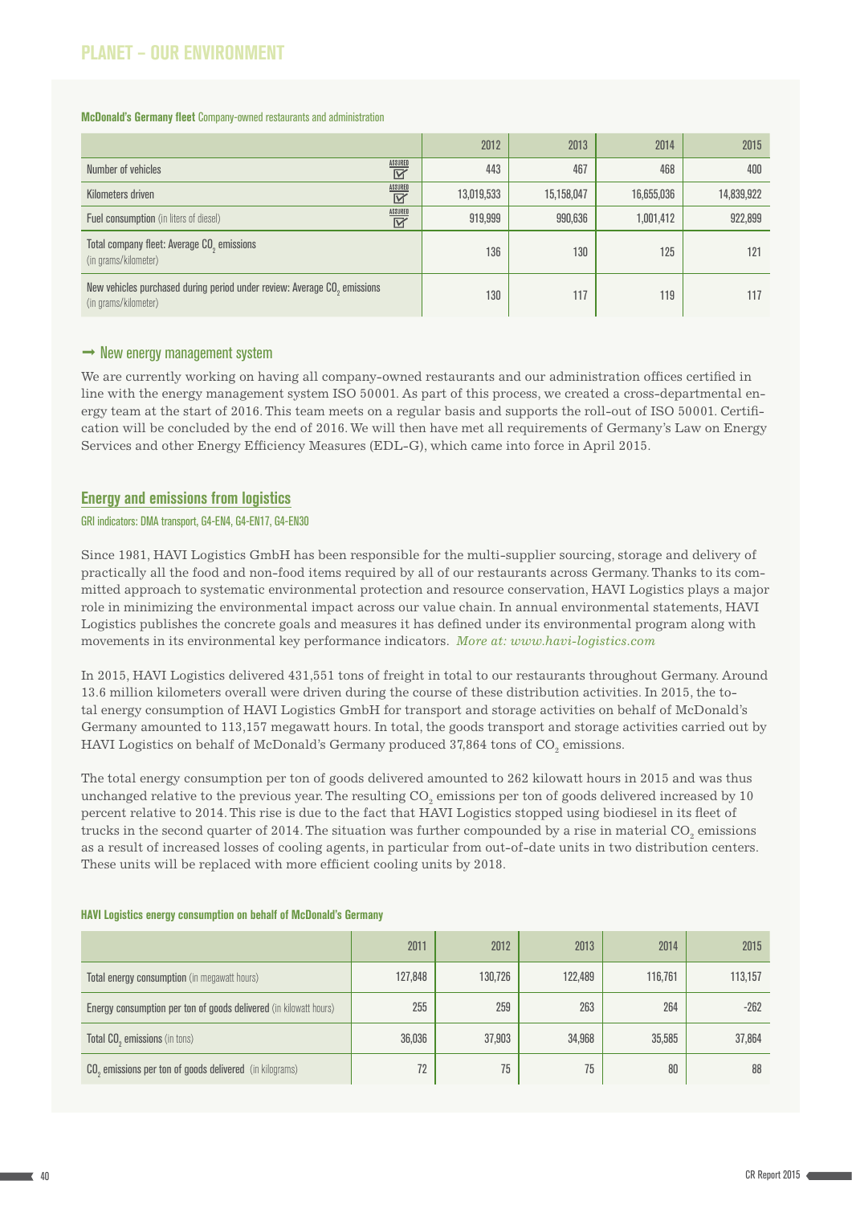# PLANET – OUR ENVIRONMENT

**McDonald's Germany fleet** Company-owned restaurants and administration

| | 2012 | 2013 | 2014 | 2015 |
|---|---|---|---|---|
| Number of vehicles (ASSURED) | 443 | 467 | 468 | 400 |
| Kilometers driven (ASSURED) | 13,019,533 | 15,158,047 | 16,655,036 | 14,839,922 |
| Fuel consumption (in liters of diesel) (ASSURED) | 919,999 | 990,636 | 1,001,412 | 922,899 |
| Total company fleet: Average $CO_2$ emissions (in grams/kilometer) | 136 | 130 | 125 | 121 |
| New vehicles purchased during period under review: Average $CO_2$ emissions (in grams/kilometer) | 130 | 117 | 119 | 117 |

### → New energy management system

We are currently working on having all company-owned restaurants and our administration offices certified in line with the energy management system ISO 50001. As part of this process, we created a cross-departmental energy team at the start of 2016. This team meets on a regular basis and supports the roll-out of ISO 50001. Certification will be concluded by the end of 2016. We will then have met all requirements of Germany's Law on Energy Services and other Energy Efficiency Measures (EDL-G), which came into force in April 2015.

## Energy and emissions from logistics

GRI indicators: DMA transport, G4-EN4, G4-EN17, G4-EN30

Since 1981, HAVI Logistics GmbH has been responsible for the multi-supplier sourcing, storage and delivery of practically all the food and non-food items required by all of our restaurants across Germany. Thanks to its committed approach to systematic environmental protection and resource conservation, HAVI Logistics plays a major role in minimizing the environmental impact across our value chain. In annual environmental statements, HAVI Logistics publishes the concrete goals and measures it has defined under its environmental program along with movements in its environmental key performance indicators. *More at: www.havi-logistics.com*

In 2015, HAVI Logistics delivered 431,551 tons of freight in total to our restaurants throughout Germany. Around 13.6 million kilometers overall were driven during the course of these distribution activities. In 2015, the total energy consumption of HAVI Logistics GmbH for transport and storage activities on behalf of McDonald's Germany amounted to 113,157 megawatt hours. In total, the goods transport and storage activities carried out by HAVI Logistics on behalf of McDonald's Germany produced 37,864 tons of $CO_2$ emissions.

The total energy consumption per ton of goods delivered amounted to 262 kilowatt hours in 2015 and was thus unchanged relative to the previous year. The resulting $CO_2$ emissions per ton of goods delivered increased by 10 percent relative to 2014. This rise is due to the fact that HAVI Logistics stopped using biodiesel in its fleet of trucks in the second quarter of 2014. The situation was further compounded by a rise in material $CO_2$ emissions as a result of increased losses of cooling agents, in particular from out-of-date units in two distribution centers. These units will be replaced with more efficient cooling units by 2018.

**HAVI Logistics energy consumption on behalf of McDonald's Germany**

| | 2011 | 2012 | 2013 | 2014 | 2015 |
|---|---|---|---|---|---|
| Total energy consumption (in megawatt hours) | 127,848 | 130,726 | 122,489 | 116,761 | 113,157 |
| Energy consumption per ton of goods delivered (in kilowatt hours) | 255 | 259 | 263 | 264 | -262 |
| Total $CO_2$ emissions (in tons) | 36,036 | 37,903 | 34,968 | 35,585 | 37,864 |
| $CO_2$ emissions per ton of goods delivered (in kilograms) | 72 | 75 | 75 | 80 | 88 |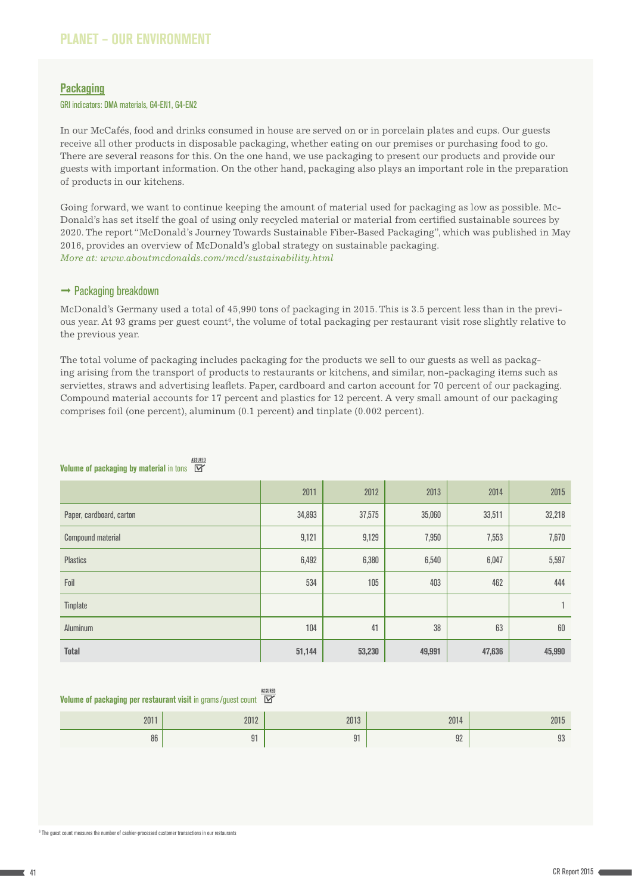## PLANET – OUR ENVIRONMENT

### Packaging

GRI indicators: DMA materials, G4-EN1, G4-EN2

In our McCafés, food and drinks consumed in house are served on or in porcelain plates and cups. Our guests receive all other products in disposable packaging, whether eating on our premises or purchasing food to go. There are several reasons for this. On the one hand, we use packaging to present our products and provide our guests with important information. On the other hand, packaging also plays an important role in the preparation of products in our kitchens.

Going forward, we want to continue keeping the amount of material used for packaging as low as possible. McDonald's has set itself the goal of using only recycled material or material from certified sustainable sources by 2020. The report "McDonald's Journey Towards Sustainable Fiber-Based Packaging", which was published in May 2016, provides an overview of McDonald's global strategy on sustainable packaging.
*More at: www.aboutmcdonalds.com/mcd/sustainability.html*

#### → Packaging breakdown

McDonald's Germany used a total of 45,990 tons of packaging in 2015. This is 3.5 percent less than in the previous year. At 93 grams per guest count[6], the volume of total packaging per restaurant visit rose slightly relative to the previous year.

The total volume of packaging includes packaging for the products we sell to our guests as well as packaging arising from the transport of products to restaurants or kitchens, and similar, non-packaging items such as serviettes, straws and advertising leaflets. Paper, cardboard and carton account for 70 percent of our packaging. Compound material accounts for 17 percent and plastics for 12 percent. A very small amount of our packaging comprises foil (one percent), aluminum (0.1 percent) and tinplate (0.002 percent).

**Volume of packaging by material** in tons (ASSURED)

| | 2011 | 2012 | 2013 | 2014 | 2015 |
|---|---|---|---|---|---|
| Paper, cardboard, carton | 34,893 | 37,575 | 35,060 | 33,511 | 32,218 |
| Compound material | 9,121 | 9,129 | 7,950 | 7,553 | 7,670 |
| Plastics | 6,492 | 6,380 | 6,540 | 6,047 | 5,597 |
| Foil | 534 | 105 | 403 | 462 | 444 |
| Tinplate | | | | | 1 |
| Aluminum | 104 | 41 | 38 | 63 | 60 |
| **Total** | **51,144** | **53,230** | **49,991** | **47,636** | **45,990** |

**Volume of packaging per restaurant visit** in grams/guest count (ASSURED)

| 2011 | 2012 | 2013 | 2014 | 2015 |
|---|---|---|---|---|
| 86 | 91 | 91 | 92 | 93 |

[6] The guest count measures the number of cashier-processed customer transactions in our restaurants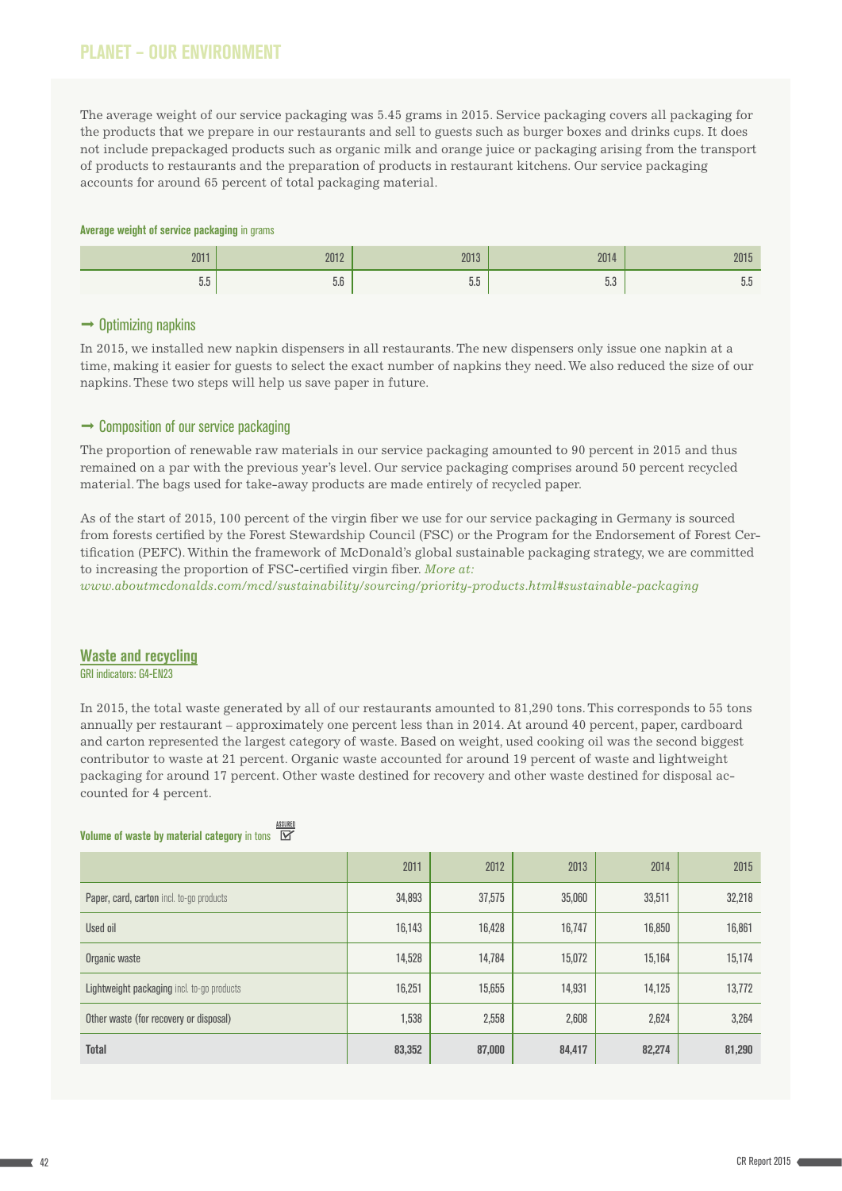## PLANET – OUR ENVIRONMENT

The average weight of our service packaging was 5.45 grams in 2015. Service packaging covers all packaging for the products that we prepare in our restaurants and sell to guests such as burger boxes and drinks cups. It does not include prepackaged products such as organic milk and orange juice or packaging arising from the transport of products to restaurants and the preparation of products in restaurant kitchens. Our service packaging accounts for around 65 percent of total packaging material.

**Average weight of service packaging** in grams

| 2011 | 2012 | 2013 | 2014 | 2015 |
|---|---|---|---|---|
| 5.5 | 5.6 | 5.5 | 5.3 | 5.5 |

### → Optimizing napkins

In 2015, we installed new napkin dispensers in all restaurants. The new dispensers only issue one napkin at a time, making it easier for guests to select the exact number of napkins they need. We also reduced the size of our napkins. These two steps will help us save paper in future.

### → Composition of our service packaging

The proportion of renewable raw materials in our service packaging amounted to 90 percent in 2015 and thus remained on a par with the previous year's level. Our service packaging comprises around 50 percent recycled material. The bags used for take-away products are made entirely of recycled paper.

As of the start of 2015, 100 percent of the virgin fiber we use for our service packaging in Germany is sourced from forests certified by the Forest Stewardship Council (FSC) or the Program for the Endorsement of Forest Certification (PEFC). Within the framework of McDonald's global sustainable packaging strategy, we are committed to increasing the proportion of FSC-certified virgin fiber. *More at: www.aboutmcdonalds.com/mcd/sustainability/sourcing/priority-products.html#sustainable-packaging*

## Waste and recycling

GRI indicators: G4-EN23

In 2015, the total waste generated by all of our restaurants amounted to 81,290 tons. This corresponds to 55 tons annually per restaurant – approximately one percent less than in 2014. At around 40 percent, paper, cardboard and carton represented the largest category of waste. Based on weight, used cooking oil was the second biggest contributor to waste at 21 percent. Organic waste accounted for around 19 percent of waste and lightweight packaging for around 17 percent. Other waste destined for recovery and other waste destined for disposal accounted for 4 percent.

**Volume of waste by material category** in tons (ASSURED)

| | 2011 | 2012 | 2013 | 2014 | 2015 |
|---|---|---|---|---|---|
| Paper, card, carton incl. to-go products | 34,893 | 37,575 | 35,060 | 33,511 | 32,218 |
| Used oil | 16,143 | 16,428 | 16,747 | 16,850 | 16,861 |
| Organic waste | 14,528 | 14,784 | 15,072 | 15,164 | 15,174 |
| Lightweight packaging incl. to-go products | 16,251 | 15,655 | 14,931 | 14,125 | 13,772 |
| Other waste (for recovery or disposal) | 1,538 | 2,558 | 2,608 | 2,624 | 3,264 |
| **Total** | **83,352** | **87,000** | **84,417** | **82,274** | **81,290** |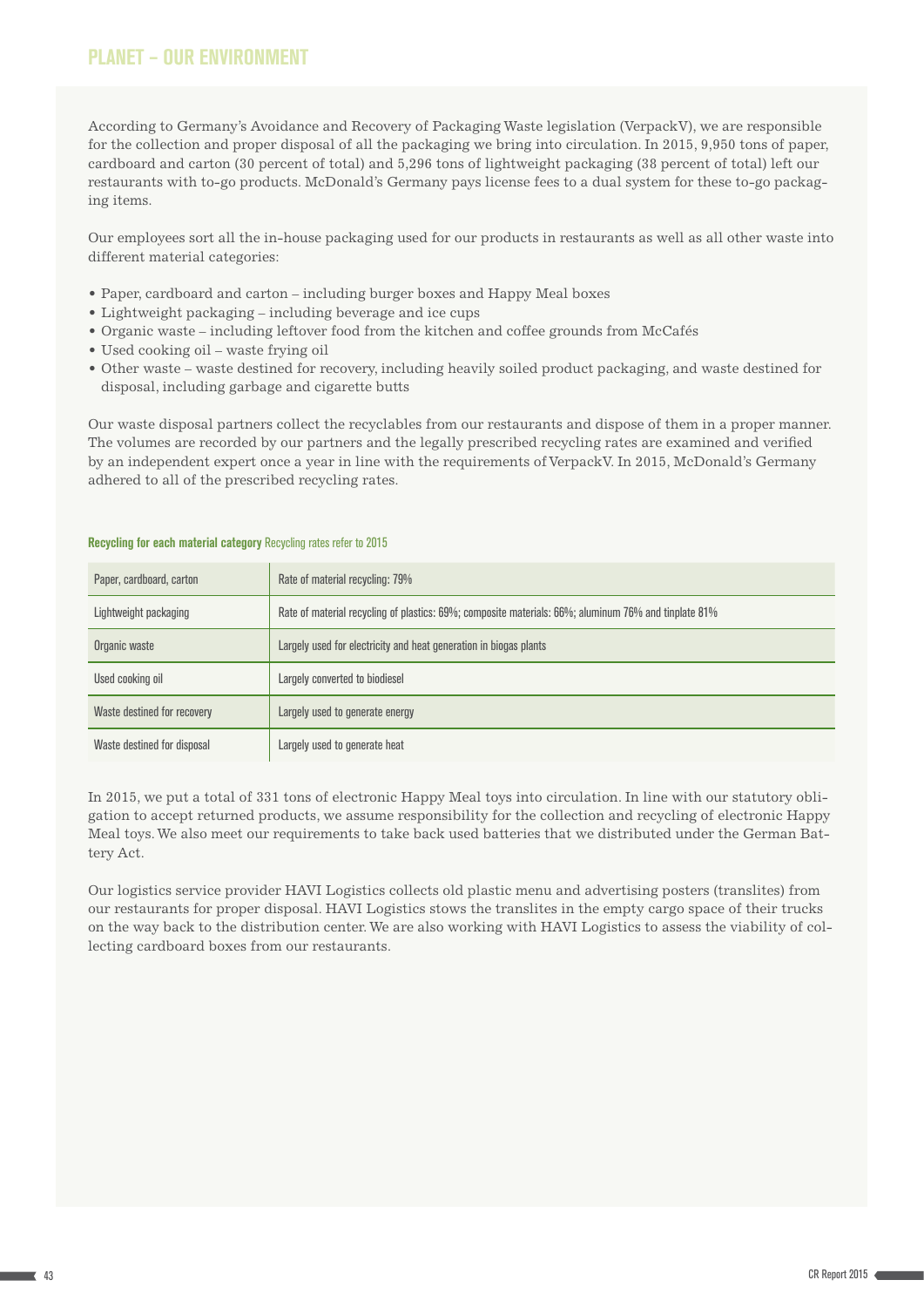## PLANET – OUR ENVIRONMENT

According to Germany's Avoidance and Recovery of Packaging Waste legislation (VerpackV), we are responsible for the collection and proper disposal of all the packaging we bring into circulation. In 2015, 9,950 tons of paper, cardboard and carton (30 percent of total) and 5,296 tons of lightweight packaging (38 percent of total) left our restaurants with to-go products. McDonald's Germany pays license fees to a dual system for these to-go packaging items.

Our employees sort all the in-house packaging used for our products in restaurants as well as all other waste into different material categories:

- Paper, cardboard and carton – including burger boxes and Happy Meal boxes
- Lightweight packaging – including beverage and ice cups
- Organic waste – including leftover food from the kitchen and coffee grounds from McCafés
- Used cooking oil – waste frying oil
- Other waste – waste destined for recovery, including heavily soiled product packaging, and waste destined for disposal, including garbage and cigarette butts

Our waste disposal partners collect the recyclables from our restaurants and dispose of them in a proper manner. The volumes are recorded by our partners and the legally prescribed recycling rates are examined and verified by an independent expert once a year in line with the requirements of VerpackV. In 2015, McDonald's Germany adhered to all of the prescribed recycling rates.

**Recycling for each material category** Recycling rates refer to 2015

| | |
|---|---|
| Paper, cardboard, carton | Rate of material recycling: 79% |
| Lightweight packaging | Rate of material recycling of plastics: 69%; composite materials: 66%; aluminum 76% and tinplate 81% |
| Organic waste | Largely used for electricity and heat generation in biogas plants |
| Used cooking oil | Largely converted to biodiesel |
| Waste destined for recovery | Largely used to generate energy |
| Waste destined for disposal | Largely used to generate heat |

In 2015, we put a total of 331 tons of electronic Happy Meal toys into circulation. In line with our statutory obligation to accept returned products, we assume responsibility for the collection and recycling of electronic Happy Meal toys. We also meet our requirements to take back used batteries that we distributed under the German Battery Act.

Our logistics service provider HAVI Logistics collects old plastic menu and advertising posters (translites) from our restaurants for proper disposal. HAVI Logistics stows the translites in the empty cargo space of their trucks on the way back to the distribution center. We are also working with HAVI Logistics to assess the viability of collecting cardboard boxes from our restaurants.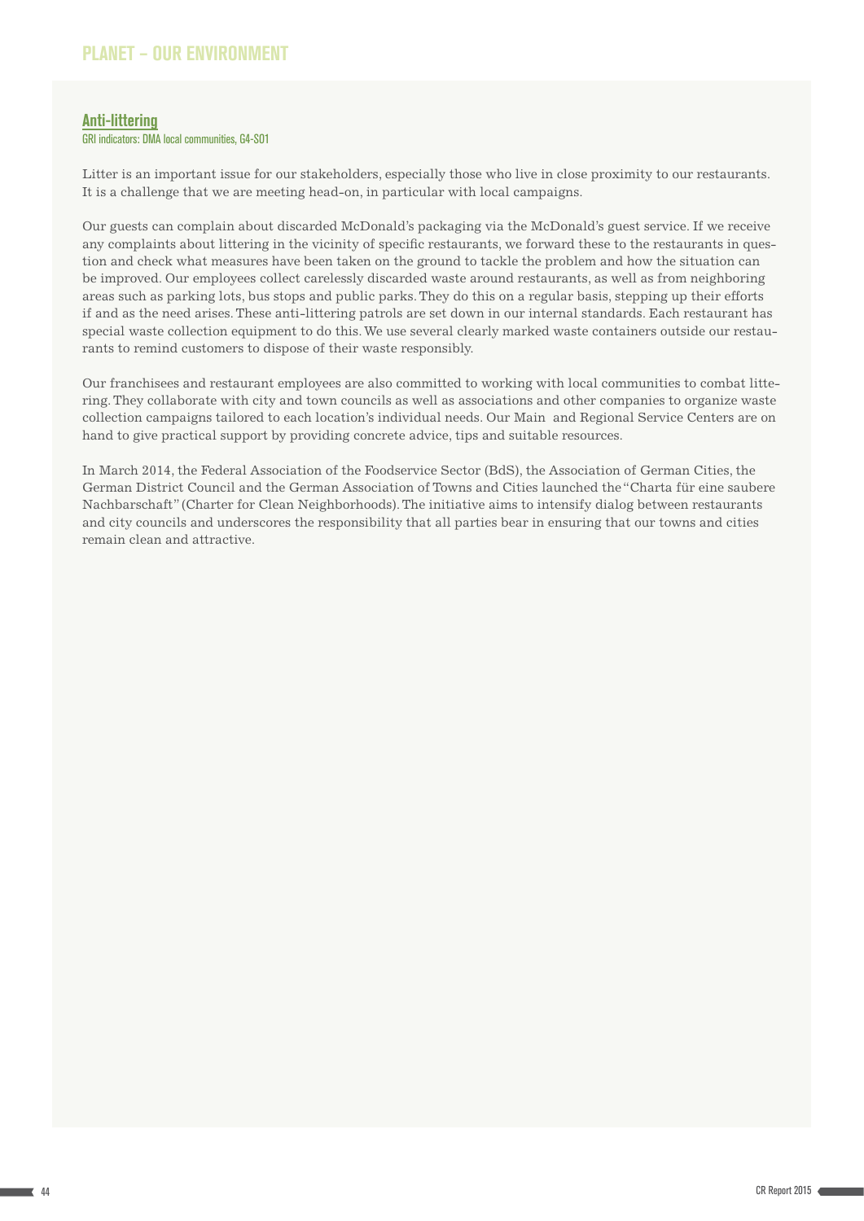## PLANET – OUR ENVIRONMENT

### Anti-littering

GRI indicators: DMA local communities, G4-SO1

Litter is an important issue for our stakeholders, especially those who live in close proximity to our restaurants. It is a challenge that we are meeting head-on, in particular with local campaigns.

Our guests can complain about discarded McDonald's packaging via the McDonald's guest service. If we receive any complaints about littering in the vicinity of specific restaurants, we forward these to the restaurants in question and check what measures have been taken on the ground to tackle the problem and how the situation can be improved. Our employees collect carelessly discarded waste around restaurants, as well as from neighboring areas such as parking lots, bus stops and public parks. They do this on a regular basis, stepping up their efforts if and as the need arises. These anti-littering patrols are set down in our internal standards. Each restaurant has special waste collection equipment to do this. We use several clearly marked waste containers outside our restaurants to remind customers to dispose of their waste responsibly.

Our franchisees and restaurant employees are also committed to working with local communities to combat littering. They collaborate with city and town councils as well as associations and other companies to organize waste collection campaigns tailored to each location's individual needs. Our Main and Regional Service Centers are on hand to give practical support by providing concrete advice, tips and suitable resources.

In March 2014, the Federal Association of the Foodservice Sector (BdS), the Association of German Cities, the German District Council and the German Association of Towns and Cities launched the "Charta für eine saubere Nachbarschaft" (Charter for Clean Neighborhoods). The initiative aims to intensify dialog between restaurants and city councils and underscores the responsibility that all parties bear in ensuring that our towns and cities remain clean and attractive.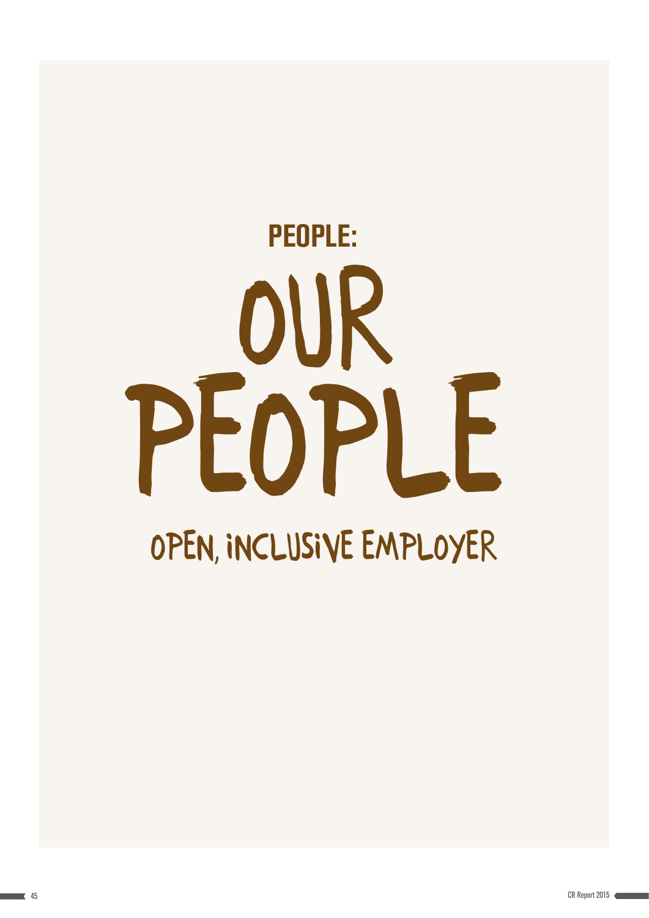## PEOPLE:

# OUR PEOPLE

### OPEN, INCLUSIVE EMPLOYER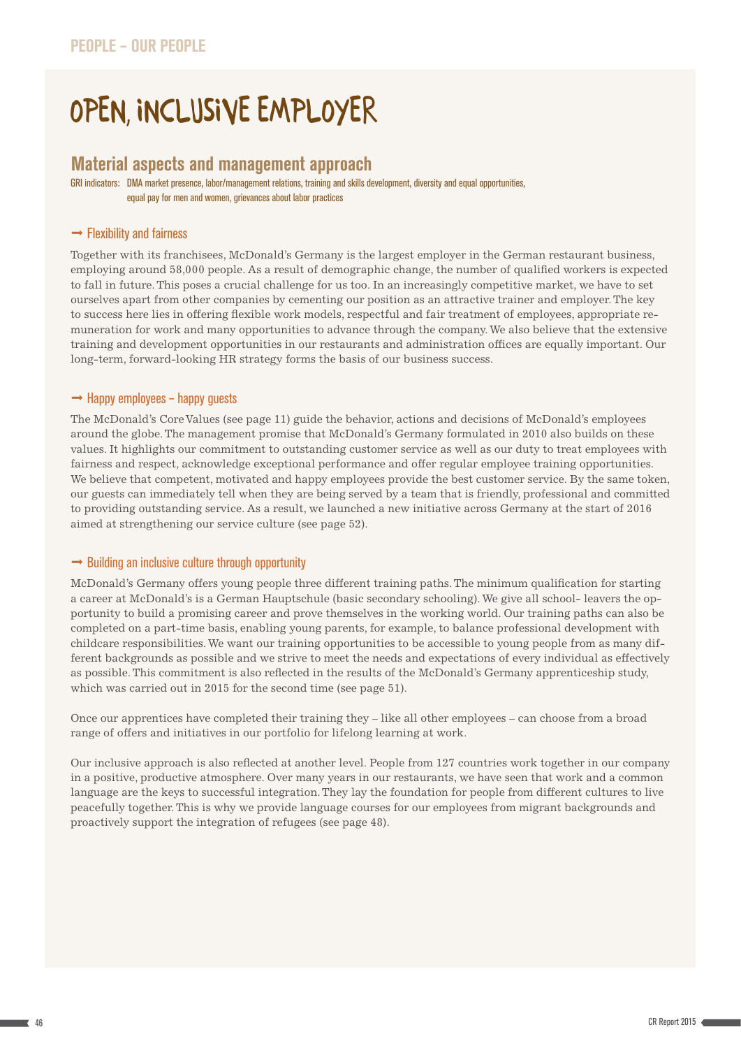# OPEN, INCLUSIVE EMPLOYER

## Material aspects and management approach

GRI indicators: DMA market presence, labor/management relations, training and skills development, diversity and equal opportunities, equal pay for men and women, grievances about labor practices

### → Flexibility and fairness

Together with its franchisees, McDonald's Germany is the largest employer in the German restaurant business, employing around 58,000 people. As a result of demographic change, the number of qualified workers is expected to fall in future. This poses a crucial challenge for us too. In an increasingly competitive market, we have to set ourselves apart from other companies by cementing our position as an attractive trainer and employer. The key to success here lies in offering flexible work models, respectful and fair treatment of employees, appropriate remuneration for work and many opportunities to advance through the company. We also believe that the extensive training and development opportunities in our restaurants and administration offices are equally important. Our long-term, forward-looking HR strategy forms the basis of our business success.

### → Happy employees – happy guests

The McDonald's Core Values (see page 11) guide the behavior, actions and decisions of McDonald's employees around the globe. The management promise that McDonald's Germany formulated in 2010 also builds on these values. It highlights our commitment to outstanding customer service as well as our duty to treat employees with fairness and respect, acknowledge exceptional performance and offer regular employee training opportunities. We believe that competent, motivated and happy employees provide the best customer service. By the same token, our guests can immediately tell when they are being served by a team that is friendly, professional and committed to providing outstanding service. As a result, we launched a new initiative across Germany at the start of 2016 aimed at strengthening our service culture (see page 52).

### → Building an inclusive culture through opportunity

McDonald's Germany offers young people three different training paths. The minimum qualification for starting a career at McDonald's is a German Hauptschule (basic secondary schooling). We give all school- leavers the opportunity to build a promising career and prove themselves in the working world. Our training paths can also be completed on a part-time basis, enabling young parents, for example, to balance professional development with childcare responsibilities. We want our training opportunities to be accessible to young people from as many different backgrounds as possible and we strive to meet the needs and expectations of every individual as effectively as possible. This commitment is also reflected in the results of the McDonald's Germany apprenticeship study, which was carried out in 2015 for the second time (see page 51).

Once our apprentices have completed their training they – like all other employees – can choose from a broad range of offers and initiatives in our portfolio for lifelong learning at work.

Our inclusive approach is also reflected at another level. People from 127 countries work together in our company in a positive, productive atmosphere. Over many years in our restaurants, we have seen that work and a common language are the keys to successful integration. They lay the foundation for people from different cultures to live peacefully together. This is why we provide language courses for our employees from migrant backgrounds and proactively support the integration of refugees (see page 48).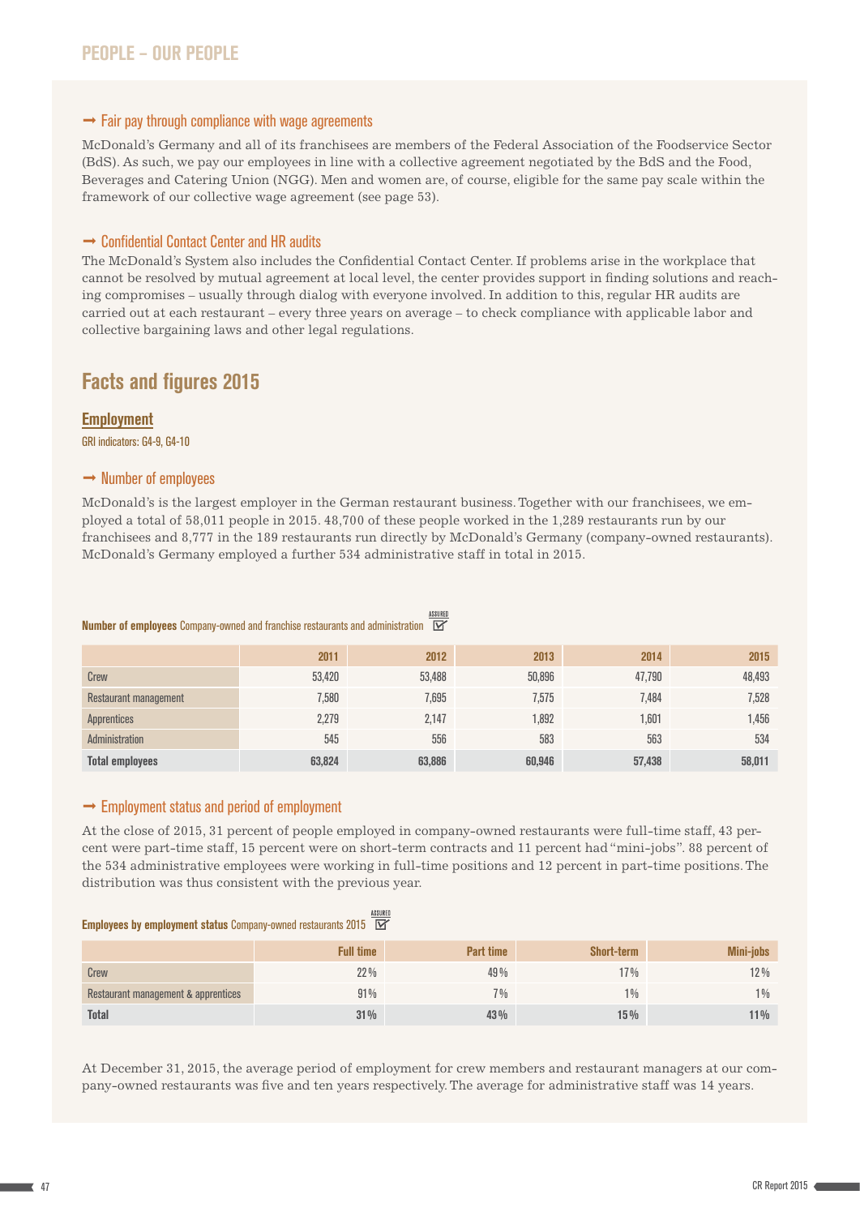## PEOPLE – OUR PEOPLE

### → Fair pay through compliance with wage agreements

McDonald's Germany and all of its franchisees are members of the Federal Association of the Foodservice Sector (BdS). As such, we pay our employees in line with a collective agreement negotiated by the BdS and the Food, Beverages and Catering Union (NGG). Men and women are, of course, eligible for the same pay scale within the framework of our collective wage agreement (see page 53).

### → Confidential Contact Center and HR audits

The McDonald's System also includes the Confidential Contact Center. If problems arise in the workplace that cannot be resolved by mutual agreement at local level, the center provides support in finding solutions and reaching compromises – usually through dialog with everyone involved. In addition to this, regular HR audits are carried out at each restaurant – every three years on average – to check compliance with applicable labor and collective bargaining laws and other legal regulations.

# Facts and figures 2015

## Employment

GRI indicators: G4-9, G4-10

### → Number of employees

McDonald's is the largest employer in the German restaurant business. Together with our franchisees, we employed a total of 58,011 people in 2015. 48,700 of these people worked in the 1,289 restaurants run by our franchisees and 8,777 in the 189 restaurants run directly by McDonald's Germany (company-owned restaurants). McDonald's Germany employed a further 534 administrative staff in total in 2015.

**Number of employees** Company-owned and franchise restaurants and administration (ASSURED)

| | 2011 | 2012 | 2013 | 2014 | 2015 |
|---|---|---|---|---|---|
| Crew | 53,420 | 53,488 | 50,896 | 47,790 | 48,493 |
| Restaurant management | 7,580 | 7,695 | 7,575 | 7,484 | 7,528 |
| Apprentices | 2,279 | 2,147 | 1,892 | 1,601 | 1,456 |
| Administration | 545 | 556 | 583 | 563 | 534 |
| **Total employees** | **63,824** | **63,886** | **60,946** | **57,438** | **58,011** |

### → Employment status and period of employment

At the close of 2015, 31 percent of people employed in company-owned restaurants were full-time staff, 43 percent were part-time staff, 15 percent were on short-term contracts and 11 percent had "mini-jobs". 88 percent of the 534 administrative employees were working in full-time positions and 12 percent in part-time positions. The distribution was thus consistent with the previous year.

**Employees by employment status** Company-owned restaurants 2015 (ASSURED)

| | Full time | Part time | Short-term | Mini-jobs |
|---|---|---|---|---|
| Crew | 22% | 49% | 17% | 12% |
| Restaurant management & apprentices | 91% | 7% | 1% | 1% |
| **Total** | **31%** | **43%** | **15%** | **11%** |

At December 31, 2015, the average period of employment for crew members and restaurant managers at our company-owned restaurants was five and ten years respectively. The average for administrative staff was 14 years.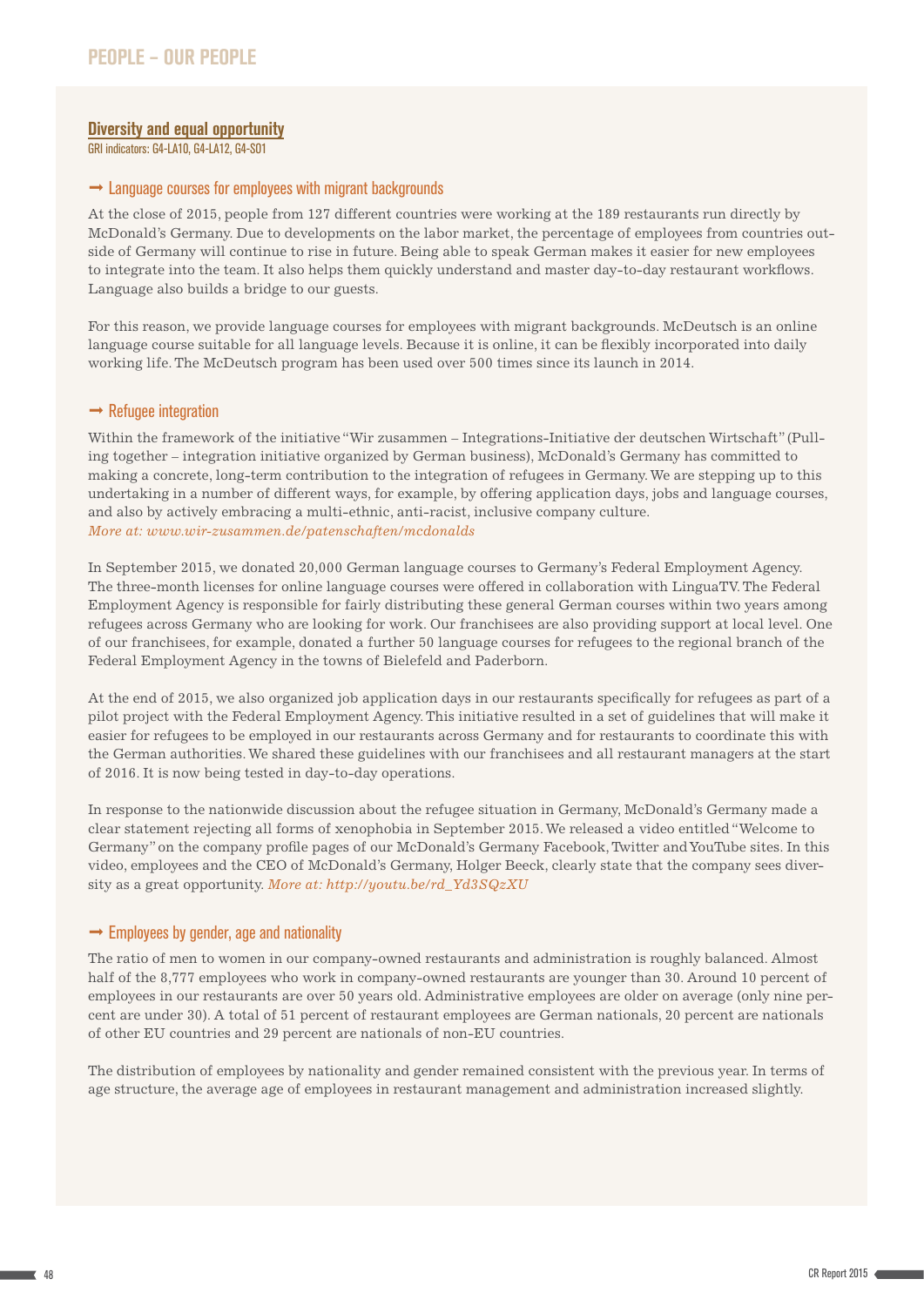## PEOPLE – OUR PEOPLE

### Diversity and equal opportunity

GRI indicators: G4-LA10, G4-LA12, G4-SO1

#### → Language courses for employees with migrant backgrounds

At the close of 2015, people from 127 different countries were working at the 189 restaurants run directly by McDonald's Germany. Due to developments on the labor market, the percentage of employees from countries outside of Germany will continue to rise in future. Being able to speak German makes it easier for new employees to integrate into the team. It also helps them quickly understand and master day-to-day restaurant workflows. Language also builds a bridge to our guests.

For this reason, we provide language courses for employees with migrant backgrounds. McDeutsch is an online language course suitable for all language levels. Because it is online, it can be flexibly incorporated into daily working life. The McDeutsch program has been used over 500 times since its launch in 2014.

#### → Refugee integration

Within the framework of the initiative "Wir zusammen – Integrations-Initiative der deutschen Wirtschaft" (Pulling together – integration initiative organized by German business), McDonald's Germany has committed to making a concrete, long-term contribution to the integration of refugees in Germany. We are stepping up to this undertaking in a number of different ways, for example, by offering application days, jobs and language courses, and also by actively embracing a multi-ethnic, anti-racist, inclusive company culture.
*More at: www.wir-zusammen.de/patenschaften/mcdonalds*

In September 2015, we donated 20,000 German language courses to Germany's Federal Employment Agency. The three-month licenses for online language courses were offered in collaboration with LinguaTV. The Federal Employment Agency is responsible for fairly distributing these general German courses within two years among refugees across Germany who are looking for work. Our franchisees are also providing support at local level. One of our franchisees, for example, donated a further 50 language courses for refugees to the regional branch of the Federal Employment Agency in the towns of Bielefeld and Paderborn.

At the end of 2015, we also organized job application days in our restaurants specifically for refugees as part of a pilot project with the Federal Employment Agency. This initiative resulted in a set of guidelines that will make it easier for refugees to be employed in our restaurants across Germany and for restaurants to coordinate this with the German authorities. We shared these guidelines with our franchisees and all restaurant managers at the start of 2016. It is now being tested in day-to-day operations.

In response to the nationwide discussion about the refugee situation in Germany, McDonald's Germany made a clear statement rejecting all forms of xenophobia in September 2015. We released a video entitled "Welcome to Germany" on the company profile pages of our McDonald's Germany Facebook, Twitter and YouTube sites. In this video, employees and the CEO of McDonald's Germany, Holger Beeck, clearly state that the company sees diversity as a great opportunity. *More at: http://youtu.be/rd_Yd3SQzXU*

#### → Employees by gender, age and nationality

The ratio of men to women in our company-owned restaurants and administration is roughly balanced. Almost half of the 8,777 employees who work in company-owned restaurants are younger than 30. Around 10 percent of employees in our restaurants are over 50 years old. Administrative employees are older on average (only nine percent are under 30). A total of 51 percent of restaurant employees are German nationals, 20 percent are nationals of other EU countries and 29 percent are nationals of non-EU countries.

The distribution of employees by nationality and gender remained consistent with the previous year. In terms of age structure, the average age of employees in restaurant management and administration increased slightly.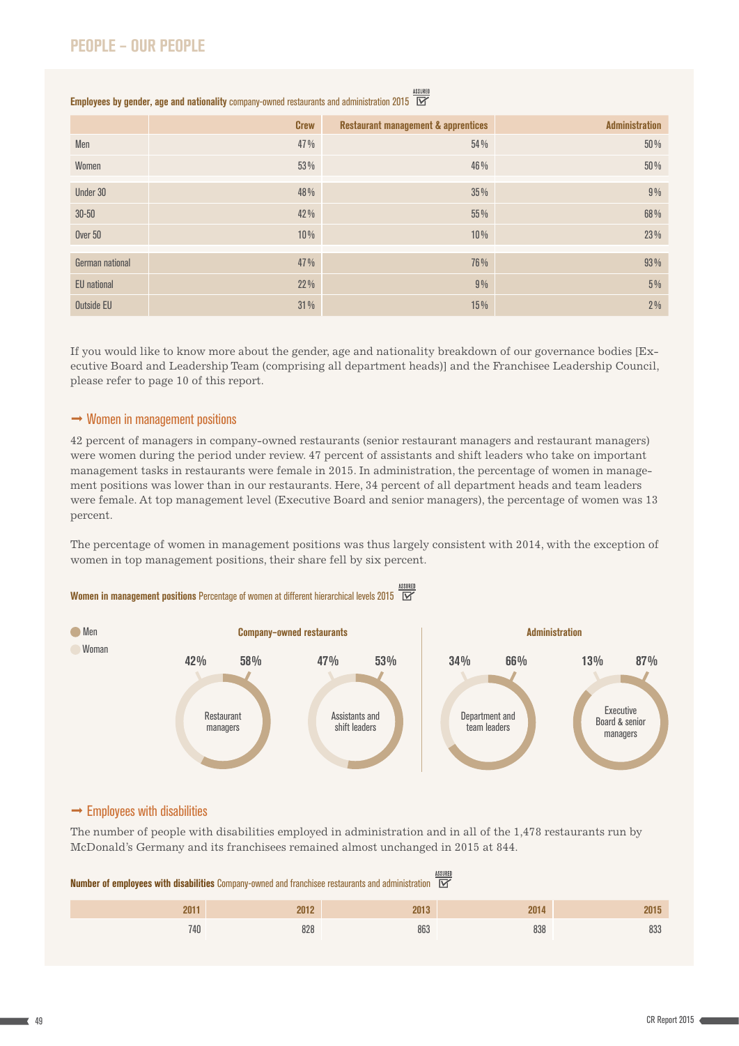# PEOPLE – OUR PEOPLE

**Employees by gender, age and nationality** company-owned restaurants and administration 2015 ASSURED

| | Crew | Restaurant management & apprentices | Administration |
|---|---|---|---|
| Men | 47% | 54% | 50% |
| Women | 53% | 46% | 50% |
| Under 30 | 48% | 35% | 9% |
| 30-50 | 42% | 55% | 68% |
| Over 50 | 10% | 10% | 23% |
| German national | 47% | 76% | 93% |
| EU national | 22% | 9% | 5% |
| Outside EU | 31% | 15% | 2% |

If you would like to know more about the gender, age and nationality breakdown of our governance bodies [Executive Board and Leadership Team (comprising all department heads)] and the Franchisee Leadership Council, please refer to page 10 of this report.

## → Women in management positions

42 percent of managers in company-owned restaurants (senior restaurant managers and restaurant managers) were women during the period under review. 47 percent of assistants and shift leaders who take on important management tasks in restaurants were female in 2015. In administration, the percentage of women in management positions was lower than in our restaurants. Here, 34 percent of all department heads and team leaders were female. At top management level (Executive Board and senior managers), the percentage of women was 13 percent.

The percentage of women in management positions was thus largely consistent with 2014, with the exception of women in top management positions, their share fell by six percent.

**Women in management positions** Percentage of women at different hierarchical levels 2015 ASSURED

| | Women | Men |
|---|---|---|
| **Company-owned restaurants** | | |
| Restaurant managers | 42% | 58% |
| Assistants and shift leaders | 47% | 53% |
| **Administration** | | |
| Department and team leaders | 34% | 66% |
| Executive Board & senior managers | 13% | 87% |

## → Employees with disabilities

The number of people with disabilities employed in administration and in all of the 1,478 restaurants run by McDonald's Germany and its franchisees remained almost unchanged in 2015 at 844.

**Number of employees with disabilities** Company-owned and franchisee restaurants and administration ASSURED

| 2011 | 2012 | 2013 | 2014 | 2015 |
|---|---|---|---|---|
| 740 | 828 | 863 | 838 | 833 |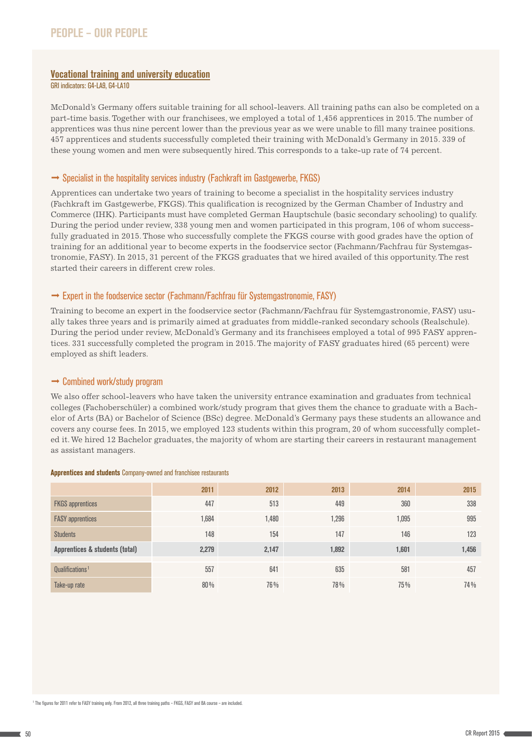## PEOPLE – OUR PEOPLE

### Vocational training and university education

GRI indicators: G4-LA9, G4-LA10

McDonald's Germany offers suitable training for all school-leavers. All training paths can also be completed on a part-time basis. Together with our franchisees, we employed a total of 1,456 apprentices in 2015. The number of apprentices was thus nine percent lower than the previous year as we were unable to fill many trainee positions. 457 apprentices and students successfully completed their training with McDonald's Germany in 2015. 339 of these young women and men were subsequently hired. This corresponds to a take-up rate of 74 percent.

#### → Specialist in the hospitality services industry (Fachkraft im Gastgewerbe, FKGS)

Apprentices can undertake two years of training to become a specialist in the hospitality services industry (Fachkraft im Gastgewerbe, FKGS). This qualification is recognized by the German Chamber of Industry and Commerce (IHK). Participants must have completed German Hauptschule (basic secondary schooling) to qualify. During the period under review, 338 young men and women participated in this program, 106 of whom successfully graduated in 2015. Those who successfully complete the FKGS course with good grades have the option of training for an additional year to become experts in the foodservice sector (Fachmann/Fachfrau für Systemgastronomie, FASY). In 2015, 31 percent of the FKGS graduates that we hired availed of this opportunity. The rest started their careers in different crew roles.

#### → Expert in the foodservice sector (Fachmann/Fachfrau für Systemgastronomie, FASY)

Training to become an expert in the foodservice sector (Fachmann/Fachfrau für Systemgastronomie, FASY) usually takes three years and is primarily aimed at graduates from middle-ranked secondary schools (Realschule). During the period under review, McDonald's Germany and its franchisees employed a total of 995 FASY apprentices. 331 successfully completed the program in 2015. The majority of FASY graduates hired (65 percent) were employed as shift leaders.

#### → Combined work/study program

We also offer school-leavers who have taken the university entrance examination and graduates from technical colleges (Fachoberschüler) a combined work/study program that gives them the chance to graduate with a Bachelor of Arts (BA) or Bachelor of Science (BSc) degree. McDonald's Germany pays these students an allowance and covers any course fees. In 2015, we employed 123 students within this program, 20 of whom successfully completed it. We hired 12 Bachelor graduates, the majority of whom are starting their careers in restaurant management as assistant managers.

**Apprentices and students** Company-owned and franchisee restaurants

| | 2011 | 2012 | 2013 | 2014 | 2015 |
|---|---|---|---|---|---|
| FKGS apprentices | 447 | 513 | 449 | 360 | 338 |
| FASY apprentices | 1,684 | 1,480 | 1,296 | 1,095 | 995 |
| Students | 148 | 154 | 147 | 146 | 123 |
| **Apprentices & students (total)** | **2,279** | **2,147** | **1,892** | **1,601** | **1,456** |
| Qualifications[1] | 557 | 641 | 635 | 581 | 457 |
| Take-up rate | 80% | 76% | 78% | 75% | 74% |

[1] The figures for 2011 refer to FASY training only. From 2012, all three training paths – FKGS, FASY and BA course – are included.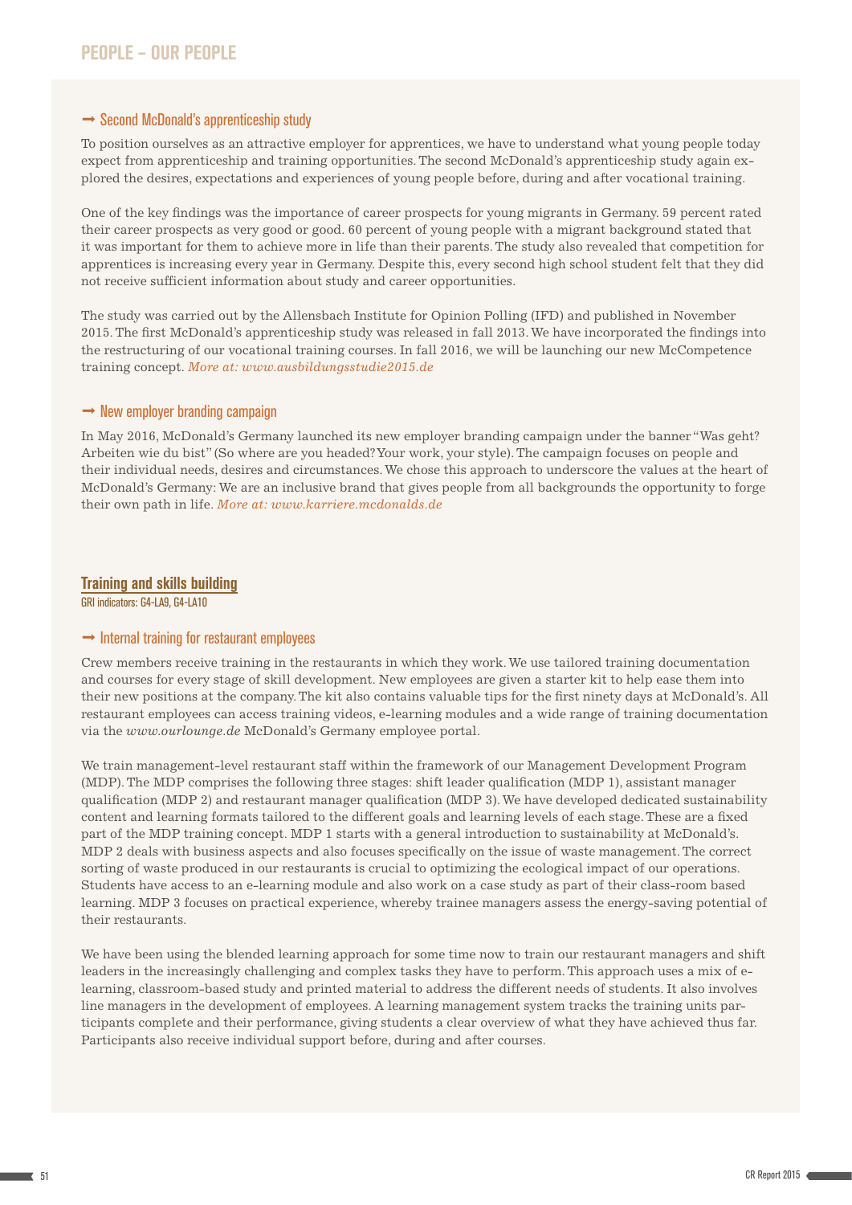# PEOPLE – OUR PEOPLE

### → Second McDonald's apprenticeship study

To position ourselves as an attractive employer for apprentices, we have to understand what young people today expect from apprenticeship and training opportunities. The second McDonald's apprenticeship study again explored the desires, expectations and experiences of young people before, during and after vocational training.

One of the key findings was the importance of career prospects for young migrants in Germany. 59 percent rated their career prospects as very good or good. 60 percent of young people with a migrant background stated that it was important for them to achieve more in life than their parents. The study also revealed that competition for apprentices is increasing every year in Germany. Despite this, every second high school student felt that they did not receive sufficient information about study and career opportunities.

The study was carried out by the Allensbach Institute for Opinion Polling (IFD) and published in November 2015. The first McDonald's apprenticeship study was released in fall 2013. We have incorporated the findings into the restructuring of our vocational training courses. In fall 2016, we will be launching our new McCompetence training concept. *More at: www.ausbildungsstudie2015.de*

### → New employer branding campaign

In May 2016, McDonald's Germany launched its new employer branding campaign under the banner "Was geht? Arbeiten wie du bist" (So where are you headed? Your work, your style). The campaign focuses on people and their individual needs, desires and circumstances. We chose this approach to underscore the values at the heart of McDonald's Germany: We are an inclusive brand that gives people from all backgrounds the opportunity to forge their own path in life. *More at: www.karriere.mcdonalds.de*

## Training and skills building

GRI indicators: G4-LA9, G4-LA10

### → Internal training for restaurant employees

Crew members receive training in the restaurants in which they work. We use tailored training documentation and courses for every stage of skill development. New employees are given a starter kit to help ease them into their new positions at the company. The kit also contains valuable tips for the first ninety days at McDonald's. All restaurant employees can access training videos, e-learning modules and a wide range of training documentation via the *www.ourlounge.de* McDonald's Germany employee portal.

We train management-level restaurant staff within the framework of our Management Development Program (MDP). The MDP comprises the following three stages: shift leader qualification (MDP 1), assistant manager qualification (MDP 2) and restaurant manager qualification (MDP 3). We have developed dedicated sustainability content and learning formats tailored to the different goals and learning levels of each stage. These are a fixed part of the MDP training concept. MDP 1 starts with a general introduction to sustainability at McDonald's. MDP 2 deals with business aspects and also focuses specifically on the issue of waste management. The correct sorting of waste produced in our restaurants is crucial to optimizing the ecological impact of our operations. Students have access to an e-learning module and also work on a case study as part of their class-room based learning. MDP 3 focuses on practical experience, whereby trainee managers assess the energy-saving potential of their restaurants.

We have been using the blended learning approach for some time now to train our restaurant managers and shift leaders in the increasingly challenging and complex tasks they have to perform. This approach uses a mix of e-learning, classroom-based study and printed material to address the different needs of students. It also involves line managers in the development of employees. A learning management system tracks the training units participants complete and their performance, giving students a clear overview of what they have achieved thus far. Participants also receive individual support before, during and after courses.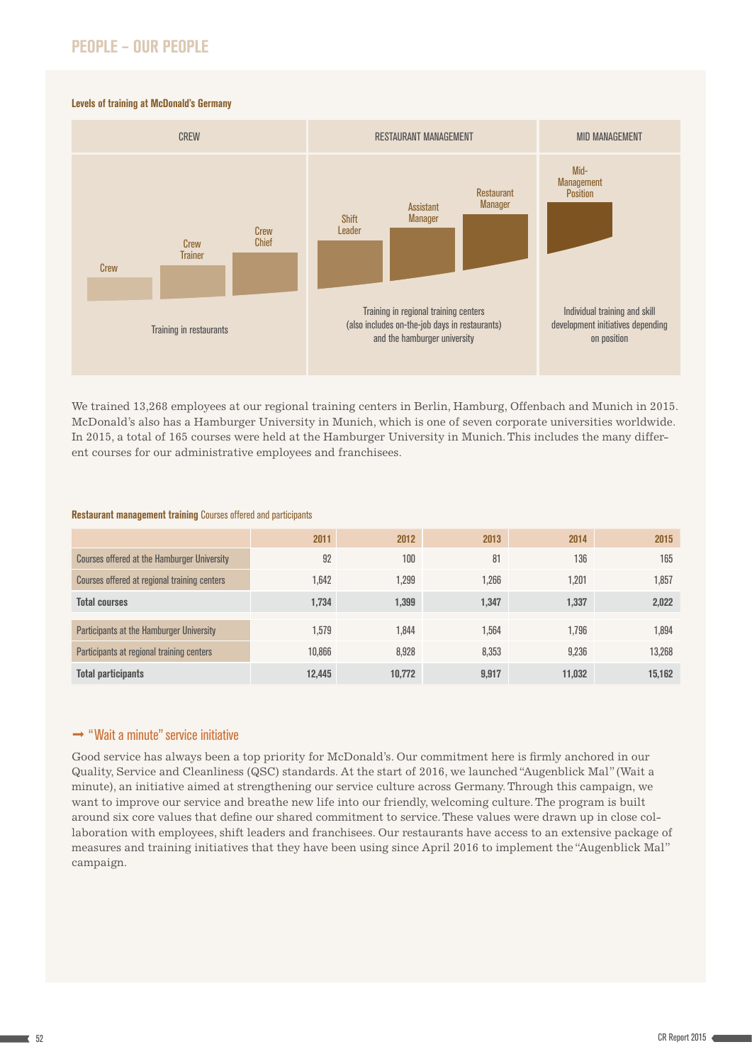## PEOPLE – OUR PEOPLE

**Levels of training at McDonald's Germany**

| CREW | RESTAURANT MANAGEMENT | MID MANAGEMENT |
|---|---|---|
| Crew, Crew Trainer, Crew Chief | Shift Leader, Assistant Manager, Restaurant Manager | Mid-Management Position |
| Training in restaurants | Training in regional training centers (also includes on-the-job days in restaurants) and the hamburger university | Individual training and skill development initiatives depending on position |

We trained 13,268 employees at our regional training centers in Berlin, Hamburg, Offenbach and Munich in 2015. McDonald's also has a Hamburger University in Munich, which is one of seven corporate universities worldwide. In 2015, a total of 165 courses were held at the Hamburger University in Munich. This includes the many different courses for our administrative employees and franchisees.

**Restaurant management training** Courses offered and participants

| | 2011 | 2012 | 2013 | 2014 | 2015 |
|---|---|---|---|---|---|
| Courses offered at the Hamburger University | 92 | 100 | 81 | 136 | 165 |
| Courses offered at regional training centers | 1,642 | 1,299 | 1,266 | 1,201 | 1,857 |
| **Total courses** | **1,734** | **1,399** | **1,347** | **1,337** | **2,022** |
| Participants at the Hamburger University | 1,579 | 1,844 | 1,564 | 1,796 | 1,894 |
| Participants at regional training centers | 10,866 | 8,928 | 8,353 | 9,236 | 13,268 |
| **Total participants** | **12,445** | **10,772** | **9,917** | **11,032** | **15,162** |

### → "Wait a minute" service initiative

Good service has always been a top priority for McDonald's. Our commitment here is firmly anchored in our Quality, Service and Cleanliness (QSC) standards. At the start of 2016, we launched "Augenblick Mal" (Wait a minute), an initiative aimed at strengthening our service culture across Germany. Through this campaign, we want to improve our service and breathe new life into our friendly, welcoming culture. The program is built around six core values that define our shared commitment to service. These values were drawn up in close collaboration with employees, shift leaders and franchisees. Our restaurants have access to an extensive package of measures and training initiatives that they have been using since April 2016 to implement the "Augenblick Mal" campaign.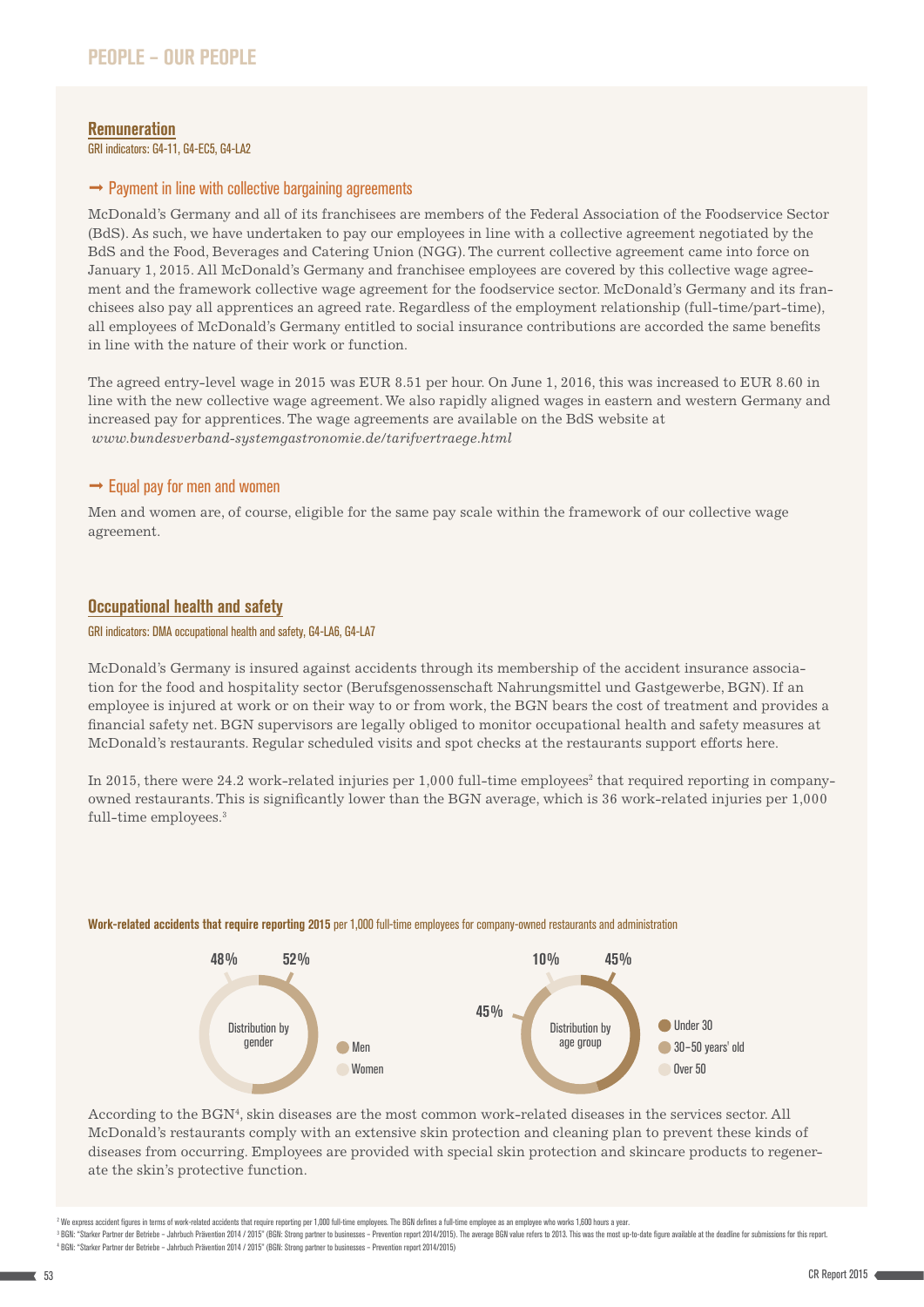# PEOPLE – OUR PEOPLE

## Remuneration

GRI indicators: G4-11, G4-EC5, G4-LA2

### → Payment in line with collective bargaining agreements

McDonald's Germany and all of its franchisees are members of the Federal Association of the Foodservice Sector (BdS). As such, we have undertaken to pay our employees in line with a collective agreement negotiated by the BdS and the Food, Beverages and Catering Union (NGG). The current collective agreement came into force on January 1, 2015. All McDonald's Germany and franchisee employees are covered by this collective wage agreement and the framework collective wage agreement for the foodservice sector. McDonald's Germany and its franchisees also pay all apprentices an agreed rate. Regardless of the employment relationship (full-time/part-time), all employees of McDonald's Germany entitled to social insurance contributions are accorded the same benefits in line with the nature of their work or function.

The agreed entry-level wage in 2015 was EUR 8.51 per hour. On June 1, 2016, this was increased to EUR 8.60 in line with the new collective wage agreement. We also rapidly aligned wages in eastern and western Germany and increased pay for apprentices. The wage agreements are available on the BdS website at *www.bundesverband-systemgastronomie.de/tarifvertraege.html*

### → Equal pay for men and women

Men and women are, of course, eligible for the same pay scale within the framework of our collective wage agreement.

## Occupational health and safety

GRI indicators: DMA occupational health and safety, G4-LA6, G4-LA7

McDonald's Germany is insured against accidents through its membership of the accident insurance association for the food and hospitality sector (Berufsgenossenschaft Nahrungsmittel und Gastgewerbe, BGN). If an employee is injured at work or on their way to or from work, the BGN bears the cost of treatment and provides a financial safety net. BGN supervisors are legally obliged to monitor occupational health and safety measures at McDonald's restaurants. Regular scheduled visits and spot checks at the restaurants support efforts here.

In 2015, there were 24.2 work-related injuries per 1,000 full-time employees[2] that required reporting in company-owned restaurants. This is significantly lower than the BGN average, which is 36 work-related injuries per 1,000 full-time employees.[3]

**Work-related accidents that require reporting 2015** per 1,000 full-time employees for company-owned restaurants and administration

| Distribution by gender | |
|---|---|
| Men | 52% |
| Women | 48% |

| Distribution by age group | |
|---|---|
| Under 30 | 45% |
| 30–50 years' old | 45% |
| Over 50 | 10% |

According to the BGN[4], skin diseases are the most common work-related diseases in the services sector. All McDonald's restaurants comply with an extensive skin protection and cleaning plan to prevent these kinds of diseases from occurring. Employees are provided with special skin protection and skincare products to regenerate the skin's protective function.

[2] We express accident figures in terms of work-related accidents that require reporting per 1,000 full-time employees. The BGN defines a full-time employee as an employee who works 1,600 hours a year.

[3] BGN: "Starker Partner der Betriebe – Jahrbuch Prävention 2014 / 2015" (BGN: Strong partner to businesses – Prevention report 2014/2015). The average BGN value refers to 2013. This was the most up-to-date figure available at the deadline for submissions for this report.

[4] BGN: "Starker Partner der Betriebe – Jahrbuch Prävention 2014 / 2015" (BGN: Strong partner to businesses – Prevention report 2014/2015)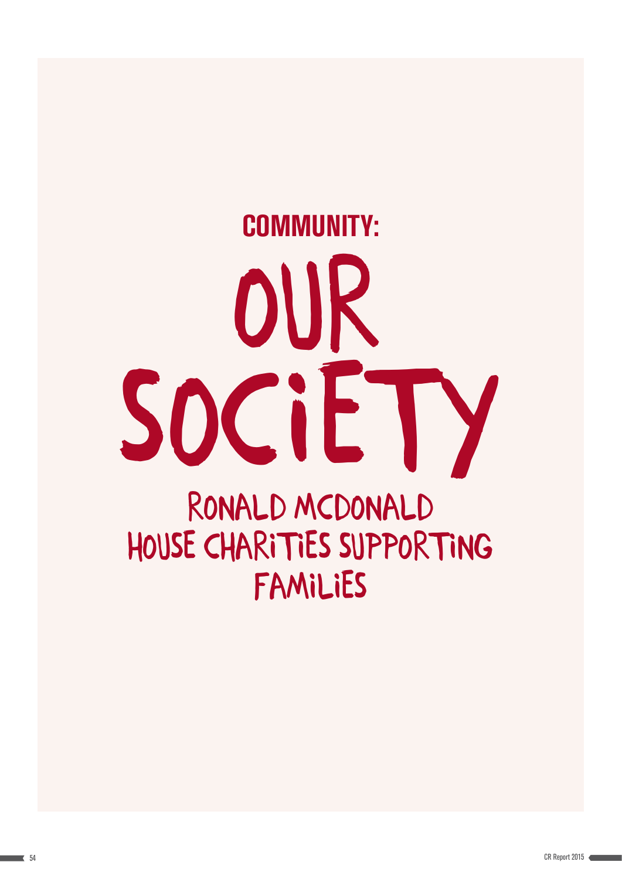## COMMUNITY:

# OUR SOCIETY

### RONALD MCDONALD HOUSE CHARITIES SUPPORTING FAMILIES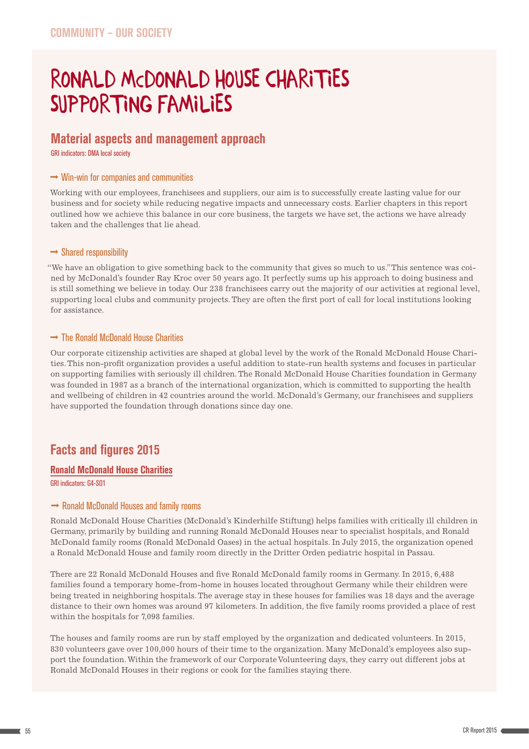COMMUNITY – OUR SOCIETY

# RONALD MCDONALD HOUSE CHARITIES SUPPORTING FAMILIES

## Material aspects and management approach

GRI indicators: DMA local society

### → Win-win for companies and communities

Working with our employees, franchisees and suppliers, our aim is to successfully create lasting value for our business and for society while reducing negative impacts and unnecessary costs. Earlier chapters in this report outlined how we achieve this balance in our core business, the targets we have set, the actions we have already taken and the challenges that lie ahead.

### → Shared responsibility

"We have an obligation to give something back to the community that gives so much to us." This sentence was coined by McDonald's founder Ray Kroc over 50 years ago. It perfectly sums up his approach to doing business and is still something we believe in today. Our 238 franchisees carry out the majority of our activities at regional level, supporting local clubs and community projects. They are often the first port of call for local institutions looking for assistance.

### → The Ronald McDonald House Charities

Our corporate citizenship activities are shaped at global level by the work of the Ronald McDonald House Charities. This non-profit organization provides a useful addition to state-run health systems and focuses in particular on supporting families with seriously ill children. The Ronald McDonald House Charities foundation in Germany was founded in 1987 as a branch of the international organization, which is committed to supporting the health and wellbeing of children in 42 countries around the world. McDonald's Germany, our franchisees and suppliers have supported the foundation through donations since day one.

## Facts and figures 2015

### Ronald McDonald House Charities

GRI indicators: G4-SO1

### → Ronald McDonald Houses and family rooms

Ronald McDonald House Charities (McDonald's Kinderhilfe Stiftung) helps families with critically ill children in Germany, primarily by building and running Ronald McDonald Houses near to specialist hospitals, and Ronald McDonald family rooms (Ronald McDonald Oases) in the actual hospitals. In July 2015, the organization opened a Ronald McDonald House and family room directly in the Dritter Orden pediatric hospital in Passau.

There are 22 Ronald McDonald Houses and five Ronald McDonald family rooms in Germany. In 2015, 6,488 families found a temporary home-from-home in houses located throughout Germany while their children were being treated in neighboring hospitals. The average stay in these houses for families was 18 days and the average distance to their own homes was around 97 kilometers. In addition, the five family rooms provided a place of rest within the hospitals for 7,098 families.

The houses and family rooms are run by staff employed by the organization and dedicated volunteers. In 2015, 830 volunteers gave over 100,000 hours of their time to the organization. Many McDonald's employees also support the foundation. Within the framework of our Corporate Volunteering days, they carry out different jobs at Ronald McDonald Houses in their regions or cook for the families staying there.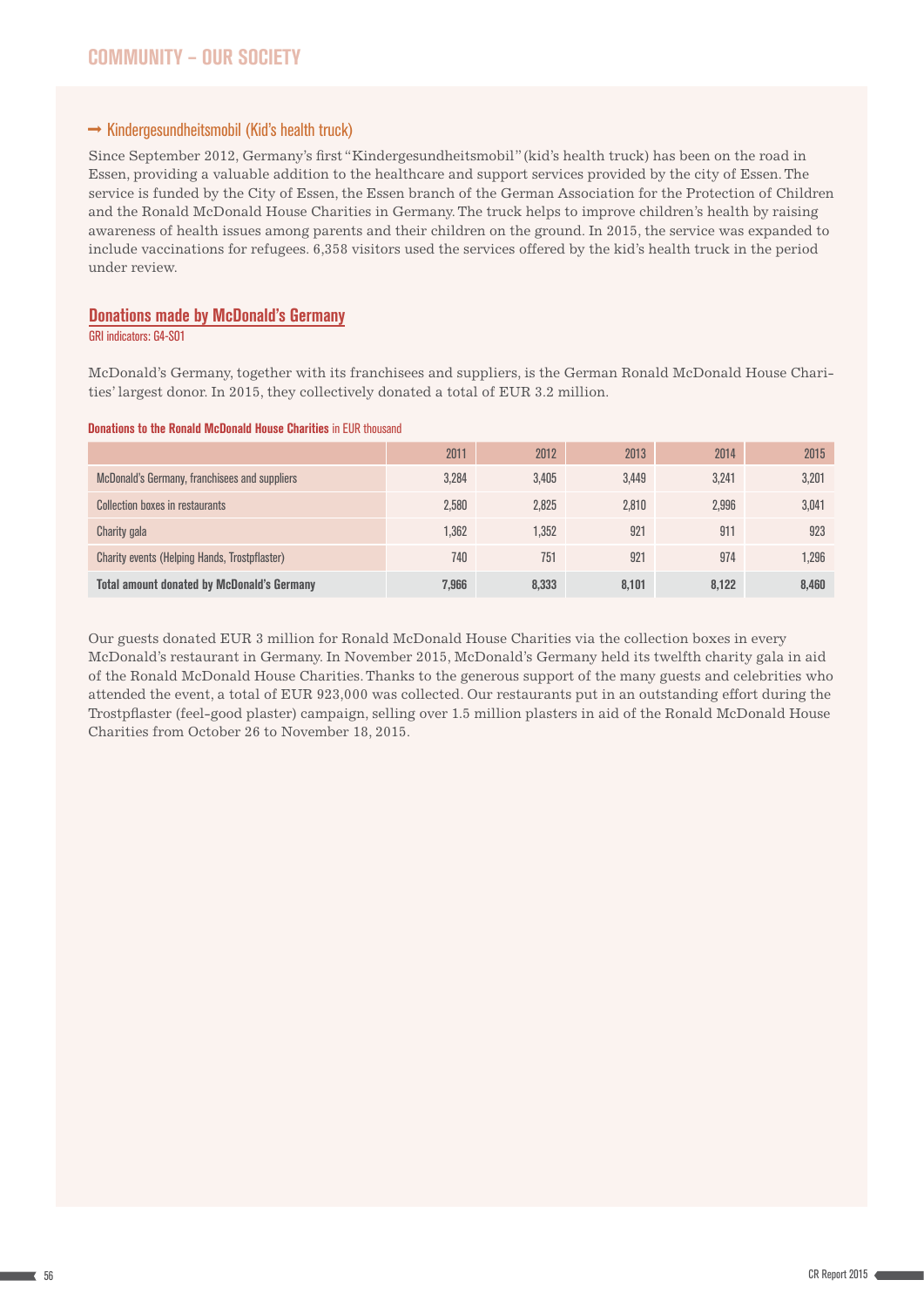# COMMUNITY – OUR SOCIETY

### → Kindergesundheitsmobil (Kid's health truck)

Since September 2012, Germany's first "Kindergesundheitsmobil" (kid's health truck) has been on the road in Essen, providing a valuable addition to the healthcare and support services provided by the city of Essen. The service is funded by the City of Essen, the Essen branch of the German Association for the Protection of Children and the Ronald McDonald House Charities in Germany. The truck helps to improve children's health by raising awareness of health issues among parents and their children on the ground. In 2015, the service was expanded to include vaccinations for refugees. 6,358 visitors used the services offered by the kid's health truck in the period under review.

## Donations made by McDonald's Germany

GRI indicators: G4-SO1

McDonald's Germany, together with its franchisees and suppliers, is the German Ronald McDonald House Charities' largest donor. In 2015, they collectively donated a total of EUR 3.2 million.

**Donations to the Ronald McDonald House Charities** in EUR thousand

| | 2011 | 2012 | 2013 | 2014 | 2015 |
|---|---|---|---|---|---|
| McDonald's Germany, franchisees and suppliers | 3,284 | 3,405 | 3,449 | 3,241 | 3,201 |
| Collection boxes in restaurants | 2,580 | 2,825 | 2,810 | 2,996 | 3,041 |
| Charity gala | 1,362 | 1,352 | 921 | 911 | 923 |
| Charity events (Helping Hands, Trostpflaster) | 740 | 751 | 921 | 974 | 1,296 |
| **Total amount donated by McDonald's Germany** | **7,966** | **8,333** | **8,101** | **8,122** | **8,460** |

Our guests donated EUR 3 million for Ronald McDonald House Charities via the collection boxes in every McDonald's restaurant in Germany. In November 2015, McDonald's Germany held its twelfth charity gala in aid of the Ronald McDonald House Charities. Thanks to the generous support of the many guests and celebrities who attended the event, a total of EUR 923,000 was collected. Our restaurants put in an outstanding effort during the Trostpflaster (feel-good plaster) campaign, selling over 1.5 million plasters in aid of the Ronald McDonald House Charities from October 26 to November 18, 2015.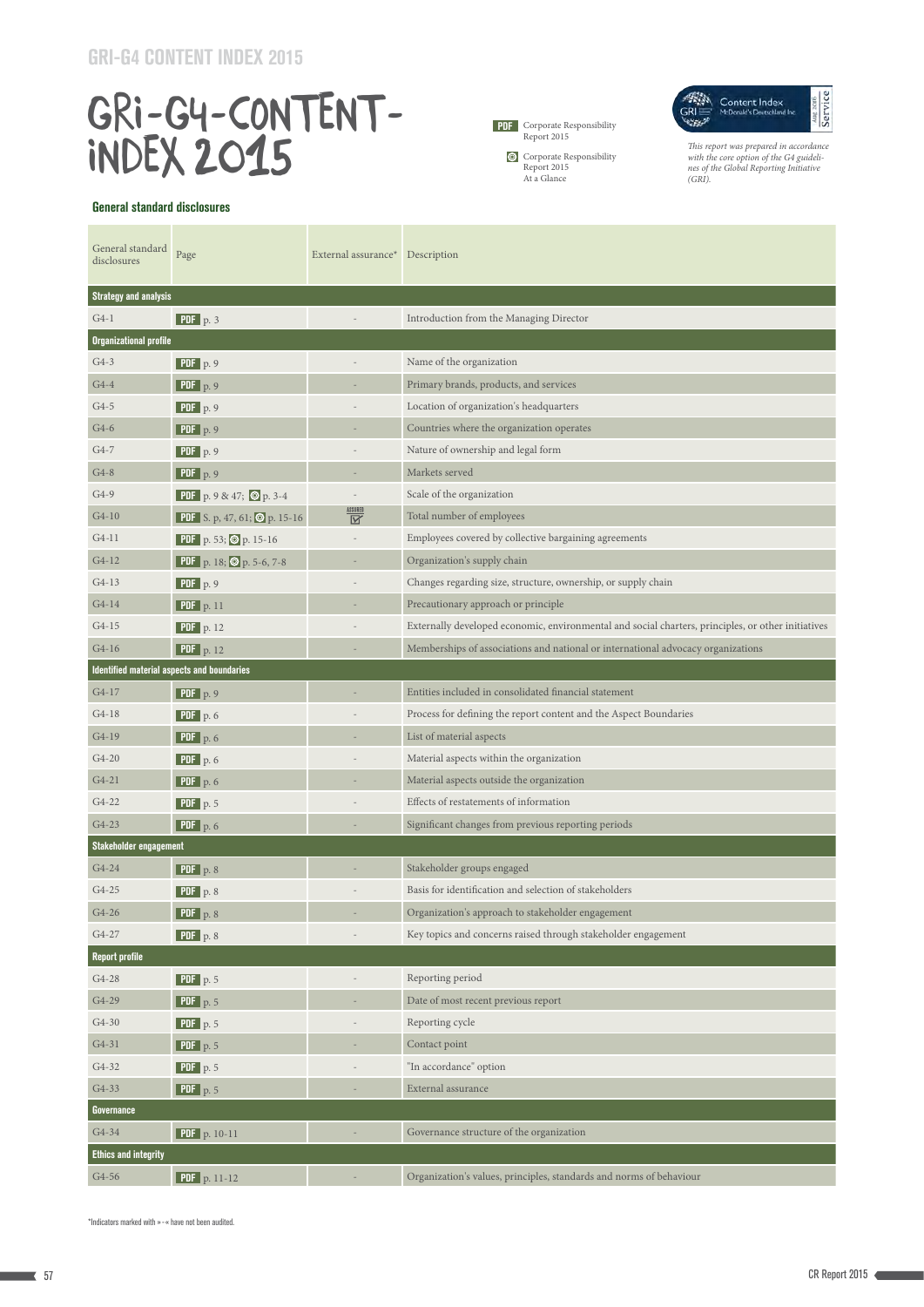# GRI-G4-CONTENT-INDEX 2015

PDF Corporate Responsibility Report 2015

◎ Corporate Responsibility Report 2015 At a Glance

Content Index McDonald's Deutschland Inc. GRI Service

*This report was prepared in accordance with the core option of the G4 guidelines of the Global Reporting Initiative (GRI).*

## General standard disclosures

| General standard disclosures | Page | External assurance* | Description |
|---|---|---|---|
| **Strategy and analysis** | | | |
| G4-1 | PDF p. 3 | - | Introduction from the Managing Director |
| **Organizational profile** | | | |
| G4-3 | PDF p. 9 | - | Name of the organization |
| G4-4 | PDF p. 9 | - | Primary brands, products, and services |
| G4-5 | PDF p. 9 | - | Location of organization's headquarters |
| G4-6 | PDF p. 9 | - | Countries where the organization operates |
| G4-7 | PDF p. 9 | - | Nature of ownership and legal form |
| G4-8 | PDF p. 9 | - | Markets served |
| G4-9 | PDF p. 9 & 47; ◎ p. 3-4 | - | Scale of the organization |
| G4-10 | PDF S. p, 47, 61; ◎ p. 15-16 | ASSURED ☑ | Total number of employees |
| G4-11 | PDF p. 53; ◎ p. 15-16 | - | Employees covered by collective bargaining agreements |
| G4-12 | PDF p. 18; ◎ p. 5-6, 7-8 | - | Organization's supply chain |
| G4-13 | PDF p. 9 | - | Changes regarding size, structure, ownership, or supply chain |
| G4-14 | PDF p. 11 | - | Precautionary approach or principle |
| G4-15 | PDF p. 12 | - | Externally developed economic, environmental and social charters, principles, or other initiatives |
| G4-16 | PDF p. 12 | - | Memberships of associations and national or international advocacy organizations |
| **Identified material aspects and boundaries** | | | |
| G4-17 | PDF p. 9 | - | Entities included in consolidated financial statement |
| G4-18 | PDF p. 6 | - | Process for defining the report content and the Aspect Boundaries |
| G4-19 | PDF p. 6 | - | List of material aspects |
| G4-20 | PDF p. 6 | - | Material aspects within the organization |
| G4-21 | PDF p. 6 | - | Material aspects outside the organization |
| G4-22 | PDF p. 5 | - | Effects of restatements of information |
| G4-23 | PDF p. 6 | - | Significant changes from previous reporting periods |
| **Stakeholder engagement** | | | |
| G4-24 | PDF p. 8 | - | Stakeholder groups engaged |
| G4-25 | PDF p. 8 | - | Basis for identification and selection of stakeholders |
| G4-26 | PDF p. 8 | - | Organization's approach to stakeholder engagement |
| G4-27 | PDF p. 8 | - | Key topics and concerns raised through stakeholder engagement |
| **Report profile** | | | |
| G4-28 | PDF p. 5 | - | Reporting period |
| G4-29 | PDF p. 5 | - | Date of most recent previous report |
| G4-30 | PDF p. 5 | - | Reporting cycle |
| G4-31 | PDF p. 5 | - | Contact point |
| G4-32 | PDF p. 5 | - | "In accordance" option |
| G4-33 | PDF p. 5 | - | External assurance |
| **Governance** | | | |
| G4-34 | PDF p. 10-11 | - | Governance structure of the organization |
| **Ethics and integrity** | | | |
| G4-56 | PDF p. 11-12 | - | Organization's values, principles, standards and norms of behaviour |

*Indicators marked with » - « have not been audited.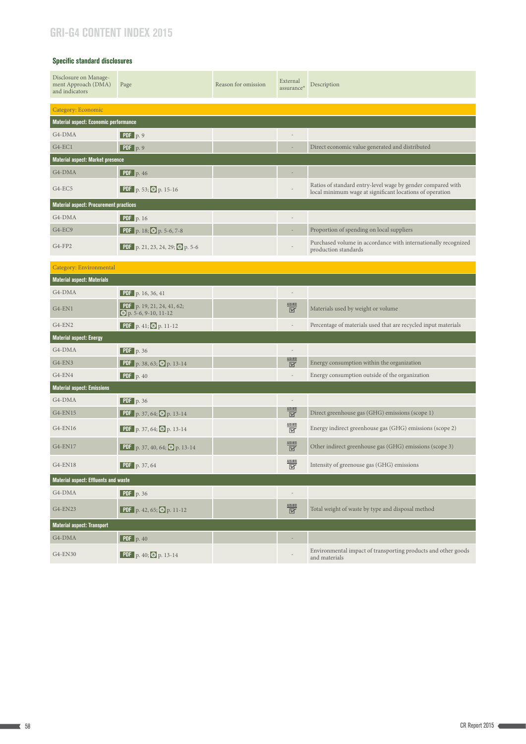## GRI-G4 CONTENT INDEX 2015

### Specific standard disclosures

| Disclosure on Management Approach (DMA) and indicators | Page | Reason for omission | External assurance* | Description |
|---|---|---|---|---|
| **Category: Economic** | | | | |
| **Material aspect: Economic performance** | | | | |
| G4-DMA | PDF p. 9 | | - | |
| G4-EC1 | PDF p. 9 | | - | Direct economic value generated and distributed |
| **Material aspect: Market presence** | | | | |
| G4-DMA | PDF p. 46 | | - | |
| G4-EC5 | PDF p. 53; ⊙ p. 15-16 | | - | Ratios of standard entry-level wage by gender compared with local minimum wage at significant locations of operation |
| **Material aspect: Procurement practices** | | | | |
| G4-DMA | PDF p. 16 | | - | |
| G4-EC9 | PDF p. 18; ⊙ p. 5-6, 7-8 | | - | Proportion of spending on local suppliers |
| G4-FP2 | PDF p. 21, 23, 24, 29; ⊙ p. 5-6 | | - | Purchased volume in accordance with internationally recognized production standards |
| **Category: Environmental** | | | | |
| **Material aspect: Materials** | | | | |
| G4-DMA | PDF p. 16, 36, 41 | | - | |
| G4-EN1 | PDF p. 19, 21, 24, 41, 62; ⊙ p. 5-6, 9-10, 11-12 | | ASSURED | Materials used by weight or volume |
| G4-EN2 | PDF p. 41; ⊙ p. 11-12 | | - | Percentage of materials used that are recycled input materials |
| **Material aspect: Energy** | | | | |
| G4-DMA | PDF p. 36 | | - | |
| G4-EN3 | PDF p. 38, 63; ⊙ p. 13-14 | | ASSURED | Energy consumption within the organization |
| G4-EN4 | PDF p. 40 | | - | Energy consumption outside of the organization |
| **Material aspect: Emissions** | | | | |
| G4-DMA | PDF p. 36 | | - | |
| G4-EN15 | PDF p. 37, 64; ⊙ p. 13-14 | | ASSURED | Direct greenhouse gas (GHG) emissions (scope 1) |
| G4-EN16 | PDF p. 37, 64; ⊙ p. 13-14 | | ASSURED | Energy indirect greenhouse gas (GHG) emissions (scope 2) |
| G4-EN17 | PDF p. 37, 40, 64; ⊙ p. 13-14 | | ASSURED | Other indirect greenhouse gas (GHG) emissions (scope 3) |
| G4-EN18 | PDF p. 37, 64 | | ASSURED | Intensity of greenouse gas (GHG) emissions |
| **Material aspect: Effluents and waste** | | | | |
| G4-DMA | PDF p. 36 | | - | |
| G4-EN23 | PDF p. 42, 65; ⊙ p. 11-12 | | ASSURED | Total weight of waste by type and disposal method |
| **Material aspect: Transport** | | | | |
| G4-DMA | PDF p. 40 | | - | |
| G4-EN30 | PDF p. 40; ⊙ p. 13-14 | | - | Environmental impact of transporting products and other goods and materials |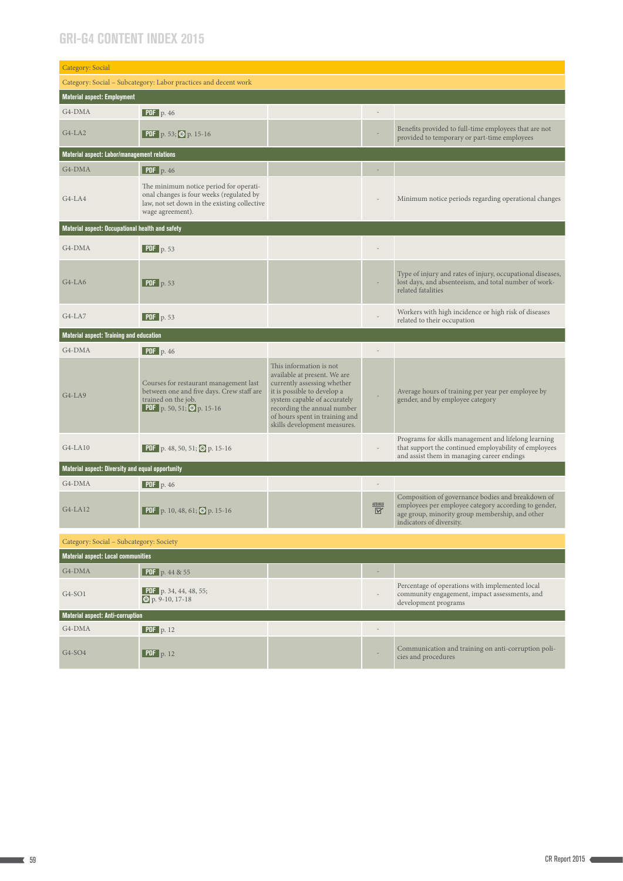# GRI-G4 CONTENT INDEX 2015

| | | | | |
|---|---|---|---|---|
| Category: Social | | | | |
| Category: Social – Subcategory: Labor practices and decent work | | | | |
| **Material aspect: Employment** | | | | |
| G4-DMA | PDF p. 46 | | - | |
| G4-LA2 | PDF p. 53; p. 15-16 | | - | Benefits provided to full-time employees that are not provided to temporary or part-time employees |
| **Material aspect: Labor/management relations** | | | | |
| G4-DMA | PDF p. 46 | | - | |
| G4-LA4 | The minimum notice period for operational changes is four weeks (regulated by law, not set down in the existing collective wage agreement). | | - | Minimum notice periods regarding operational changes |
| **Material aspect: Occupational health and safety** | | | | |
| G4-DMA | PDF p. 53 | | - | |
| G4-LA6 | PDF p. 53 | | - | Type of injury and rates of injury, occupational diseases, lost days, and absenteeism, and total number of work-related fatalities |
| G4-LA7 | PDF p. 53 | | - | Workers with high incidence or high risk of diseases related to their occupation |
| **Material aspect: Training and education** | | | | |
| G4-DMA | PDF p. 46 | | - | |
| G4-LA9 | Courses for restaurant management last between one and five days. Crew staff are trained on the job. PDF p. 50, 51; p. 15-16 | This information is not available at present. We are currently assessing whether it is possible to develop a system capable of accurately recording the annual number of hours spent in training and skills development measures. | - | Average hours of training per year per employee by gender, and by employee category |
| G4-LA10 | PDF p. 48, 50, 51; p. 15-16 | | - | Programs for skills management and lifelong learning that support the continued employability of employees and assist them in managing career endings |
| **Material aspect: Diversity and equal opportunity** | | | | |
| G4-DMA | PDF p. 46 | | - | |
| G4-LA12 | PDF p. 10, 48, 61; p. 15-16 | | ASSURED ☑ | Composition of governance bodies and breakdown of employees per employee category according to gender, age group, minority group membership, and other indicators of diversity. |
| Category: Social – Subcategory: Society | | | | |
| **Material aspect: Local communities** | | | | |
| G4-DMA | PDF p. 44 & 55 | | - | |
| G4-SO1 | PDF p. 34, 44, 48, 55; p. 9-10, 17-18 | | - | Percentage of operations with implemented local community engagement, impact assessments, and development programs |
| **Material aspect: Anti-corruption** | | | | |
| G4-DMA | PDF p. 12 | | - | |
| G4-SO4 | PDF p. 12 | | - | Communication and training on anti-corruption policies and procedures |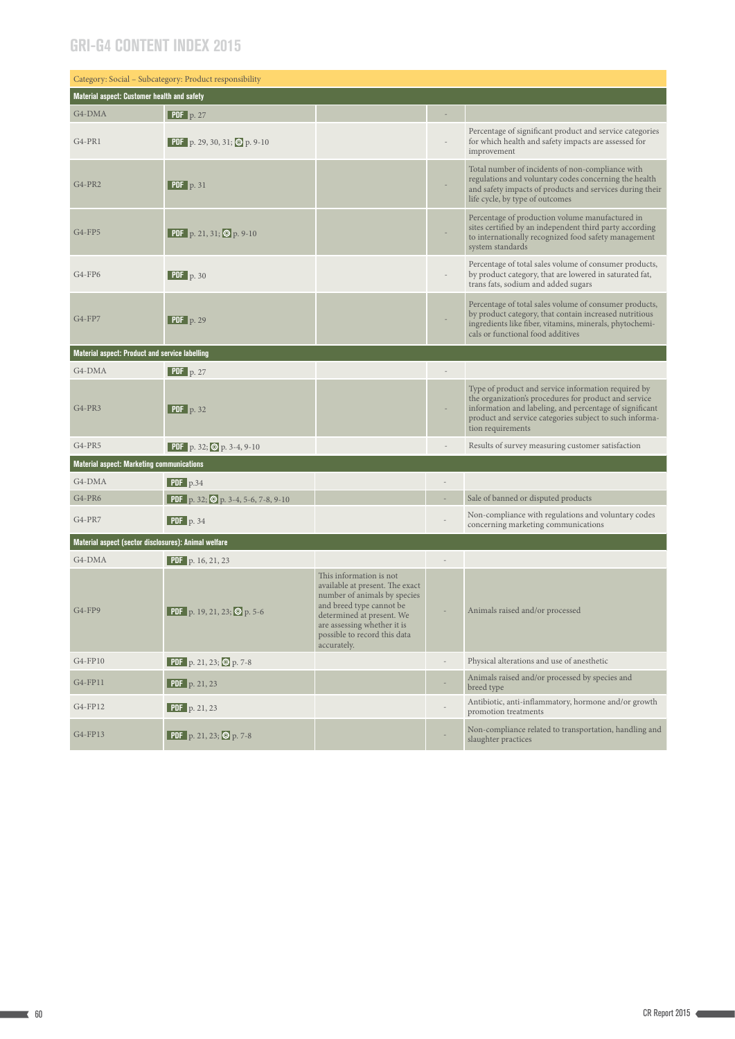# GRI-G4 CONTENT INDEX 2015

| Category: Social – Subcategory: Product responsibility | | | | |
|---|---|---|---|---|
| **Material aspect: Customer health and safety** | | | | |
| G4-DMA | PDF p. 27 | | - | |
| G4-PR1 | PDF p. 29, 30, 31; ⊚ p. 9-10 | | - | Percentage of significant product and service categories for which health and safety impacts are assessed for improvement |
| G4-PR2 | PDF p. 31 | | - | Total number of incidents of non-compliance with regulations and voluntary codes concerning the health and safety impacts of products and services during their life cycle, by type of outcomes |
| G4-FP5 | PDF p. 21, 31; ⊚ p. 9-10 | | - | Percentage of production volume manufactured in sites certified by an independent third party according to internationally recognized food safety management system standards |
| G4-FP6 | PDF p. 30 | | - | Percentage of total sales volume of consumer products, by product category, that are lowered in saturated fat, trans fats, sodium and added sugars |
| G4-FP7 | PDF p. 29 | | - | Percentage of total sales volume of consumer products, by product category, that contain increased nutritious ingredients like fiber, vitamins, minerals, phytochemicals or functional food additives |
| **Material aspect: Product and service labelling** | | | | |
| G4-DMA | PDF p. 27 | | - | |
| G4-PR3 | PDF p. 32 | | - | Type of product and service information required by the organization's procedures for product and service information and labeling, and percentage of significant product and service categories subject to such information requirements |
| G4-PR5 | PDF p. 32; ⊚ p. 3-4, 9-10 | | - | Results of survey measuring customer satisfaction |
| **Material aspect: Marketing communications** | | | | |
| G4-DMA | PDF p.34 | | - | |
| G4-PR6 | PDF p. 32; ⊚ p. 3-4, 5-6, 7-8, 9-10 | | - | Sale of banned or disputed products |
| G4-PR7 | PDF p. 34 | | - | Non-compliance with regulations and voluntary codes concerning marketing communications |
| **Material aspect (sector disclosures): Animal welfare** | | | | |
| G4-DMA | PDF p. 16, 21, 23 | | - | |
| G4-FP9 | PDF p. 19, 21, 23; ⊚ p. 5-6 | This information is not available at present. The exact number of animals by species and breed type cannot be determined at present. We are assessing whether it is possible to record this data accurately. | - | Animals raised and/or processed |
| G4-FP10 | PDF p. 21, 23; ⊚ p. 7-8 | | - | Physical alterations and use of anesthetic |
| G4-FP11 | PDF p. 21, 23 | | - | Animals raised and/or processed by species and breed type |
| G4-FP12 | PDF p. 21, 23 | | - | Antibiotic, anti-inflammatory, hormone and/or growth promotion treatments |
| G4-FP13 | PDF p. 21, 23; ⊚ p. 7-8 | | - | Non-compliance related to transportation, handling and slaughter practices |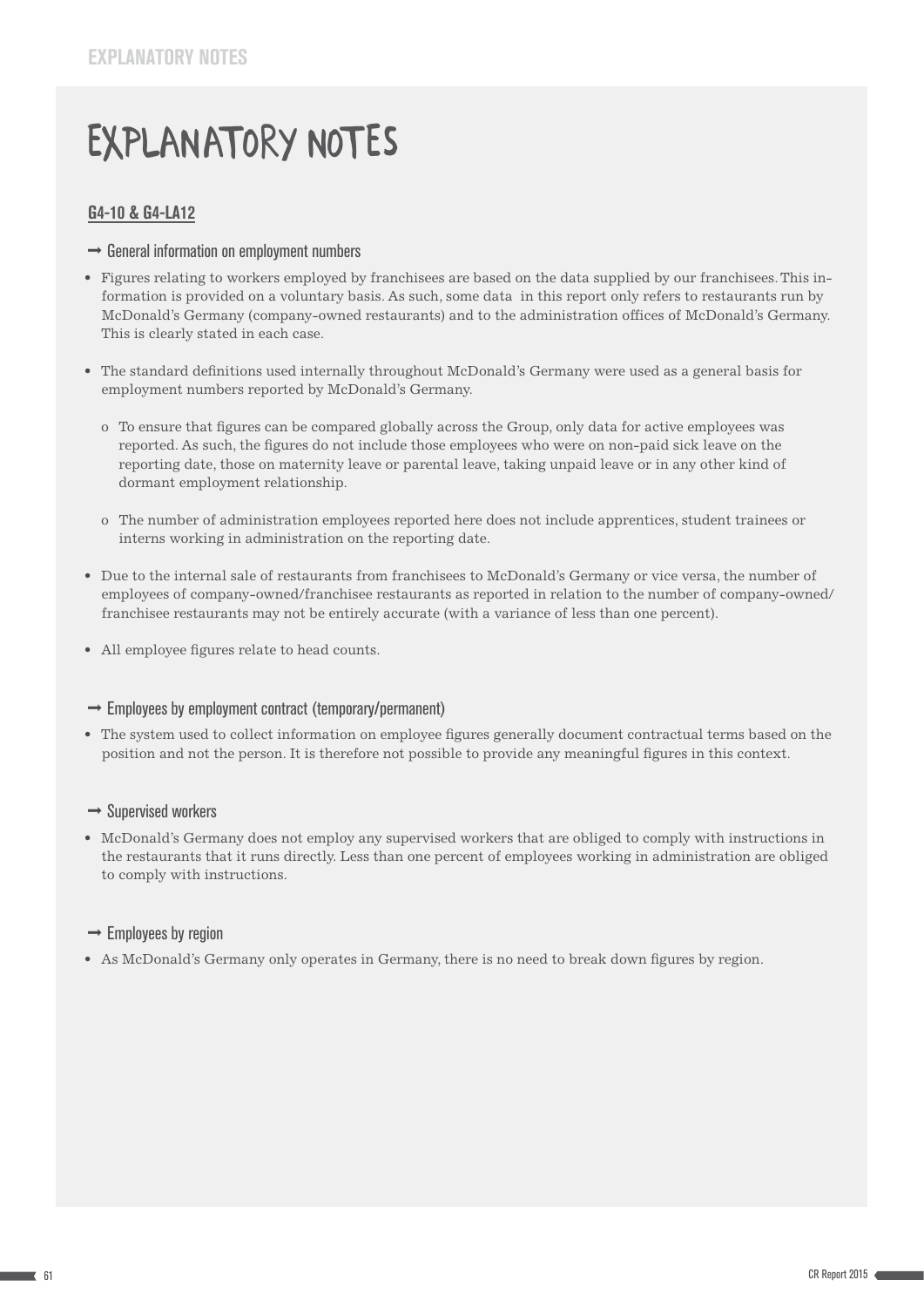# EXPLANATORY NOTES

## G4-10 & G4-LA12

### ➞ General information on employment numbers

- Figures relating to workers employed by franchisees are based on the data supplied by our franchisees. This information is provided on a voluntary basis. As such, some data in this report only refers to restaurants run by McDonald's Germany (company-owned restaurants) and to the administration offices of McDonald's Germany. This is clearly stated in each case.
- The standard definitions used internally throughout McDonald's Germany were used as a general basis for employment numbers reported by McDonald's Germany.
  - To ensure that figures can be compared globally across the Group, only data for active employees was reported. As such, the figures do not include those employees who were on non-paid sick leave on the reporting date, those on maternity leave or parental leave, taking unpaid leave or in any other kind of dormant employment relationship.
  - The number of administration employees reported here does not include apprentices, student trainees or interns working in administration on the reporting date.
- Due to the internal sale of restaurants from franchisees to McDonald's Germany or vice versa, the number of employees of company-owned/franchisee restaurants as reported in relation to the number of company-owned/ franchisee restaurants may not be entirely accurate (with a variance of less than one percent).
- All employee figures relate to head counts.

### ➞ Employees by employment contract (temporary/permanent)

- The system used to collect information on employee figures generally document contractual terms based on the position and not the person. It is therefore not possible to provide any meaningful figures in this context.

### ➞ Supervised workers

- McDonald's Germany does not employ any supervised workers that are obliged to comply with instructions in the restaurants that it runs directly. Less than one percent of employees working in administration are obliged to comply with instructions.

### ➞ Employees by region

- As McDonald's Germany only operates in Germany, there is no need to break down figures by region.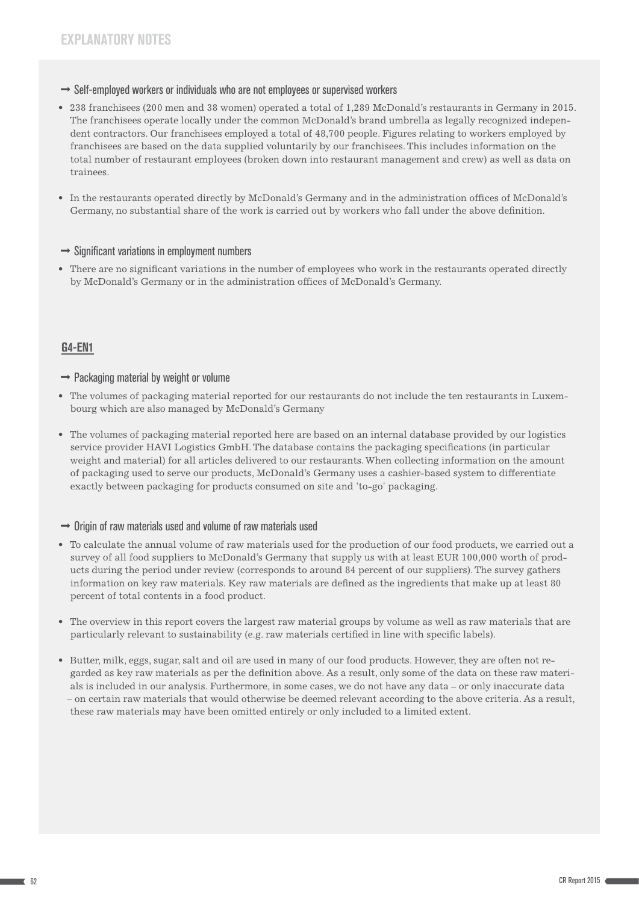# EXPLANATORY NOTES

### ➞ Self-employed workers or individuals who are not employees or supervised workers

- 238 franchisees (200 men and 38 women) operated a total of 1,289 McDonald's restaurants in Germany in 2015. The franchisees operate locally under the common McDonald's brand umbrella as legally recognized independent contractors. Our franchisees employed a total of 48,700 people. Figures relating to workers employed by franchisees are based on the data supplied voluntarily by our franchisees. This includes information on the total number of restaurant employees (broken down into restaurant management and crew) as well as data on trainees.

- In the restaurants operated directly by McDonald's Germany and in the administration offices of McDonald's Germany, no substantial share of the work is carried out by workers who fall under the above definition.

### ➞ Significant variations in employment numbers

- There are no significant variations in the number of employees who work in the restaurants operated directly by McDonald's Germany or in the administration offices of McDonald's Germany.

## G4-EN1

### ➞ Packaging material by weight or volume

- The volumes of packaging material reported for our restaurants do not include the ten restaurants in Luxembourg which are also managed by McDonald's Germany

- The volumes of packaging material reported here are based on an internal database provided by our logistics service provider HAVI Logistics GmbH. The database contains the packaging specifications (in particular weight and material) for all articles delivered to our restaurants. When collecting information on the amount of packaging used to serve our products, McDonald's Germany uses a cashier-based system to differentiate exactly between packaging for products consumed on site and 'to-go' packaging.

### ➞ Origin of raw materials used and volume of raw materials used

- To calculate the annual volume of raw materials used for the production of our food products, we carried out a survey of all food suppliers to McDonald's Germany that supply us with at least EUR 100,000 worth of products during the period under review (corresponds to around 84 percent of our suppliers). The survey gathers information on key raw materials. Key raw materials are defined as the ingredients that make up at least 80 percent of total contents in a food product.

- The overview in this report covers the largest raw material groups by volume as well as raw materials that are particularly relevant to sustainability (e.g. raw materials certified in line with specific labels).

- Butter, milk, eggs, sugar, salt and oil are used in many of our food products. However, they are often not regarded as key raw materials as per the definition above. As a result, only some of the data on these raw materials is included in our analysis. Furthermore, in some cases, we do not have any data – or only inaccurate data – on certain raw materials that would otherwise be deemed relevant according to the above criteria. As a result, these raw materials may have been omitted entirely or only included to a limited extent.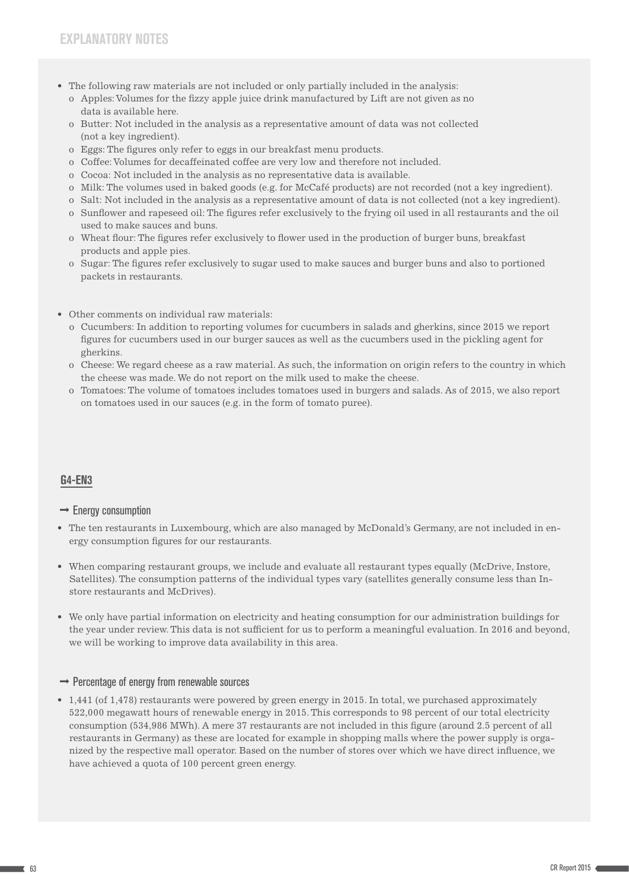# EXPLANATORY NOTES

- The following raw materials are not included or only partially included in the analysis:
  - Apples: Volumes for the fizzy apple juice drink manufactured by Lift are not given as no data is available here.
  - Butter: Not included in the analysis as a representative amount of data was not collected (not a key ingredient).
  - Eggs: The figures only refer to eggs in our breakfast menu products.
  - Coffee: Volumes for decaffeinated coffee are very low and therefore not included.
  - Cocoa: Not included in the analysis as no representative data is available.
  - Milk: The volumes used in baked goods (e.g. for McCafé products) are not recorded (not a key ingredient).
  - Salt: Not included in the analysis as a representative amount of data is not collected (not a key ingredient).
  - Sunflower and rapeseed oil: The figures refer exclusively to the frying oil used in all restaurants and the oil used to make sauces and buns.
  - Wheat flour: The figures refer exclusively to flower used in the production of burger buns, breakfast products and apple pies.
  - Sugar: The figures refer exclusively to sugar used to make sauces and burger buns and also to portioned packets in restaurants.

- Other comments on individual raw materials:
  - Cucumbers: In addition to reporting volumes for cucumbers in salads and gherkins, since 2015 we report figures for cucumbers used in our burger sauces as well as the cucumbers used in the pickling agent for gherkins.
  - Cheese: We regard cheese as a raw material. As such, the information on origin refers to the country in which the cheese was made. We do not report on the milk used to make the cheese.
  - Tomatoes: The volume of tomatoes includes tomatoes used in burgers and salads. As of 2015, we also report on tomatoes used in our sauces (e.g. in the form of tomato puree).

## G4-EN3

### → Energy consumption

- The ten restaurants in Luxembourg, which are also managed by McDonald's Germany, are not included in energy consumption figures for our restaurants.
- When comparing restaurant groups, we include and evaluate all restaurant types equally (McDrive, Instore, Satellites). The consumption patterns of the individual types vary (satellites generally consume less than Instore restaurants and McDrives).
- We only have partial information on electricity and heating consumption for our administration buildings for the year under review. This data is not sufficient for us to perform a meaningful evaluation. In 2016 and beyond, we will be working to improve data availability in this area.

### → Percentage of energy from renewable sources

- 1,441 (of 1,478) restaurants were powered by green energy in 2015. In total, we purchased approximately 522,000 megawatt hours of renewable energy in 2015. This corresponds to 98 percent of our total electricity consumption (534,986 MWh). A mere 37 restaurants are not included in this figure (around 2.5 percent of all restaurants in Germany) as these are located for example in shopping malls where the power supply is organized by the respective mall operator. Based on the number of stores over which we have direct influence, we have achieved a quota of 100 percent green energy.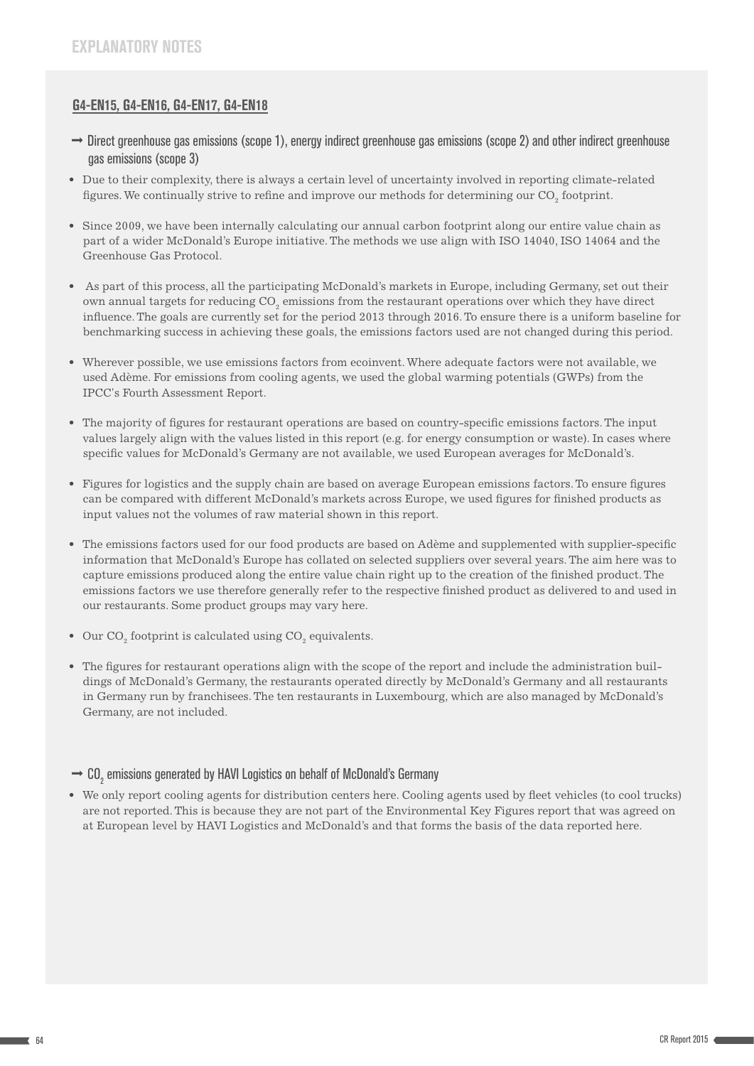# EXPLANATORY NOTES

## G4-EN15, G4-EN16, G4-EN17, G4-EN18

### → Direct greenhouse gas emissions (scope 1), energy indirect greenhouse gas emissions (scope 2) and other indirect greenhouse gas emissions (scope 3)

- Due to their complexity, there is always a certain level of uncertainty involved in reporting climate-related figures. We continually strive to refine and improve our methods for determining our $CO_2$ footprint.

- Since 2009, we have been internally calculating our annual carbon footprint along our entire value chain as part of a wider McDonald's Europe initiative. The methods we use align with ISO 14040, ISO 14064 and the Greenhouse Gas Protocol.

- As part of this process, all the participating McDonald's markets in Europe, including Germany, set out their own annual targets for reducing $CO_2$ emissions from the restaurant operations over which they have direct influence. The goals are currently set for the period 2013 through 2016. To ensure there is a uniform baseline for benchmarking success in achieving these goals, the emissions factors used are not changed during this period.

- Wherever possible, we use emissions factors from ecoinvent. Where adequate factors were not available, we used Adème. For emissions from cooling agents, we used the global warming potentials (GWPs) from the IPCC's Fourth Assessment Report.

- The majority of figures for restaurant operations are based on country-specific emissions factors. The input values largely align with the values listed in this report (e.g. for energy consumption or waste). In cases where specific values for McDonald's Germany are not available, we used European averages for McDonald's.

- Figures for logistics and the supply chain are based on average European emissions factors. To ensure figures can be compared with different McDonald's markets across Europe, we used figures for finished products as input values not the volumes of raw material shown in this report.

- The emissions factors used for our food products are based on Adème and supplemented with supplier-specific information that McDonald's Europe has collated on selected suppliers over several years. The aim here was to capture emissions produced along the entire value chain right up to the creation of the finished product. The emissions factors we use therefore generally refer to the respective finished product as delivered to and used in our restaurants. Some product groups may vary here.

- Our $CO_2$ footprint is calculated using $CO_2$ equivalents.

- The figures for restaurant operations align with the scope of the report and include the administration buildings of McDonald's Germany, the restaurants operated directly by McDonald's Germany and all restaurants in Germany run by franchisees. The ten restaurants in Luxembourg, which are also managed by McDonald's Germany, are not included.

### → $CO_2$ emissions generated by HAVI Logistics on behalf of McDonald's Germany

- We only report cooling agents for distribution centers here. Cooling agents used by fleet vehicles (to cool trucks) are not reported. This is because they are not part of the Environmental Key Figures report that was agreed on at European level by HAVI Logistics and McDonald's and that forms the basis of the data reported here.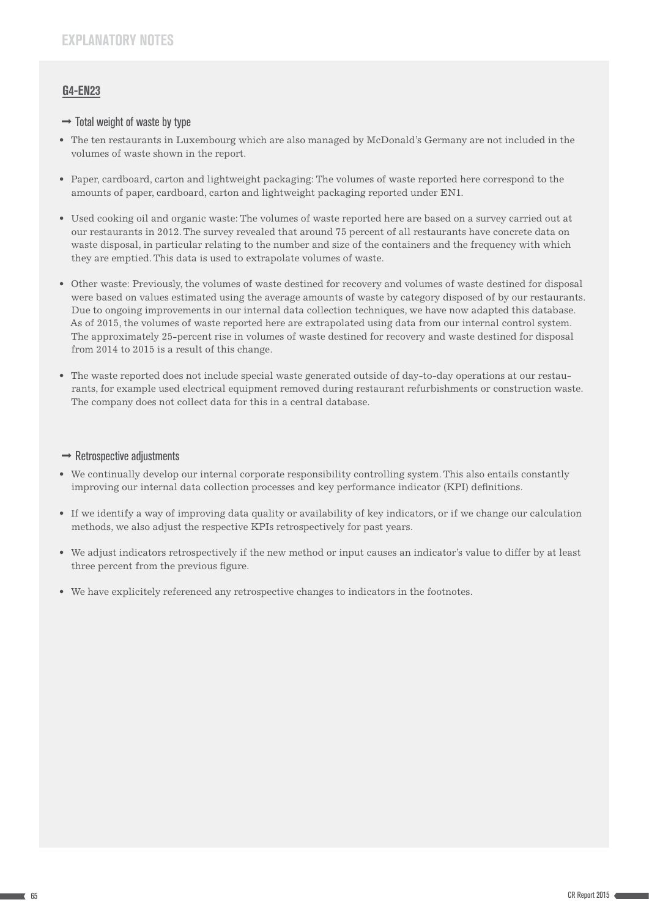# EXPLANATORY NOTES

## G4-EN23

### → Total weight of waste by type

- The ten restaurants in Luxembourg which are also managed by McDonald's Germany are not included in the volumes of waste shown in the report.
- Paper, cardboard, carton and lightweight packaging: The volumes of waste reported here correspond to the amounts of paper, cardboard, carton and lightweight packaging reported under EN1.
- Used cooking oil and organic waste: The volumes of waste reported here are based on a survey carried out at our restaurants in 2012. The survey revealed that around 75 percent of all restaurants have concrete data on waste disposal, in particular relating to the number and size of the containers and the frequency with which they are emptied. This data is used to extrapolate volumes of waste.
- Other waste: Previously, the volumes of waste destined for recovery and volumes of waste destined for disposal were based on values estimated using the average amounts of waste by category disposed of by our restaurants. Due to ongoing improvements in our internal data collection techniques, we have now adapted this database. As of 2015, the volumes of waste reported here are extrapolated using data from our internal control system. The approximately 25-percent rise in volumes of waste destined for recovery and waste destined for disposal from 2014 to 2015 is a result of this change.
- The waste reported does not include special waste generated outside of day-to-day operations at our restaurants, for example used electrical equipment removed during restaurant refurbishments or construction waste. The company does not collect data for this in a central database.

### → Retrospective adjustments

- We continually develop our internal corporate responsibility controlling system. This also entails constantly improving our internal data collection processes and key performance indicator (KPI) definitions.
- If we identify a way of improving data quality or availability of key indicators, or if we change our calculation methods, we also adjust the respective KPIs retrospectively for past years.
- We adjust indicators retrospectively if the new method or input causes an indicator's value to differ by at least three percent from the previous figure.
- We have explicitely referenced any retrospective changes to indicators in the footnotes.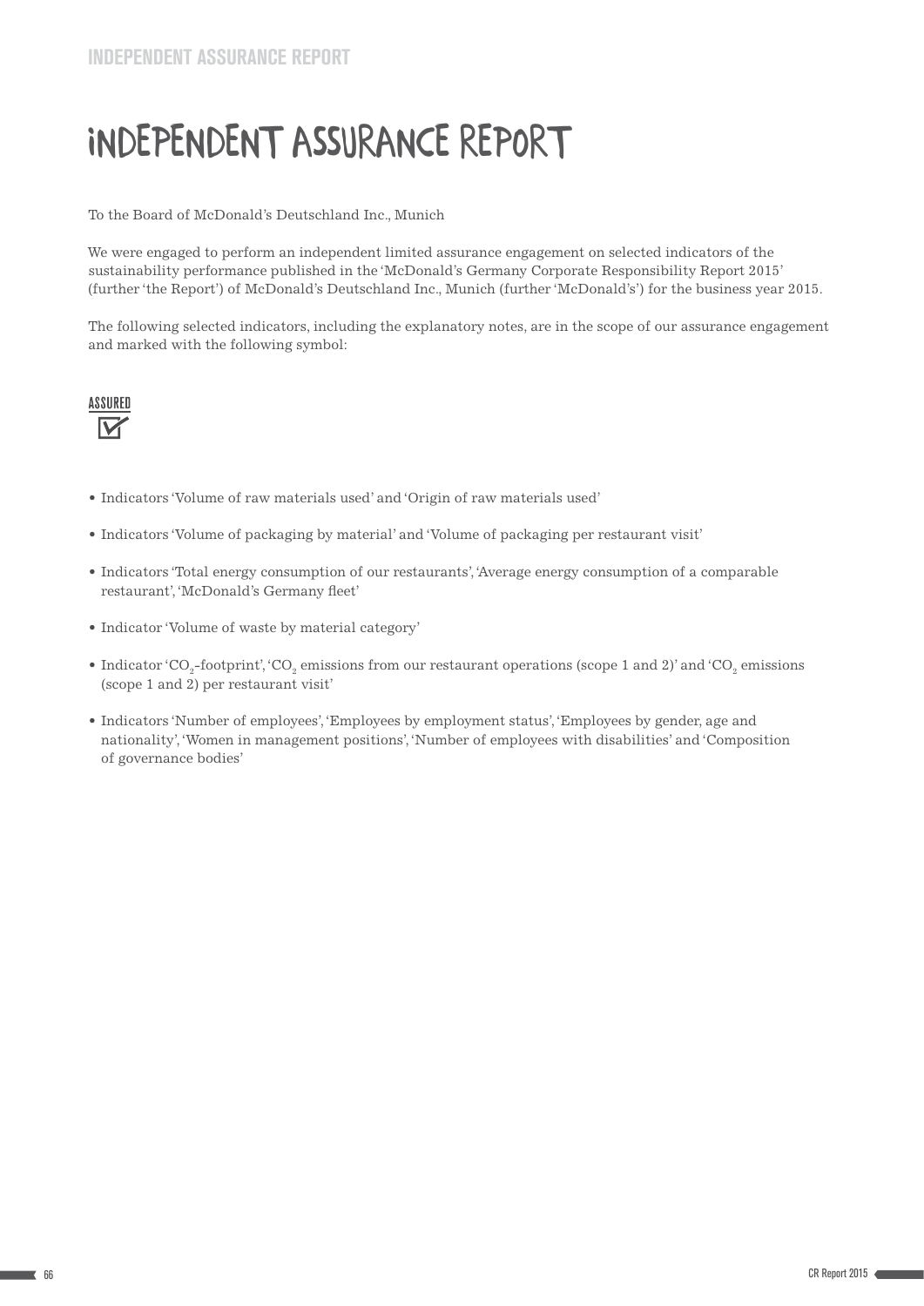# INDEPENDENT ASSURANCE REPORT

To the Board of McDonald's Deutschland Inc., Munich

We were engaged to perform an independent limited assurance engagement on selected indicators of the sustainability performance published in the 'McDonald's Germany Corporate Responsibility Report 2015' (further 'the Report') of McDonald's Deutschland Inc., Munich (further 'McDonald's') for the business year 2015.

The following selected indicators, including the explanatory notes, are in the scope of our assurance engagement and marked with the following symbol:

ASSURED

- Indicators 'Volume of raw materials used' and 'Origin of raw materials used'
- Indicators 'Volume of packaging by material' and 'Volume of packaging per restaurant visit'
- Indicators 'Total energy consumption of our restaurants', 'Average energy consumption of a comparable restaurant', 'McDonald's Germany fleet'
- Indicator 'Volume of waste by material category'
- Indicator '$CO_2$-footprint', '$CO_2$ emissions from our restaurant operations (scope 1 and 2)' and '$CO_2$ emissions (scope 1 and 2) per restaurant visit'
- Indicators 'Number of employees', 'Employees by employment status', 'Employees by gender, age and nationality', 'Women in management positions', 'Number of employees with disabilities' and 'Composition of governance bodies'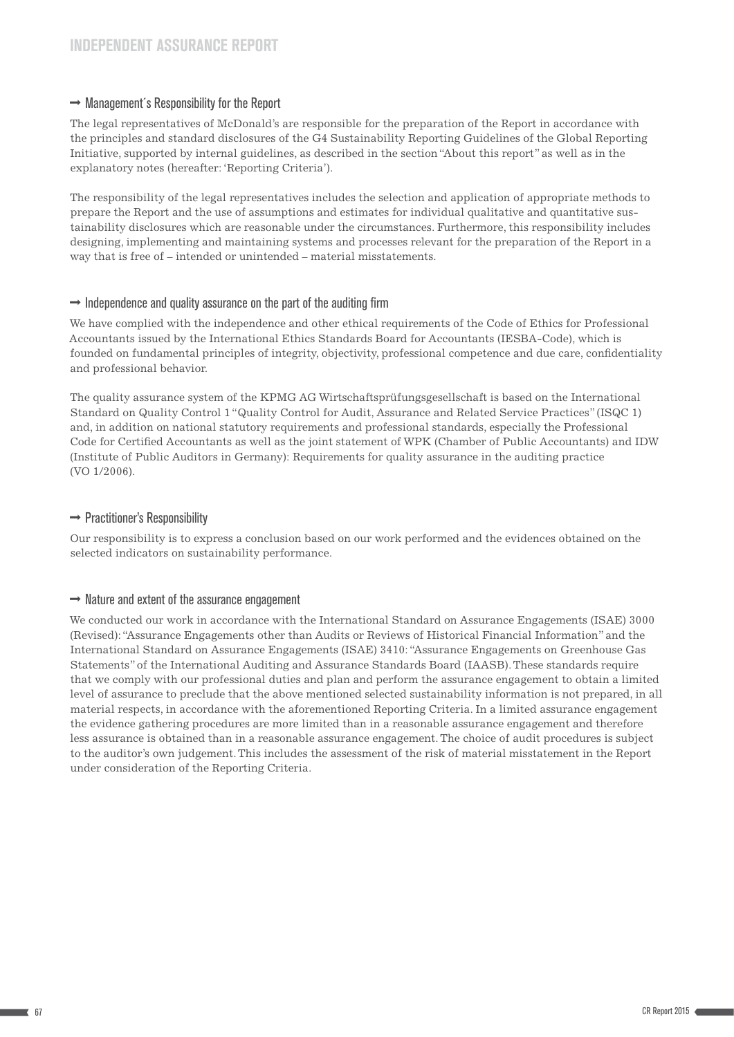# INDEPENDENT ASSURANCE REPORT

## → Management´s Responsibility for the Report

The legal representatives of McDonald's are responsible for the preparation of the Report in accordance with the principles and standard disclosures of the G4 Sustainability Reporting Guidelines of the Global Reporting Initiative, supported by internal guidelines, as described in the section "About this report" as well as in the explanatory notes (hereafter: 'Reporting Criteria').

The responsibility of the legal representatives includes the selection and application of appropriate methods to prepare the Report and the use of assumptions and estimates for individual qualitative and quantitative sustainability disclosures which are reasonable under the circumstances. Furthermore, this responsibility includes designing, implementing and maintaining systems and processes relevant for the preparation of the Report in a way that is free of – intended or unintended – material misstatements.

## → Independence and quality assurance on the part of the auditing firm

We have complied with the independence and other ethical requirements of the Code of Ethics for Professional Accountants issued by the International Ethics Standards Board for Accountants (IESBA-Code), which is founded on fundamental principles of integrity, objectivity, professional competence and due care, confidentiality and professional behavior.

The quality assurance system of the KPMG AG Wirtschaftsprüfungsgesellschaft is based on the International Standard on Quality Control 1 "Quality Control for Audit, Assurance and Related Service Practices" (ISQC 1) and, in addition on national statutory requirements and professional standards, especially the Professional Code for Certified Accountants as well as the joint statement of WPK (Chamber of Public Accountants) and IDW (Institute of Public Auditors in Germany): Requirements for quality assurance in the auditing practice (VO 1/2006).

## → Practitioner's Responsibility

Our responsibility is to express a conclusion based on our work performed and the evidences obtained on the selected indicators on sustainability performance.

## → Nature and extent of the assurance engagement

We conducted our work in accordance with the International Standard on Assurance Engagements (ISAE) 3000 (Revised): "Assurance Engagements other than Audits or Reviews of Historical Financial Information" and the International Standard on Assurance Engagements (ISAE) 3410: "Assurance Engagements on Greenhouse Gas Statements" of the International Auditing and Assurance Standards Board (IAASB). These standards require that we comply with our professional duties and plan and perform the assurance engagement to obtain a limited level of assurance to preclude that the above mentioned selected sustainability information is not prepared, in all material respects, in accordance with the aforementioned Reporting Criteria. In a limited assurance engagement the evidence gathering procedures are more limited than in a reasonable assurance engagement and therefore less assurance is obtained than in a reasonable assurance engagement. The choice of audit procedures is subject to the auditor's own judgement. This includes the assessment of the risk of material misstatement in the Report under consideration of the Reporting Criteria.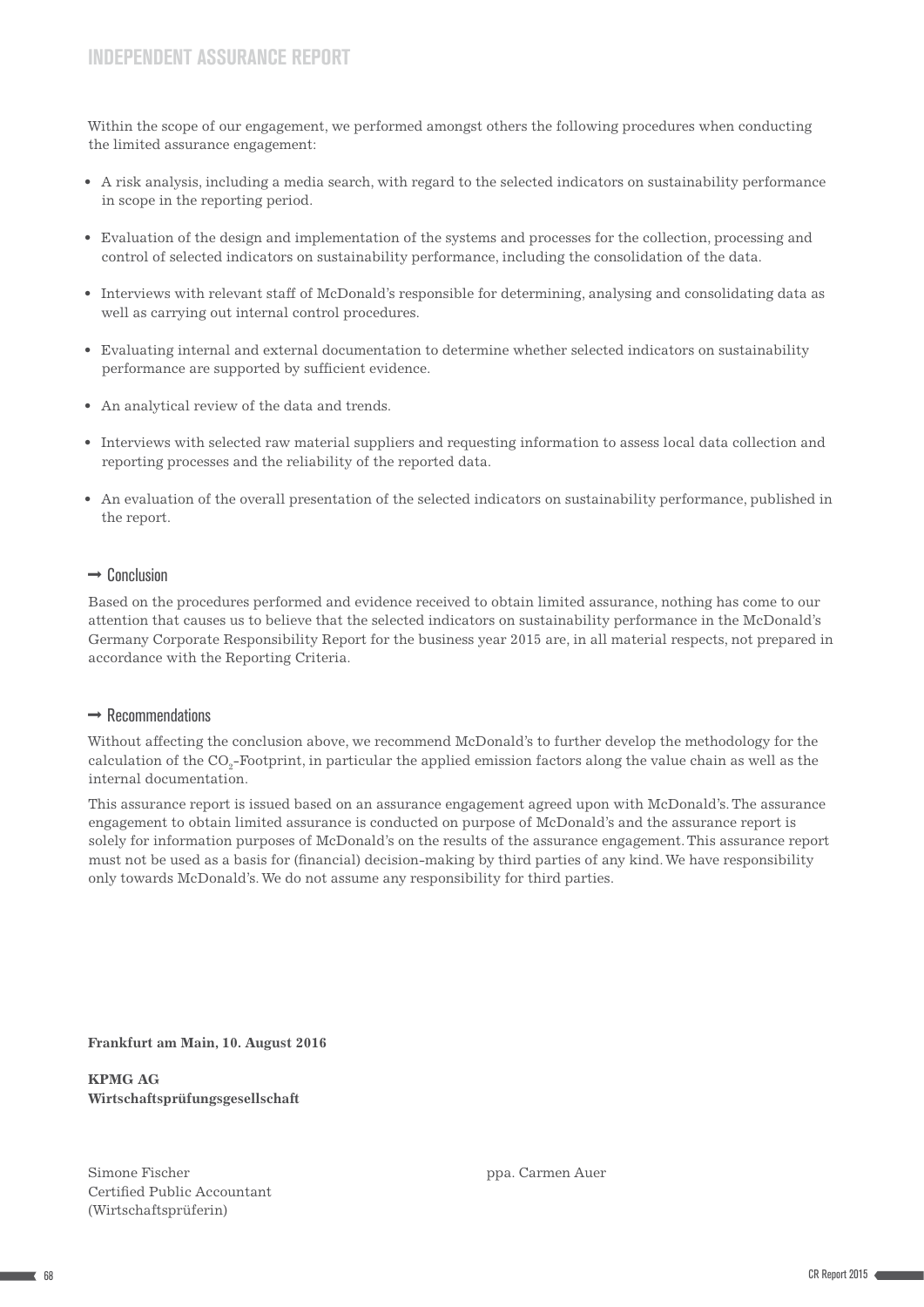Within the scope of our engagement, we performed amongst others the following procedures when conducting the limited assurance engagement:

- A risk analysis, including a media search, with regard to the selected indicators on sustainability performance in scope in the reporting period.
- Evaluation of the design and implementation of the systems and processes for the collection, processing and control of selected indicators on sustainability performance, including the consolidation of the data.
- Interviews with relevant staff of McDonald's responsible for determining, analysing and consolidating data as well as carrying out internal control procedures.
- Evaluating internal and external documentation to determine whether selected indicators on sustainability performance are supported by sufficient evidence.
- An analytical review of the data and trends.
- Interviews with selected raw material suppliers and requesting information to assess local data collection and reporting processes and the reliability of the reported data.
- An evaluation of the overall presentation of the selected indicators on sustainability performance, published in the report.

## → Conclusion

Based on the procedures performed and evidence received to obtain limited assurance, nothing has come to our attention that causes us to believe that the selected indicators on sustainability performance in the McDonald's Germany Corporate Responsibility Report for the business year 2015 are, in all material respects, not prepared in accordance with the Reporting Criteria.

## → Recommendations

Without affecting the conclusion above, we recommend McDonald's to further develop the methodology for the calculation of the $CO_2$-Footprint, in particular the applied emission factors along the value chain as well as the internal documentation.

This assurance report is issued based on an assurance engagement agreed upon with McDonald's. The assurance engagement to obtain limited assurance is conducted on purpose of McDonald's and the assurance report is solely for information purposes of McDonald's on the results of the assurance engagement. This assurance report must not be used as a basis for (financial) decision-making by third parties of any kind. We have responsibility only towards McDonald's. We do not assume any responsibility for third parties.

**Frankfurt am Main, 10. August 2016**

**KPMG AG**
**Wirtschaftsprüfungsgesellschaft**

Simone Fischer
Certified Public Accountant
(Wirtschaftsprüferin)

ppa. Carmen Auer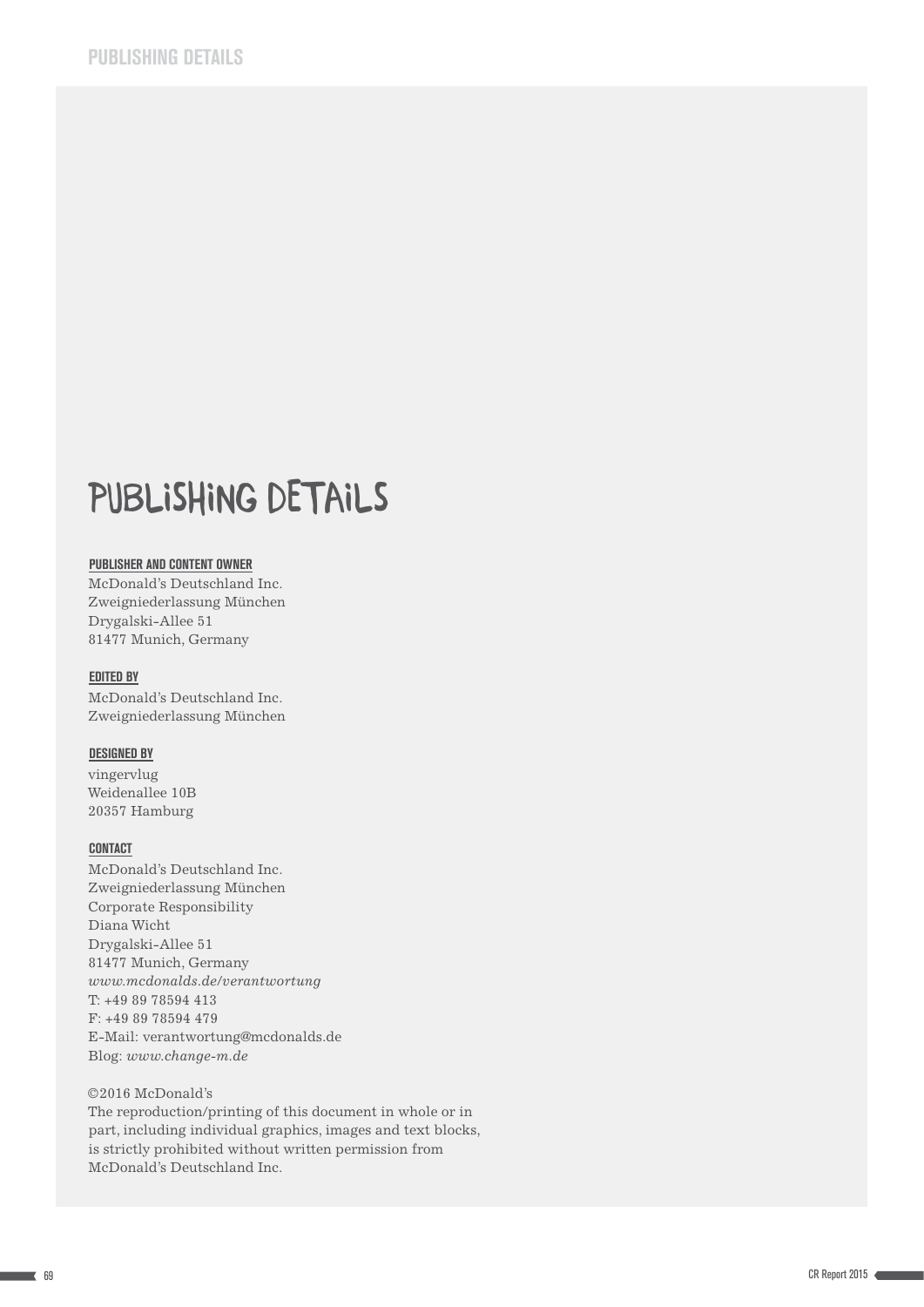# PUBLISHING DETAILS

**PUBLISHER AND CONTENT OWNER**

McDonald's Deutschland Inc.
Zweigniederlassung München
Drygalski-Allee 51
81477 Munich, Germany

**EDITED BY**

McDonald's Deutschland Inc.
Zweigniederlassung München

**DESIGNED BY**

vingervlug
Weidenallee 10B
20357 Hamburg

**CONTACT**

McDonald's Deutschland Inc.
Zweigniederlassung München
Corporate Responsibility
Diana Wicht
Drygalski-Allee 51
81477 Munich, Germany
*www.mcdonalds.de/verantwortung*
T: +49 89 78594 413
F: +49 89 78594 479
E-Mail: verantwortung@mcdonalds.de
Blog: *www.change-m.de*

©2016 McDonald's
The reproduction/printing of this document in whole or in part, including individual graphics, images and text blocks, is strictly prohibited without written permission from McDonald's Deutschland Inc.